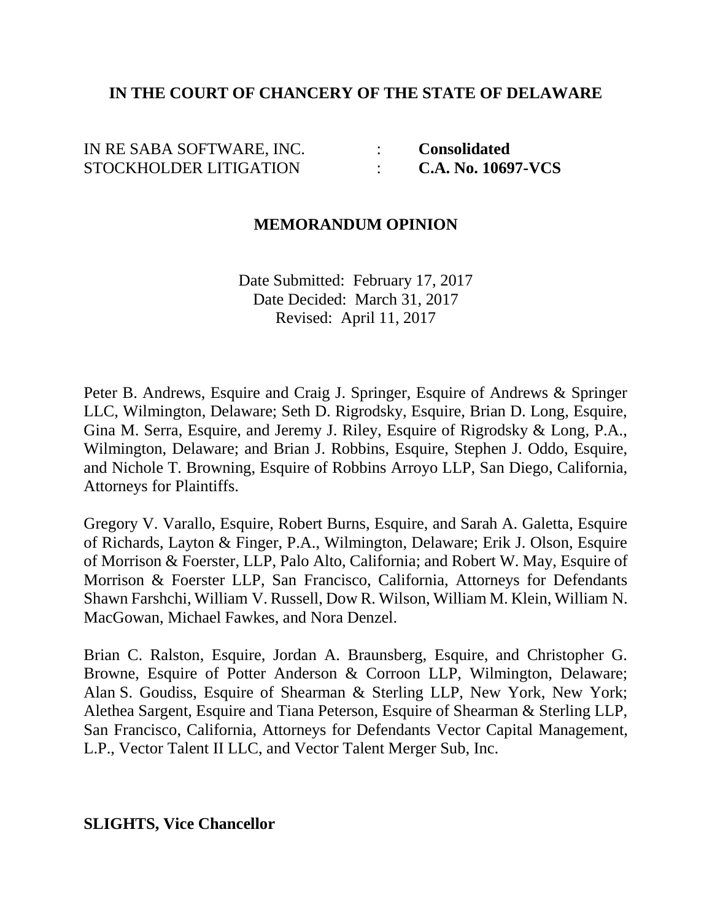**IN THE COURT OF CHANCERY OF THE STATE OF DELAWARE**

| | | |
|---|---|---|
| IN RE SABA SOFTWARE, INC. | : | **Consolidated** |
| STOCKHOLDER LITIGATION | : | **C.A. No. 10697-VCS** |

**MEMORANDUM OPINION**

Date Submitted: February 17, 2017
Date Decided: March 31, 2017
Revised: April 11, 2017

Peter B. Andrews, Esquire and Craig J. Springer, Esquire of Andrews & Springer LLC, Wilmington, Delaware; Seth D. Rigrodsky, Esquire, Brian D. Long, Esquire, Gina M. Serra, Esquire, and Jeremy J. Riley, Esquire of Rigrodsky & Long, P.A., Wilmington, Delaware; and Brian J. Robbins, Esquire, Stephen J. Oddo, Esquire, and Nichole T. Browning, Esquire of Robbins Arroyo LLP, San Diego, California, Attorneys for Plaintiffs.

Gregory V. Varallo, Esquire, Robert Burns, Esquire, and Sarah A. Galetta, Esquire of Richards, Layton & Finger, P.A., Wilmington, Delaware; Erik J. Olson, Esquire of Morrison & Foerster, LLP, Palo Alto, California; and Robert W. May, Esquire of Morrison & Foerster LLP, San Francisco, California, Attorneys for Defendants Shawn Farshchi, William V. Russell, Dow R. Wilson, William M. Klein, William N. MacGowan, Michael Fawkes, and Nora Denzel.

Brian C. Ralston, Esquire, Jordan A. Braunsberg, Esquire, and Christopher G. Browne, Esquire of Potter Anderson & Corroon LLP, Wilmington, Delaware; Alan S. Goudiss, Esquire of Shearman & Sterling LLP, New York, New York; Alethea Sargent, Esquire and Tiana Peterson, Esquire of Shearman & Sterling LLP, San Francisco, California, Attorneys for Defendants Vector Capital Management, L.P., Vector Talent II LLC, and Vector Talent Merger Sub, Inc.

**SLIGHTS, Vice Chancellor**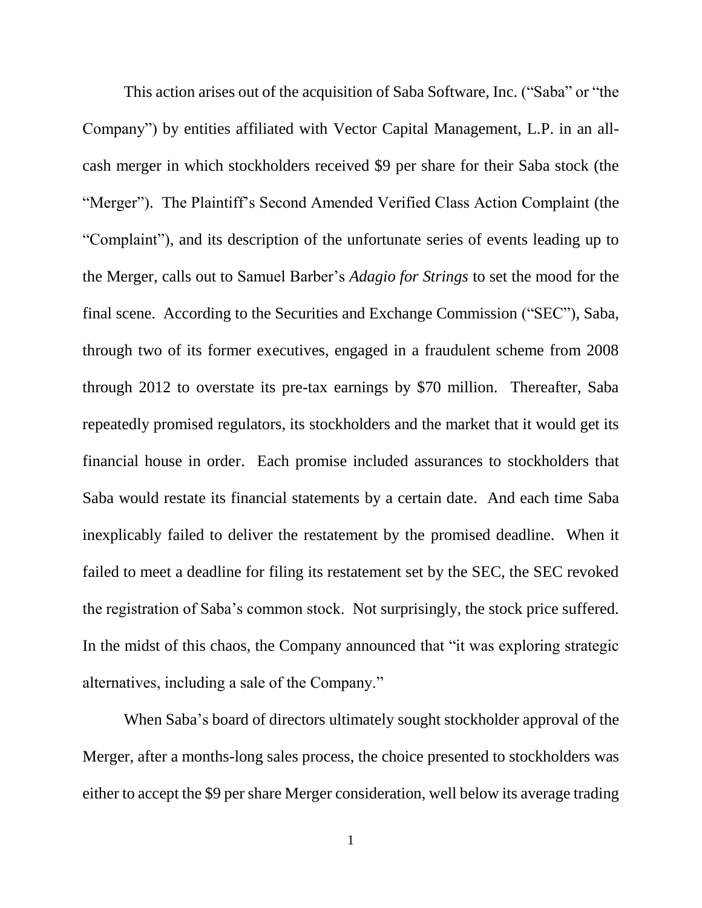This action arises out of the acquisition of Saba Software, Inc. ("Saba" or "the Company") by entities affiliated with Vector Capital Management, L.P. in an all-cash merger in which stockholders received $9 per share for their Saba stock (the "Merger"). The Plaintiff's Second Amended Verified Class Action Complaint (the "Complaint"), and its description of the unfortunate series of events leading up to the Merger, calls out to Samuel Barber's *Adagio for Strings* to set the mood for the final scene. According to the Securities and Exchange Commission ("SEC"), Saba, through two of its former executives, engaged in a fraudulent scheme from 2008 through 2012 to overstate its pre-tax earnings by $70 million. Thereafter, Saba repeatedly promised regulators, its stockholders and the market that it would get its financial house in order. Each promise included assurances to stockholders that Saba would restate its financial statements by a certain date. And each time Saba inexplicably failed to deliver the restatement by the promised deadline. When it failed to meet a deadline for filing its restatement set by the SEC, the SEC revoked the registration of Saba's common stock. Not surprisingly, the stock price suffered. In the midst of this chaos, the Company announced that "it was exploring strategic alternatives, including a sale of the Company."

When Saba's board of directors ultimately sought stockholder approval of the Merger, after a months-long sales process, the choice presented to stockholders was either to accept the $9 per share Merger consideration, well below its average trading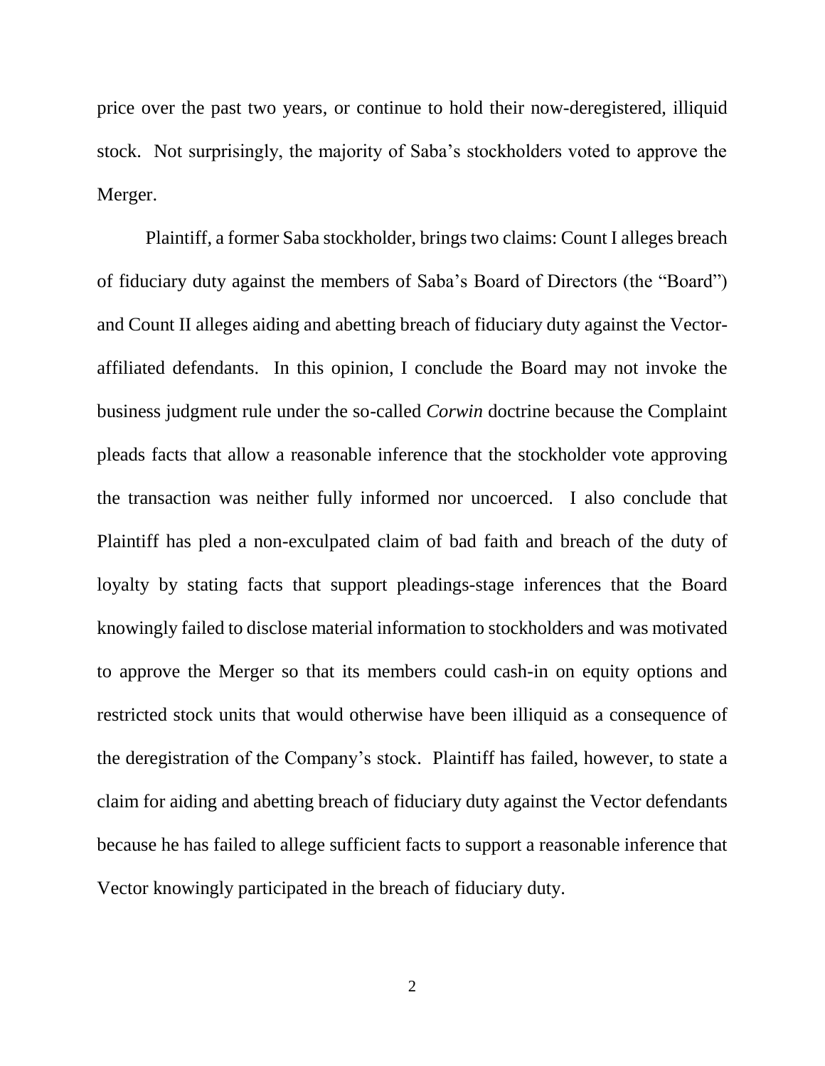price over the past two years, or continue to hold their now-deregistered, illiquid stock. Not surprisingly, the majority of Saba's stockholders voted to approve the Merger.

Plaintiff, a former Saba stockholder, brings two claims: Count I alleges breach of fiduciary duty against the members of Saba's Board of Directors (the "Board") and Count II alleges aiding and abetting breach of fiduciary duty against the Vector-affiliated defendants. In this opinion, I conclude the Board may not invoke the business judgment rule under the so-called *Corwin* doctrine because the Complaint pleads facts that allow a reasonable inference that the stockholder vote approving the transaction was neither fully informed nor uncoerced. I also conclude that Plaintiff has pled a non-exculpated claim of bad faith and breach of the duty of loyalty by stating facts that support pleadings-stage inferences that the Board knowingly failed to disclose material information to stockholders and was motivated to approve the Merger so that its members could cash-in on equity options and restricted stock units that would otherwise have been illiquid as a consequence of the deregistration of the Company's stock. Plaintiff has failed, however, to state a claim for aiding and abetting breach of fiduciary duty against the Vector defendants because he has failed to allege sufficient facts to support a reasonable inference that Vector knowingly participated in the breach of fiduciary duty.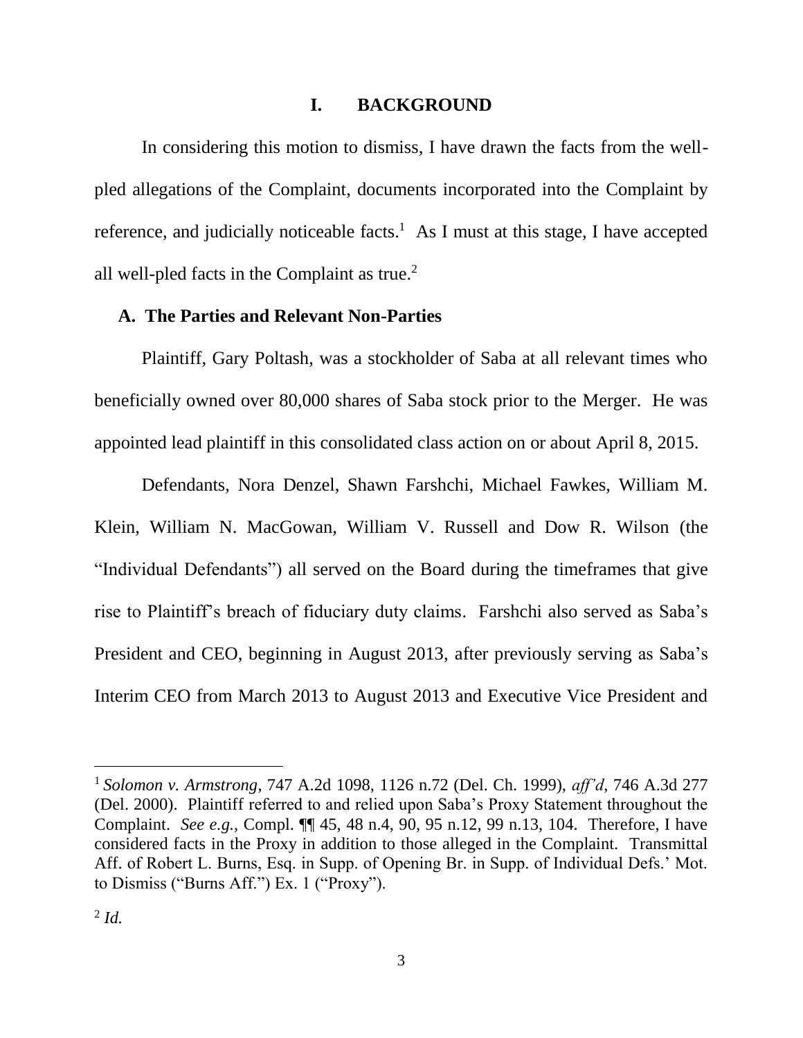# I. BACKGROUND

In considering this motion to dismiss, I have drawn the facts from the well-pled allegations of the Complaint, documents incorporated into the Complaint by reference, and judicially noticeable facts.[1] As I must at this stage, I have accepted all well-pled facts in the Complaint as true.[2]

## A. The Parties and Relevant Non-Parties

Plaintiff, Gary Poltash, was a stockholder of Saba at all relevant times who beneficially owned over 80,000 shares of Saba stock prior to the Merger. He was appointed lead plaintiff in this consolidated class action on or about April 8, 2015.

Defendants, Nora Denzel, Shawn Farshchi, Michael Fawkes, William M. Klein, William N. MacGowan, William V. Russell and Dow R. Wilson (the "Individual Defendants") all served on the Board during the timeframes that give rise to Plaintiff's breach of fiduciary duty claims. Farshchi also served as Saba's President and CEO, beginning in August 2013, after previously serving as Saba's Interim CEO from March 2013 to August 2013 and Executive Vice President and

---

[1] *Solomon v. Armstrong*, 747 A.2d 1098, 1126 n.72 (Del. Ch. 1999), *aff'd*, 746 A.3d 277 (Del. 2000). Plaintiff referred to and relied upon Saba's Proxy Statement throughout the Complaint. *See e.g.*, Compl. ¶¶ 45, 48 n.4, 90, 95 n.12, 99 n.13, 104. Therefore, I have considered facts in the Proxy in addition to those alleged in the Complaint. Transmittal Aff. of Robert L. Burns, Esq. in Supp. of Opening Br. in Supp. of Individual Defs.' Mot. to Dismiss ("Burns Aff.") Ex. 1 ("Proxy").

[2] *Id.*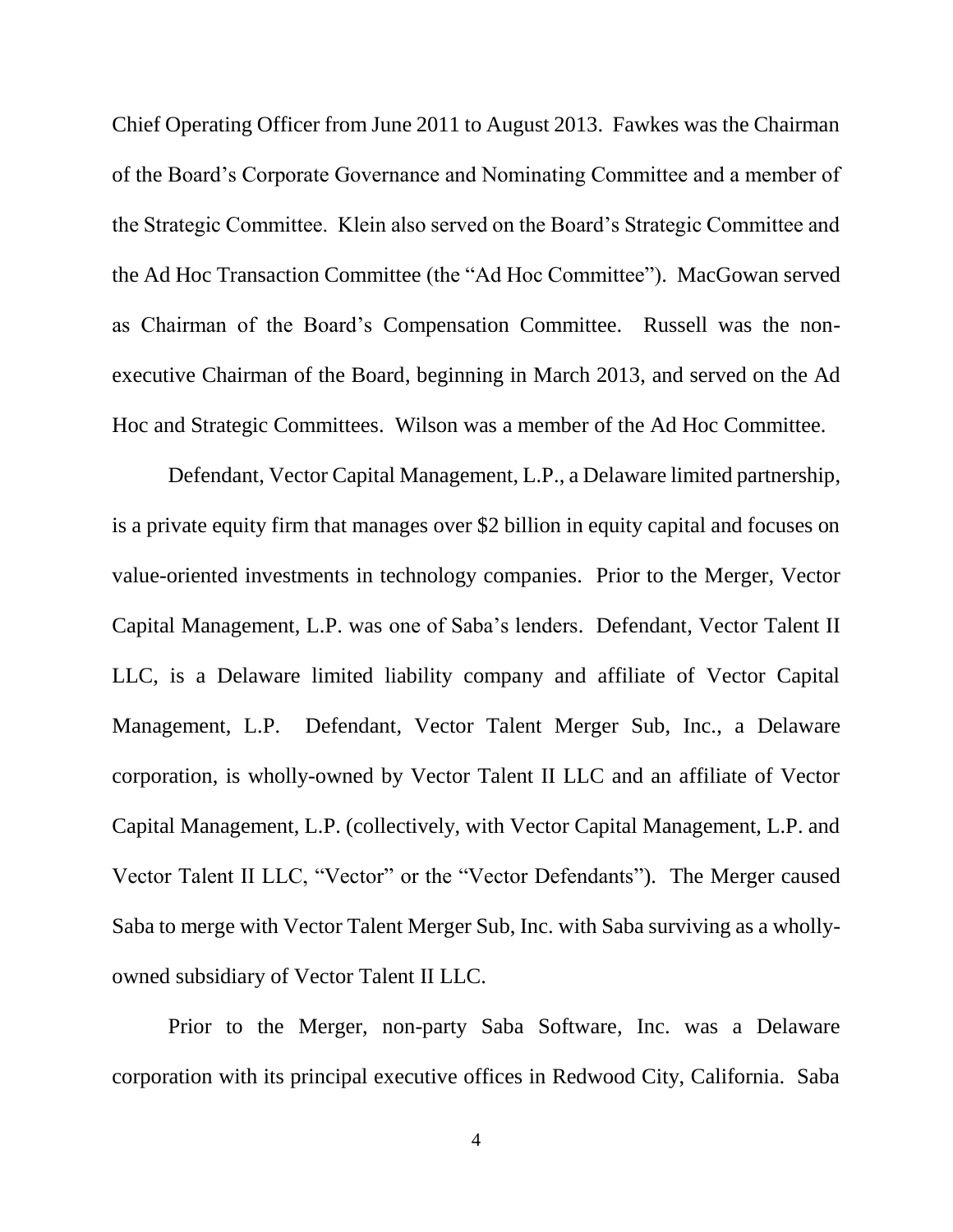Chief Operating Officer from June 2011 to August 2013. Fawkes was the Chairman of the Board's Corporate Governance and Nominating Committee and a member of the Strategic Committee. Klein also served on the Board's Strategic Committee and the Ad Hoc Transaction Committee (the "Ad Hoc Committee"). MacGowan served as Chairman of the Board's Compensation Committee. Russell was the non-executive Chairman of the Board, beginning in March 2013, and served on the Ad Hoc and Strategic Committees. Wilson was a member of the Ad Hoc Committee.

Defendant, Vector Capital Management, L.P., a Delaware limited partnership, is a private equity firm that manages over $2 billion in equity capital and focuses on value-oriented investments in technology companies. Prior to the Merger, Vector Capital Management, L.P. was one of Saba's lenders. Defendant, Vector Talent II LLC, is a Delaware limited liability company and affiliate of Vector Capital Management, L.P. Defendant, Vector Talent Merger Sub, Inc., a Delaware corporation, is wholly-owned by Vector Talent II LLC and an affiliate of Vector Capital Management, L.P. (collectively, with Vector Capital Management, L.P. and Vector Talent II LLC, "Vector" or the "Vector Defendants"). The Merger caused Saba to merge with Vector Talent Merger Sub, Inc. with Saba surviving as a wholly-owned subsidiary of Vector Talent II LLC.

Prior to the Merger, non-party Saba Software, Inc. was a Delaware corporation with its principal executive offices in Redwood City, California. Saba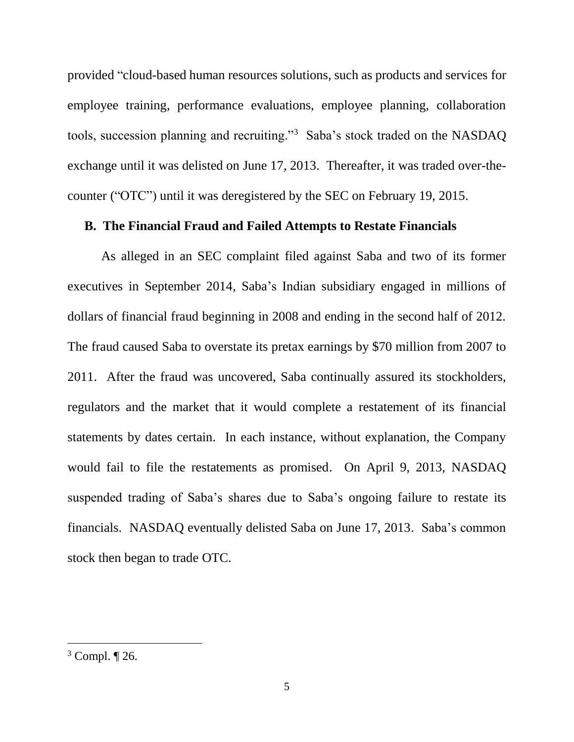provided "cloud-based human resources solutions, such as products and services for employee training, performance evaluations, employee planning, collaboration tools, succession planning and recruiting."[3] Saba's stock traded on the NASDAQ exchange until it was delisted on June 17, 2013. Thereafter, it was traded over-the-counter ("OTC") until it was deregistered by the SEC on February 19, 2015.

### B. The Financial Fraud and Failed Attempts to Restate Financials

As alleged in an SEC complaint filed against Saba and two of its former executives in September 2014, Saba's Indian subsidiary engaged in millions of dollars of financial fraud beginning in 2008 and ending in the second half of 2012. The fraud caused Saba to overstate its pretax earnings by $70 million from 2007 to 2011. After the fraud was uncovered, Saba continually assured its stockholders, regulators and the market that it would complete a restatement of its financial statements by dates certain. In each instance, without explanation, the Company would fail to file the restatements as promised. On April 9, 2013, NASDAQ suspended trading of Saba's shares due to Saba's ongoing failure to restate its financials. NASDAQ eventually delisted Saba on June 17, 2013. Saba's common stock then began to trade OTC.

---

[3] Compl. ¶ 26.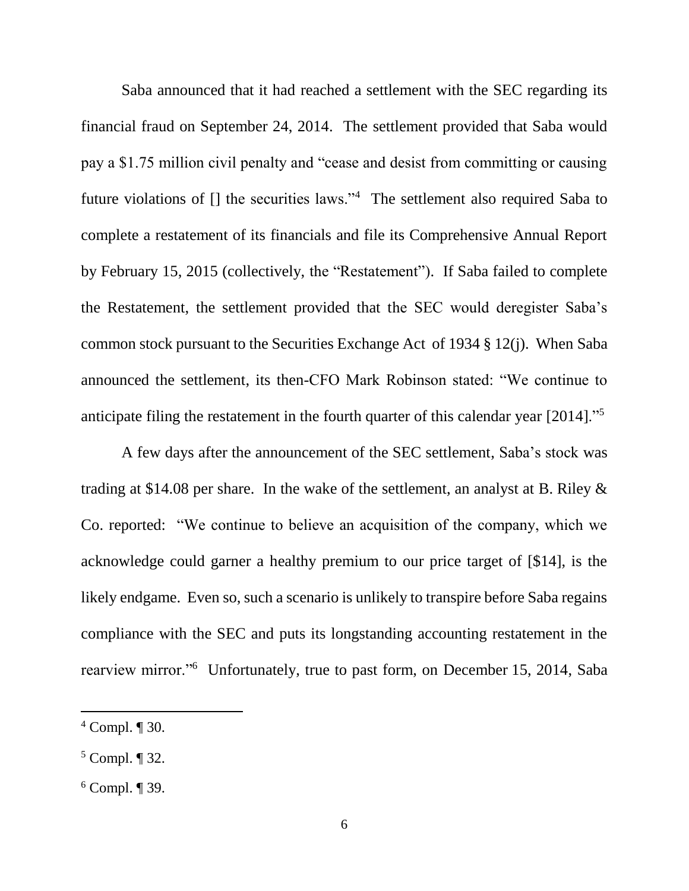Saba announced that it had reached a settlement with the SEC regarding its financial fraud on September 24, 2014. The settlement provided that Saba would pay a $1.75 million civil penalty and "cease and desist from committing or causing future violations of [] the securities laws."[4] The settlement also required Saba to complete a restatement of its financials and file its Comprehensive Annual Report by February 15, 2015 (collectively, the "Restatement"). If Saba failed to complete the Restatement, the settlement provided that the SEC would deregister Saba's common stock pursuant to the Securities Exchange Act of 1934 § 12(j). When Saba announced the settlement, its then-CFO Mark Robinson stated: "We continue to anticipate filing the restatement in the fourth quarter of this calendar year [2014]."[5]

A few days after the announcement of the SEC settlement, Saba's stock was trading at $14.08 per share. In the wake of the settlement, an analyst at B. Riley & Co. reported: "We continue to believe an acquisition of the company, which we acknowledge could garner a healthy premium to our price target of [$14], is the likely endgame. Even so, such a scenario is unlikely to transpire before Saba regains compliance with the SEC and puts its longstanding accounting restatement in the rearview mirror."[6] Unfortunately, true to past form, on December 15, 2014, Saba

---

[4] Compl. ¶ 30.

[5] Compl. ¶ 32.

[6] Compl. ¶ 39.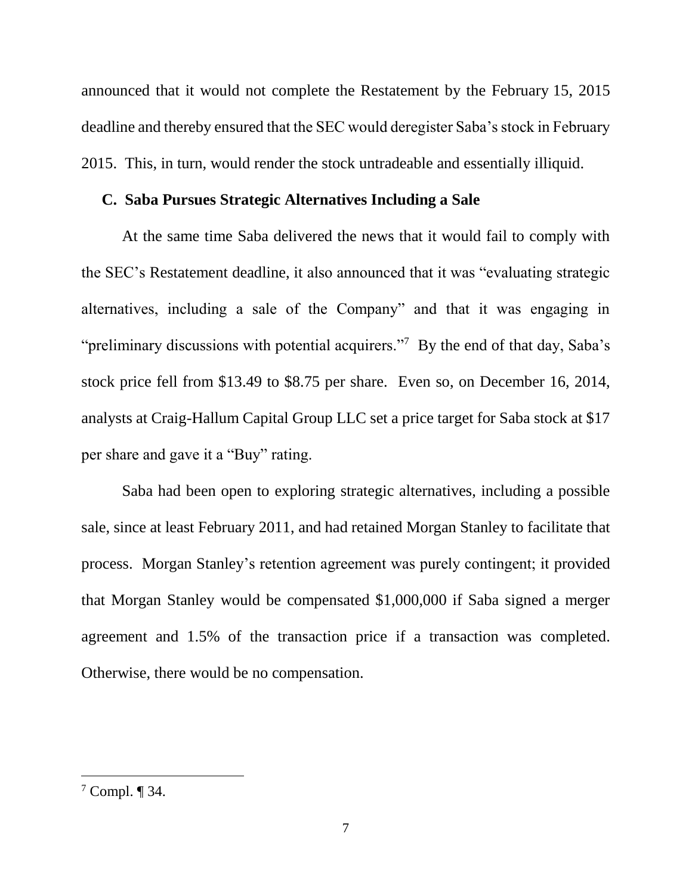announced that it would not complete the Restatement by the February 15, 2015 deadline and thereby ensured that the SEC would deregister Saba's stock in February 2015. This, in turn, would render the stock untradeable and essentially illiquid.

### C. Saba Pursues Strategic Alternatives Including a Sale

At the same time Saba delivered the news that it would fail to comply with the SEC's Restatement deadline, it also announced that it was "evaluating strategic alternatives, including a sale of the Company" and that it was engaging in "preliminary discussions with potential acquirers."[7] By the end of that day, Saba's stock price fell from $13.49 to $8.75 per share. Even so, on December 16, 2014, analysts at Craig-Hallum Capital Group LLC set a price target for Saba stock at $17 per share and gave it a "Buy" rating.

Saba had been open to exploring strategic alternatives, including a possible sale, since at least February 2011, and had retained Morgan Stanley to facilitate that process. Morgan Stanley's retention agreement was purely contingent; it provided that Morgan Stanley would be compensated $1,000,000 if Saba signed a merger agreement and 1.5% of the transaction price if a transaction was completed. Otherwise, there would be no compensation.

---

[7] Compl. ¶ 34.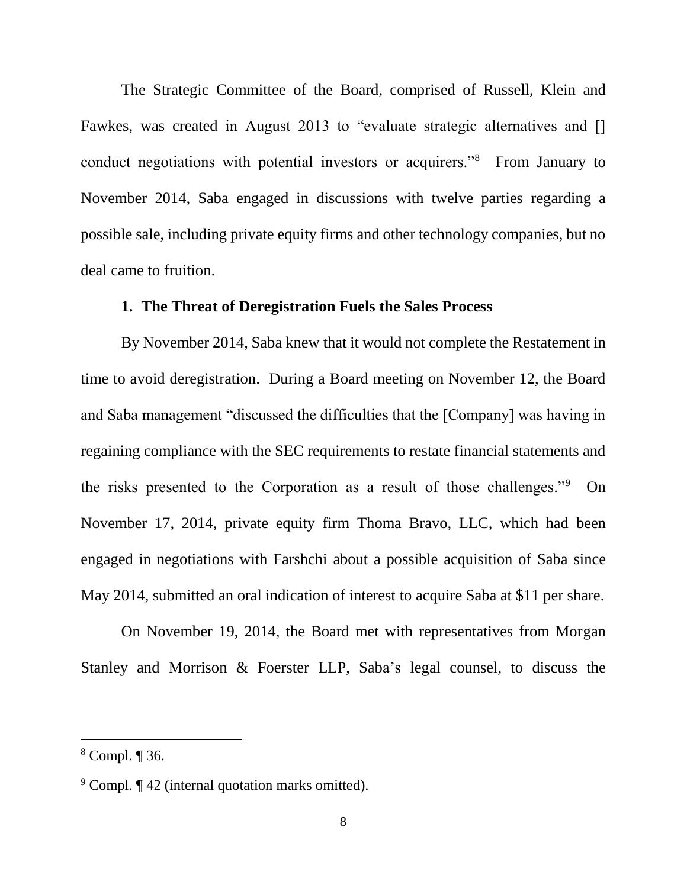The Strategic Committee of the Board, comprised of Russell, Klein and Fawkes, was created in August 2013 to "evaluate strategic alternatives and [] conduct negotiations with potential investors or acquirers."[8] From January to November 2014, Saba engaged in discussions with twelve parties regarding a possible sale, including private equity firms and other technology companies, but no deal came to fruition.

### 1. The Threat of Deregistration Fuels the Sales Process

By November 2014, Saba knew that it would not complete the Restatement in time to avoid deregistration. During a Board meeting on November 12, the Board and Saba management "discussed the difficulties that the [Company] was having in regaining compliance with the SEC requirements to restate financial statements and the risks presented to the Corporation as a result of those challenges."[9] On November 17, 2014, private equity firm Thoma Bravo, LLC, which had been engaged in negotiations with Farshchi about a possible acquisition of Saba since May 2014, submitted an oral indication of interest to acquire Saba at $11 per share.

On November 19, 2014, the Board met with representatives from Morgan Stanley and Morrison & Foerster LLP, Saba's legal counsel, to discuss the

---

[8] Compl. ¶ 36.

[9] Compl. ¶ 42 (internal quotation marks omitted).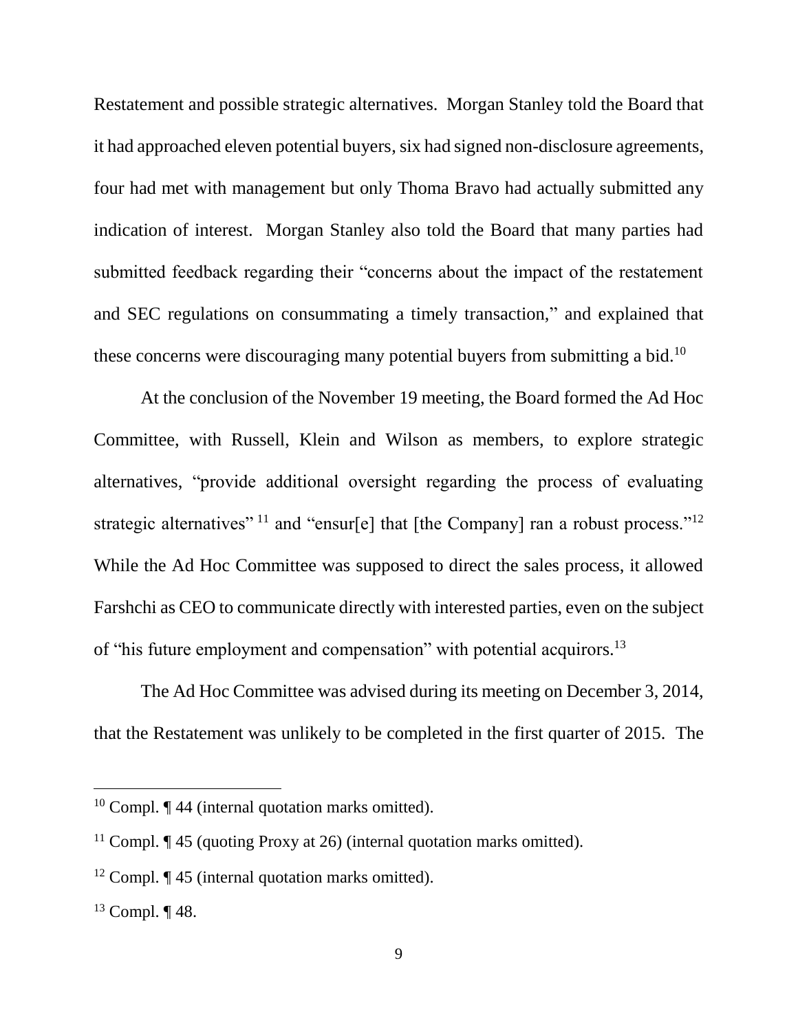Restatement and possible strategic alternatives. Morgan Stanley told the Board that it had approached eleven potential buyers, six had signed non-disclosure agreements, four had met with management but only Thoma Bravo had actually submitted any indication of interest. Morgan Stanley also told the Board that many parties had submitted feedback regarding their "concerns about the impact of the restatement and SEC regulations on consummating a timely transaction," and explained that these concerns were discouraging many potential buyers from submitting a bid.[10]

At the conclusion of the November 19 meeting, the Board formed the Ad Hoc Committee, with Russell, Klein and Wilson as members, to explore strategic alternatives, "provide additional oversight regarding the process of evaluating strategic alternatives"[11] and "ensur[e] that [the Company] ran a robust process."[12] While the Ad Hoc Committee was supposed to direct the sales process, it allowed Farshchi as CEO to communicate directly with interested parties, even on the subject of "his future employment and compensation" with potential acquirors.[13]

The Ad Hoc Committee was advised during its meeting on December 3, 2014, that the Restatement was unlikely to be completed in the first quarter of 2015. The

---

[10] Compl. ¶ 44 (internal quotation marks omitted).

[11] Compl. ¶ 45 (quoting Proxy at 26) (internal quotation marks omitted).

[12] Compl. ¶ 45 (internal quotation marks omitted).

[13] Compl. ¶ 48.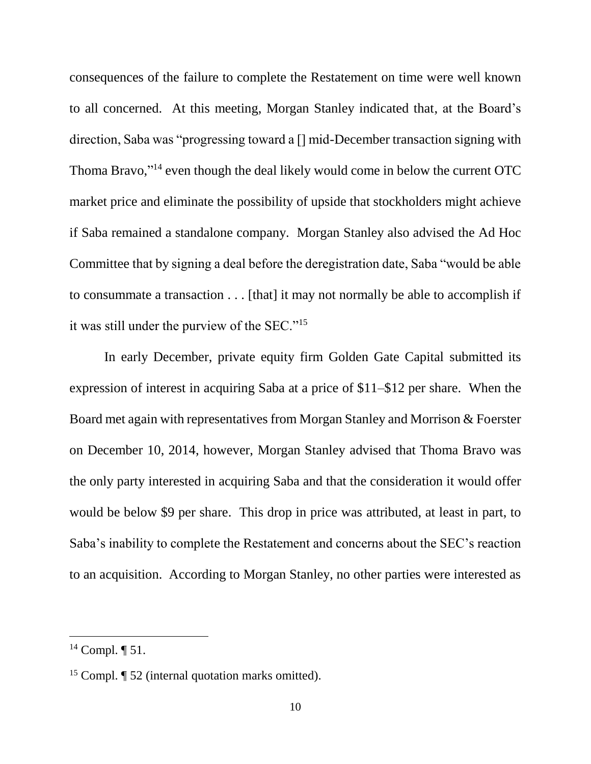consequences of the failure to complete the Restatement on time were well known to all concerned. At this meeting, Morgan Stanley indicated that, at the Board's direction, Saba was "progressing toward a [] mid-December transaction signing with Thoma Bravo,"[14] even though the deal likely would come in below the current OTC market price and eliminate the possibility of upside that stockholders might achieve if Saba remained a standalone company. Morgan Stanley also advised the Ad Hoc Committee that by signing a deal before the deregistration date, Saba "would be able to consummate a transaction . . . [that] it may not normally be able to accomplish if it was still under the purview of the SEC."[15]

In early December, private equity firm Golden Gate Capital submitted its expression of interest in acquiring Saba at a price of \$11–\$12 per share. When the Board met again with representatives from Morgan Stanley and Morrison & Foerster on December 10, 2014, however, Morgan Stanley advised that Thoma Bravo was the only party interested in acquiring Saba and that the consideration it would offer would be below \$9 per share. This drop in price was attributed, at least in part, to Saba's inability to complete the Restatement and concerns about the SEC's reaction to an acquisition. According to Morgan Stanley, no other parties were interested as

---

[14] Compl. ¶ 51.

[15] Compl. ¶ 52 (internal quotation marks omitted).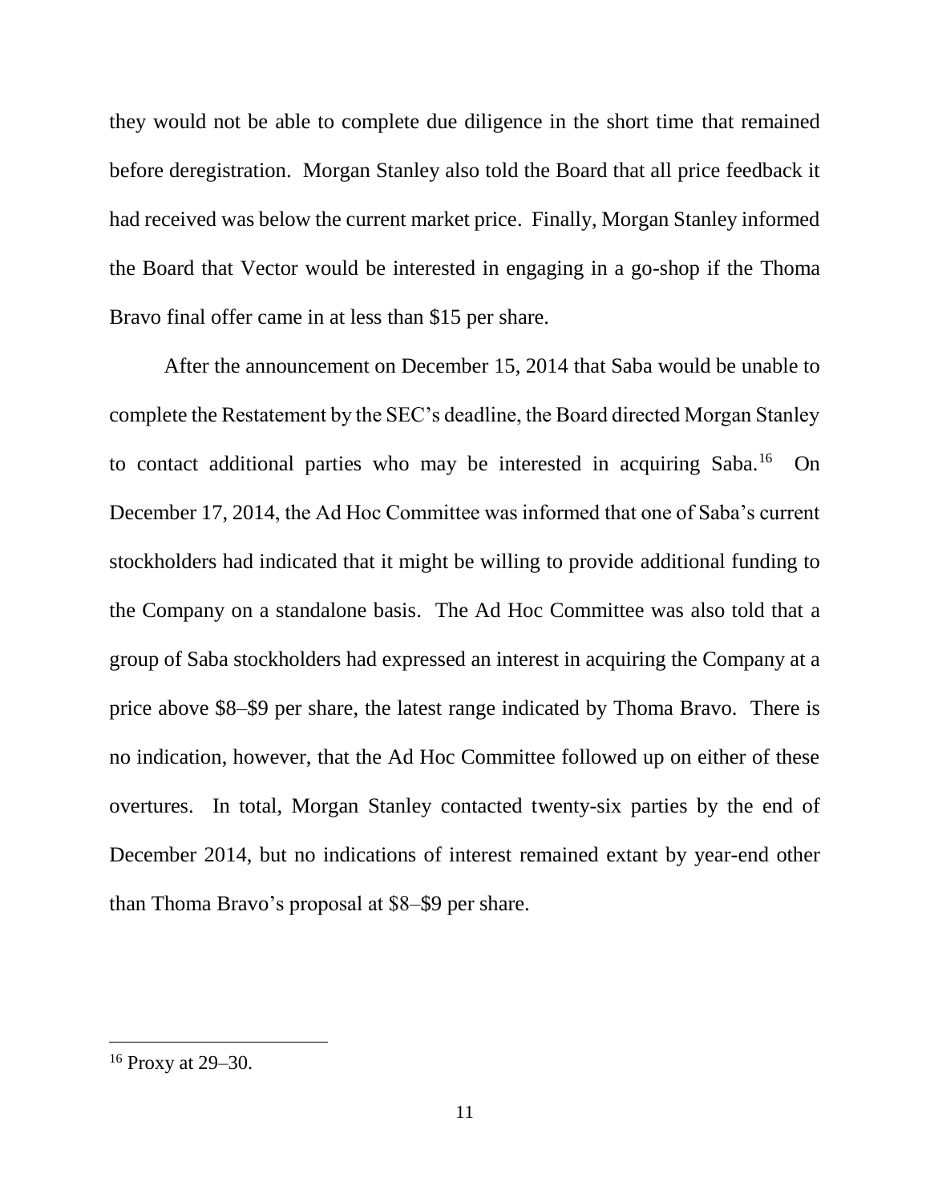they would not be able to complete due diligence in the short time that remained before deregistration. Morgan Stanley also told the Board that all price feedback it had received was below the current market price. Finally, Morgan Stanley informed the Board that Vector would be interested in engaging in a go-shop if the Thoma Bravo final offer came in at less than $15 per share.

After the announcement on December 15, 2014 that Saba would be unable to complete the Restatement by the SEC's deadline, the Board directed Morgan Stanley to contact additional parties who may be interested in acquiring Saba.[16] On December 17, 2014, the Ad Hoc Committee was informed that one of Saba's current stockholders had indicated that it might be willing to provide additional funding to the Company on a standalone basis. The Ad Hoc Committee was also told that a group of Saba stockholders had expressed an interest in acquiring the Company at a price above $8–$9 per share, the latest range indicated by Thoma Bravo. There is no indication, however, that the Ad Hoc Committee followed up on either of these overtures. In total, Morgan Stanley contacted twenty-six parties by the end of December 2014, but no indications of interest remained extant by year-end other than Thoma Bravo's proposal at $8–$9 per share.

[16] Proxy at 29–30.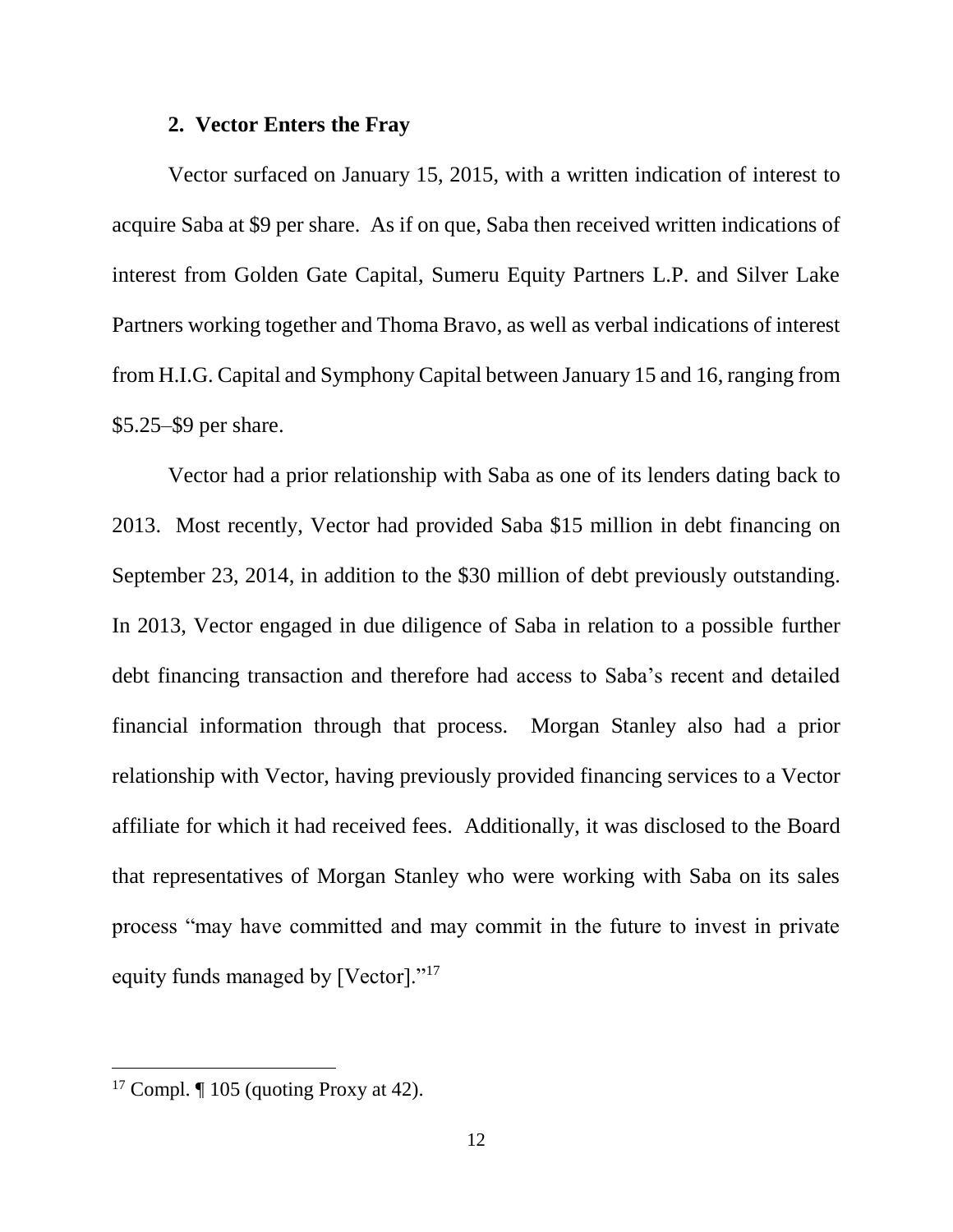### 2. Vector Enters the Fray

Vector surfaced on January 15, 2015, with a written indication of interest to acquire Saba at $9 per share. As if on que, Saba then received written indications of interest from Golden Gate Capital, Sumeru Equity Partners L.P. and Silver Lake Partners working together and Thoma Bravo, as well as verbal indications of interest from H.I.G. Capital and Symphony Capital between January 15 and 16, ranging from $5.25–$9 per share.

Vector had a prior relationship with Saba as one of its lenders dating back to 2013. Most recently, Vector had provided Saba $15 million in debt financing on September 23, 2014, in addition to the $30 million of debt previously outstanding. In 2013, Vector engaged in due diligence of Saba in relation to a possible further debt financing transaction and therefore had access to Saba's recent and detailed financial information through that process. Morgan Stanley also had a prior relationship with Vector, having previously provided financing services to a Vector affiliate for which it had received fees. Additionally, it was disclosed to the Board that representatives of Morgan Stanley who were working with Saba on its sales process "may have committed and may commit in the future to invest in private equity funds managed by [Vector]."[17]

---

[17] Compl. ¶ 105 (quoting Proxy at 42).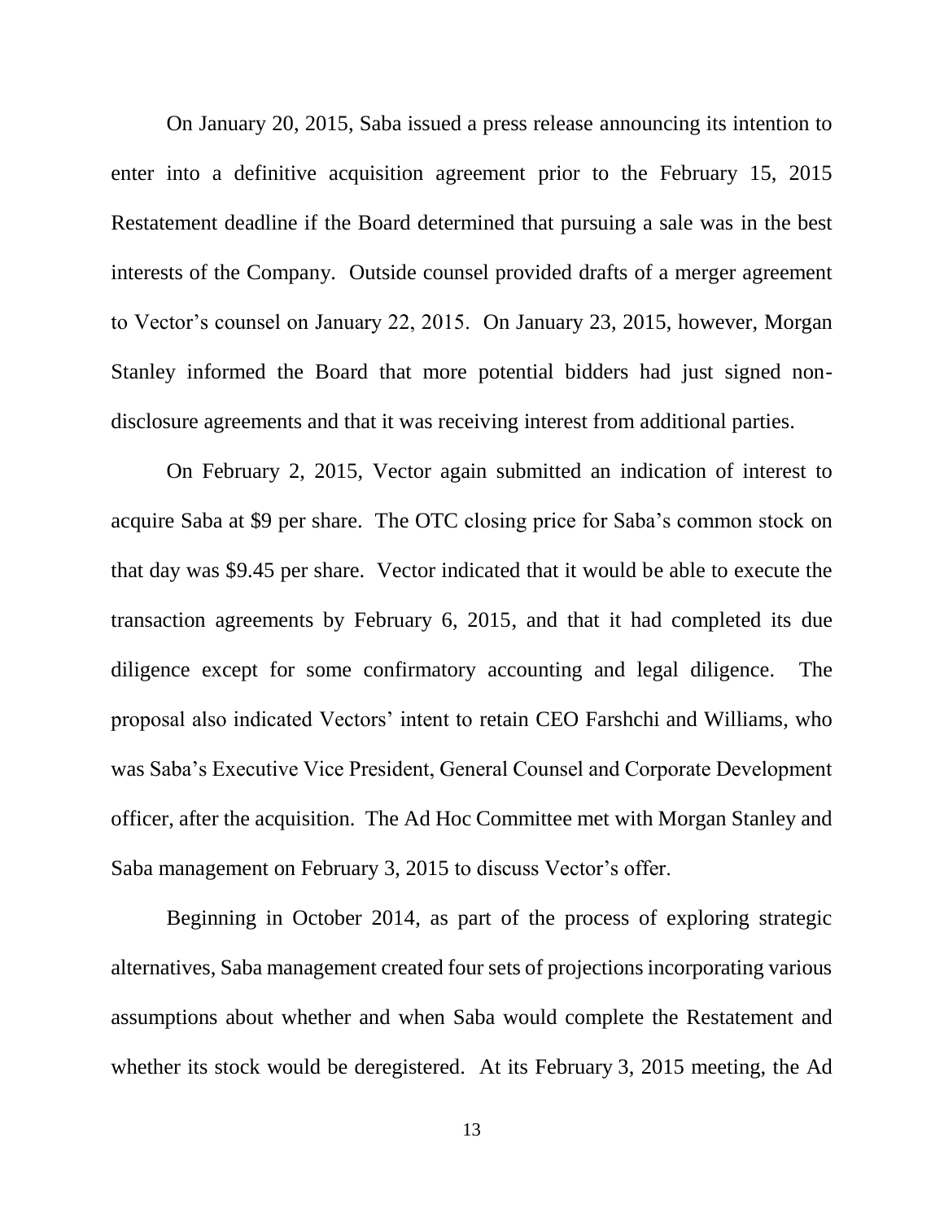On January 20, 2015, Saba issued a press release announcing its intention to enter into a definitive acquisition agreement prior to the February 15, 2015 Restatement deadline if the Board determined that pursuing a sale was in the best interests of the Company. Outside counsel provided drafts of a merger agreement to Vector's counsel on January 22, 2015. On January 23, 2015, however, Morgan Stanley informed the Board that more potential bidders had just signed non-disclosure agreements and that it was receiving interest from additional parties.

On February 2, 2015, Vector again submitted an indication of interest to acquire Saba at $9 per share. The OTC closing price for Saba's common stock on that day was $9.45 per share. Vector indicated that it would be able to execute the transaction agreements by February 6, 2015, and that it had completed its due diligence except for some confirmatory accounting and legal diligence. The proposal also indicated Vectors' intent to retain CEO Farshchi and Williams, who was Saba's Executive Vice President, General Counsel and Corporate Development officer, after the acquisition. The Ad Hoc Committee met with Morgan Stanley and Saba management on February 3, 2015 to discuss Vector's offer.

Beginning in October 2014, as part of the process of exploring strategic alternatives, Saba management created four sets of projections incorporating various assumptions about whether and when Saba would complete the Restatement and whether its stock would be deregistered. At its February 3, 2015 meeting, the Ad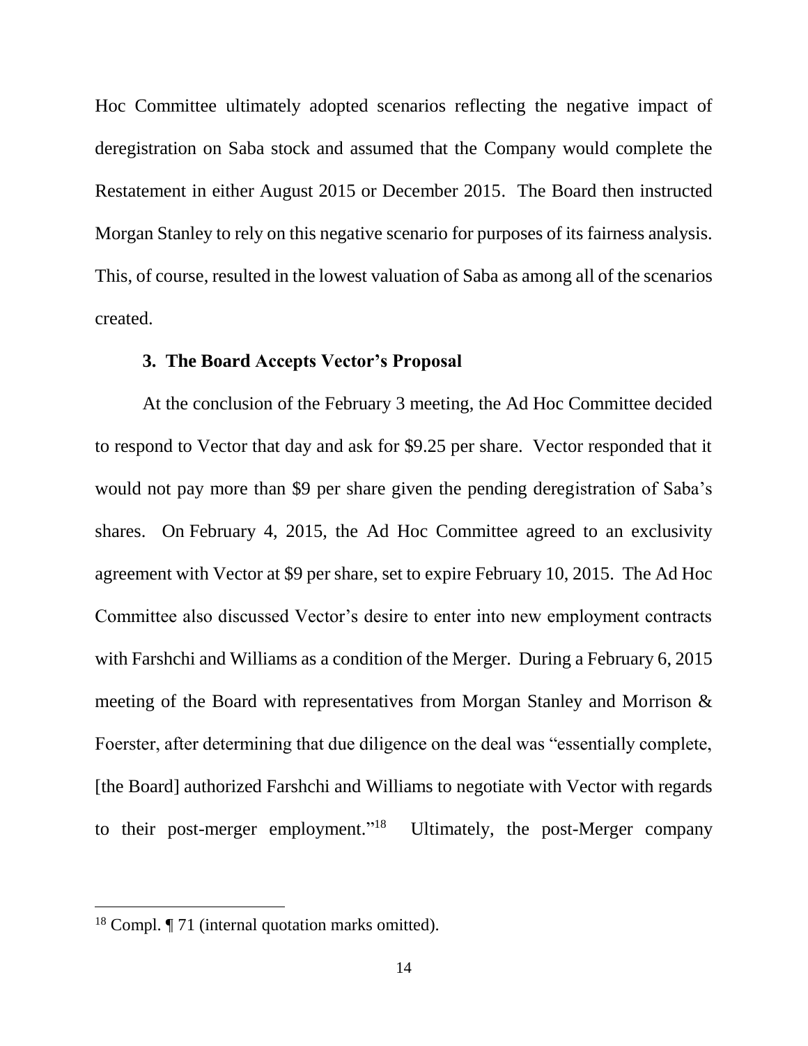Hoc Committee ultimately adopted scenarios reflecting the negative impact of deregistration on Saba stock and assumed that the Company would complete the Restatement in either August 2015 or December 2015. The Board then instructed Morgan Stanley to rely on this negative scenario for purposes of its fairness analysis. This, of course, resulted in the lowest valuation of Saba as among all of the scenarios created.

### 3. The Board Accepts Vector's Proposal

At the conclusion of the February 3 meeting, the Ad Hoc Committee decided to respond to Vector that day and ask for $9.25 per share. Vector responded that it would not pay more than $9 per share given the pending deregistration of Saba's shares. On February 4, 2015, the Ad Hoc Committee agreed to an exclusivity agreement with Vector at $9 per share, set to expire February 10, 2015. The Ad Hoc Committee also discussed Vector's desire to enter into new employment contracts with Farshchi and Williams as a condition of the Merger. During a February 6, 2015 meeting of the Board with representatives from Morgan Stanley and Morrison & Foerster, after determining that due diligence on the deal was "essentially complete, [the Board] authorized Farshchi and Williams to negotiate with Vector with regards to their post-merger employment."[18] Ultimately, the post-Merger company

[18] Compl. ¶ 71 (internal quotation marks omitted).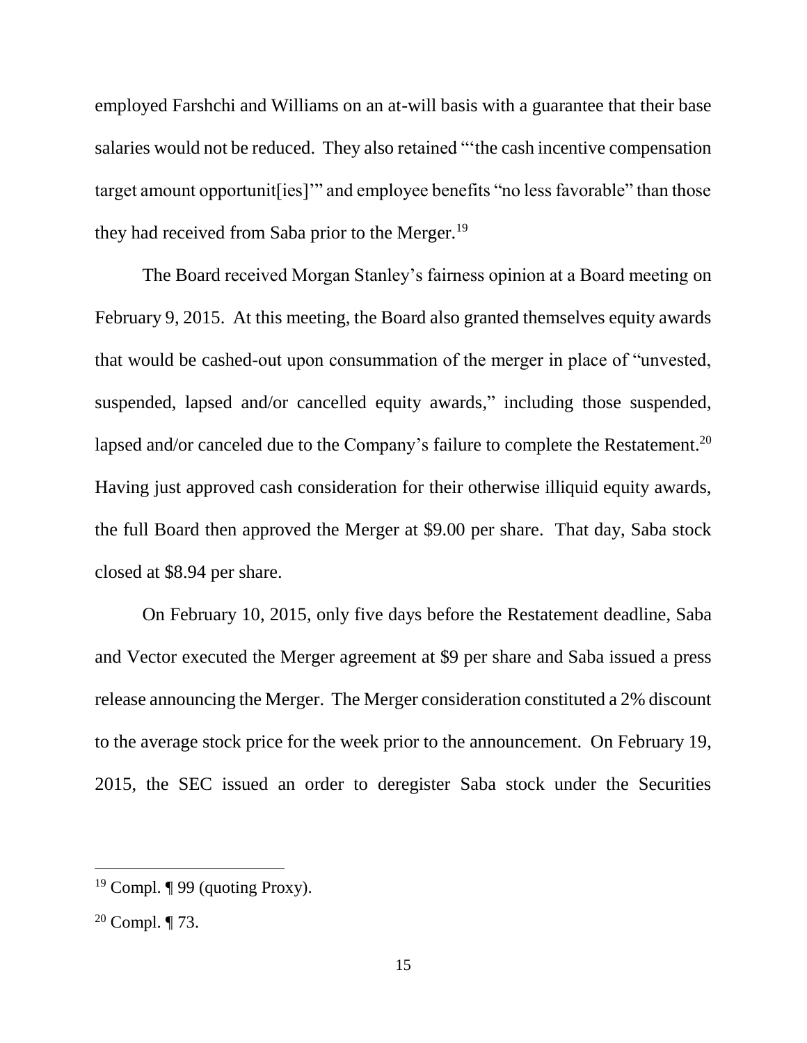employed Farshchi and Williams on an at-will basis with a guarantee that their base salaries would not be reduced. They also retained "'the cash incentive compensation target amount opportunit[ies]'" and employee benefits "no less favorable" than those they had received from Saba prior to the Merger.[19]

The Board received Morgan Stanley's fairness opinion at a Board meeting on February 9, 2015. At this meeting, the Board also granted themselves equity awards that would be cashed-out upon consummation of the merger in place of "unvested, suspended, lapsed and/or cancelled equity awards," including those suspended, lapsed and/or canceled due to the Company's failure to complete the Restatement.[20] Having just approved cash consideration for their otherwise illiquid equity awards, the full Board then approved the Merger at $9.00 per share. That day, Saba stock closed at $8.94 per share.

On February 10, 2015, only five days before the Restatement deadline, Saba and Vector executed the Merger agreement at $9 per share and Saba issued a press release announcing the Merger. The Merger consideration constituted a 2% discount to the average stock price for the week prior to the announcement. On February 19, 2015, the SEC issued an order to deregister Saba stock under the Securities

---

[19] Compl. ¶ 99 (quoting Proxy).

[20] Compl. ¶ 73.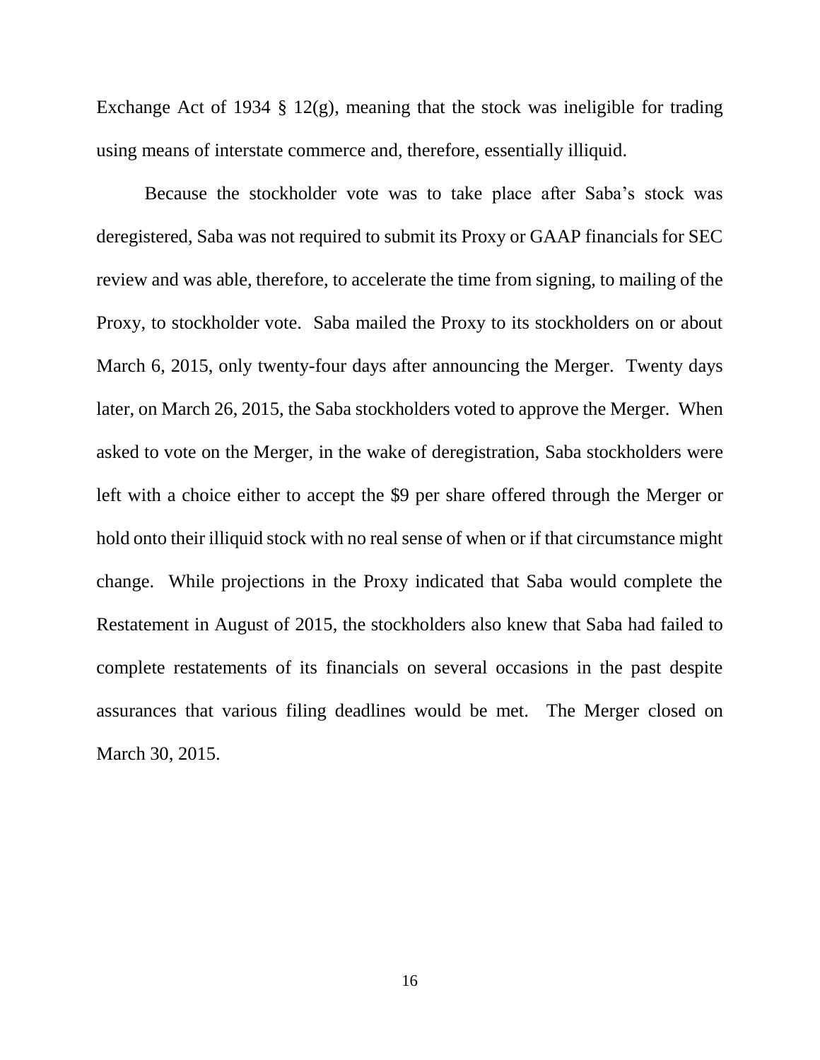Exchange Act of 1934 § 12(g), meaning that the stock was ineligible for trading using means of interstate commerce and, therefore, essentially illiquid.

Because the stockholder vote was to take place after Saba's stock was deregistered, Saba was not required to submit its Proxy or GAAP financials for SEC review and was able, therefore, to accelerate the time from signing, to mailing of the Proxy, to stockholder vote. Saba mailed the Proxy to its stockholders on or about March 6, 2015, only twenty-four days after announcing the Merger. Twenty days later, on March 26, 2015, the Saba stockholders voted to approve the Merger. When asked to vote on the Merger, in the wake of deregistration, Saba stockholders were left with a choice either to accept the $9 per share offered through the Merger or hold onto their illiquid stock with no real sense of when or if that circumstance might change. While projections in the Proxy indicated that Saba would complete the Restatement in August of 2015, the stockholders also knew that Saba had failed to complete restatements of its financials on several occasions in the past despite assurances that various filing deadlines would be met. The Merger closed on March 30, 2015.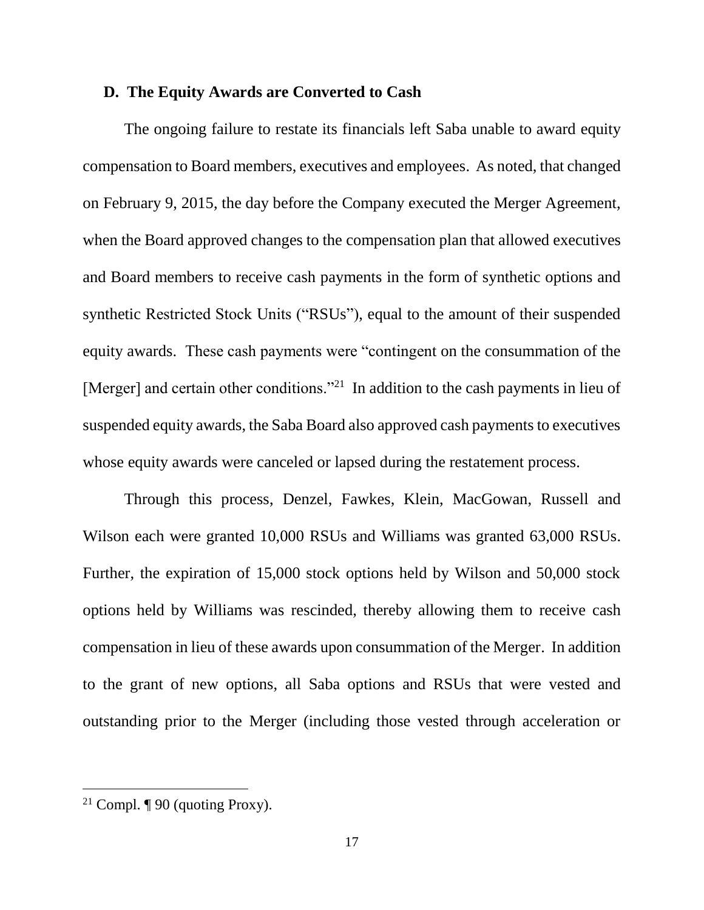### D. The Equity Awards are Converted to Cash

The ongoing failure to restate its financials left Saba unable to award equity compensation to Board members, executives and employees. As noted, that changed on February 9, 2015, the day before the Company executed the Merger Agreement, when the Board approved changes to the compensation plan that allowed executives and Board members to receive cash payments in the form of synthetic options and synthetic Restricted Stock Units ("RSUs"), equal to the amount of their suspended equity awards. These cash payments were "contingent on the consummation of the [Merger] and certain other conditions."[21] In addition to the cash payments in lieu of suspended equity awards, the Saba Board also approved cash payments to executives whose equity awards were canceled or lapsed during the restatement process.

Through this process, Denzel, Fawkes, Klein, MacGowan, Russell and Wilson each were granted 10,000 RSUs and Williams was granted 63,000 RSUs. Further, the expiration of 15,000 stock options held by Wilson and 50,000 stock options held by Williams was rescinded, thereby allowing them to receive cash compensation in lieu of these awards upon consummation of the Merger. In addition to the grant of new options, all Saba options and RSUs that were vested and outstanding prior to the Merger (including those vested through acceleration or

[21] Compl. ¶ 90 (quoting Proxy).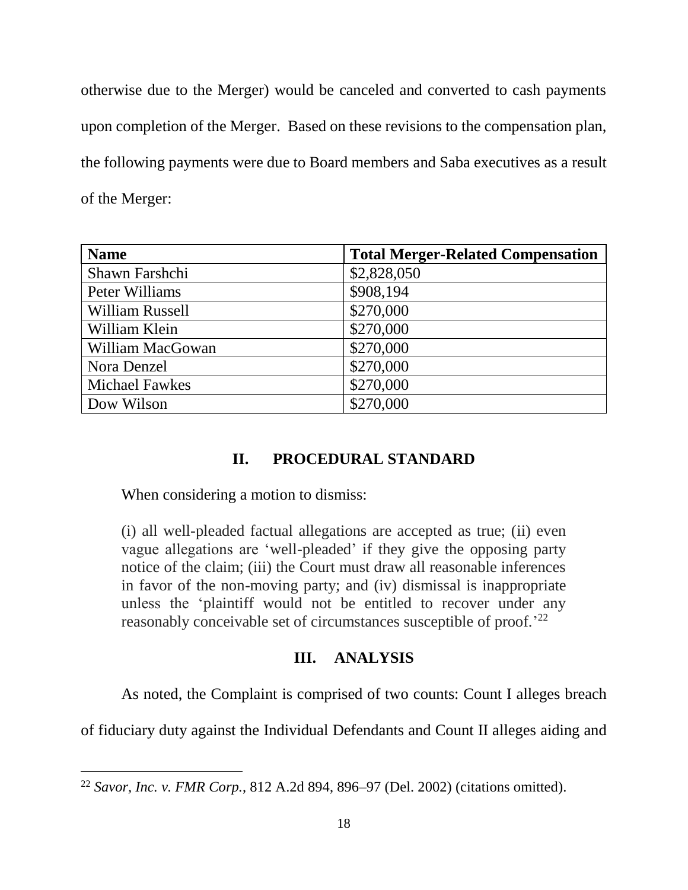otherwise due to the Merger) would be canceled and converted to cash payments upon completion of the Merger. Based on these revisions to the compensation plan, the following payments were due to Board members and Saba executives as a result of the Merger:

| **Name** | **Total Merger-Related Compensation** |
|---|---|
| Shawn Farshchi | $2,828,050 |
| Peter Williams | $908,194 |
| William Russell | $270,000 |
| William Klein | $270,000 |
| William MacGowan | $270,000 |
| Nora Denzel | $270,000 |
| Michael Fawkes | $270,000 |
| Dow Wilson | $270,000 |

## II. PROCEDURAL STANDARD

When considering a motion to dismiss:

> (i) all well-pleaded factual allegations are accepted as true; (ii) even vague allegations are 'well-pleaded' if they give the opposing party notice of the claim; (iii) the Court must draw all reasonable inferences in favor of the non-moving party; and (iv) dismissal is inappropriate unless the 'plaintiff would not be entitled to recover under any reasonably conceivable set of circumstances susceptible of proof.'[22]

## III. ANALYSIS

As noted, the Complaint is comprised of two counts: Count I alleges breach of fiduciary duty against the Individual Defendants and Count II alleges aiding and

---

[22] *Savor, Inc. v. FMR Corp.*, 812 A.2d 894, 896–97 (Del. 2002) (citations omitted).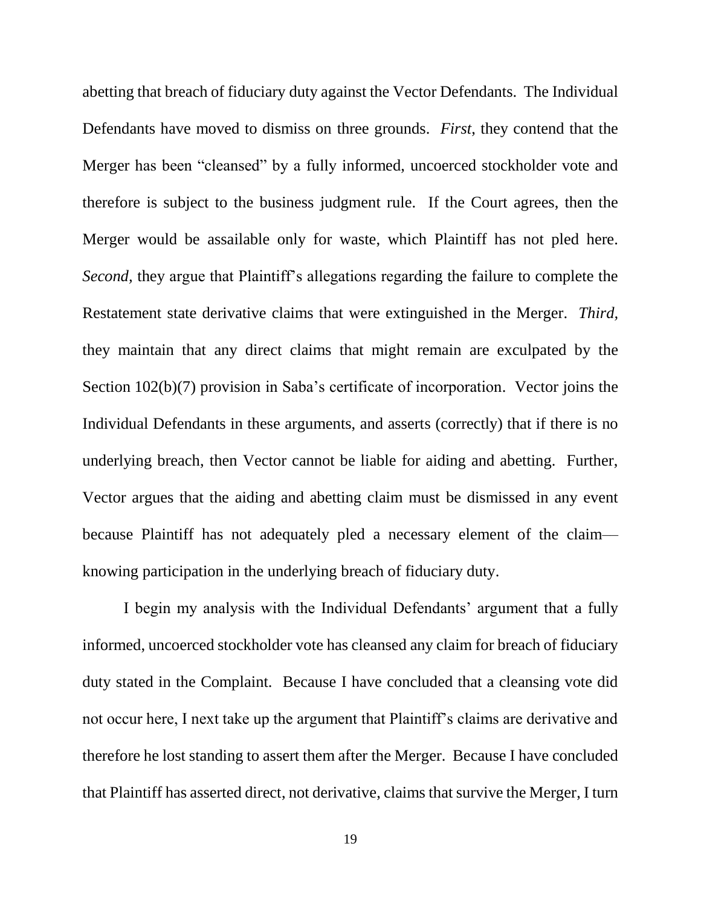abetting that breach of fiduciary duty against the Vector Defendants. The Individual Defendants have moved to dismiss on three grounds. *First*, they contend that the Merger has been "cleansed" by a fully informed, uncoerced stockholder vote and therefore is subject to the business judgment rule. If the Court agrees, then the Merger would be assailable only for waste, which Plaintiff has not pled here. *Second*, they argue that Plaintiff's allegations regarding the failure to complete the Restatement state derivative claims that were extinguished in the Merger. *Third*, they maintain that any direct claims that might remain are exculpated by the Section 102(b)(7) provision in Saba's certificate of incorporation. Vector joins the Individual Defendants in these arguments, and asserts (correctly) that if there is no underlying breach, then Vector cannot be liable for aiding and abetting. Further, Vector argues that the aiding and abetting claim must be dismissed in any event because Plaintiff has not adequately pled a necessary element of the claim—knowing participation in the underlying breach of fiduciary duty.

I begin my analysis with the Individual Defendants' argument that a fully informed, uncoerced stockholder vote has cleansed any claim for breach of fiduciary duty stated in the Complaint. Because I have concluded that a cleansing vote did not occur here, I next take up the argument that Plaintiff's claims are derivative and therefore he lost standing to assert them after the Merger. Because I have concluded that Plaintiff has asserted direct, not derivative, claims that survive the Merger, I turn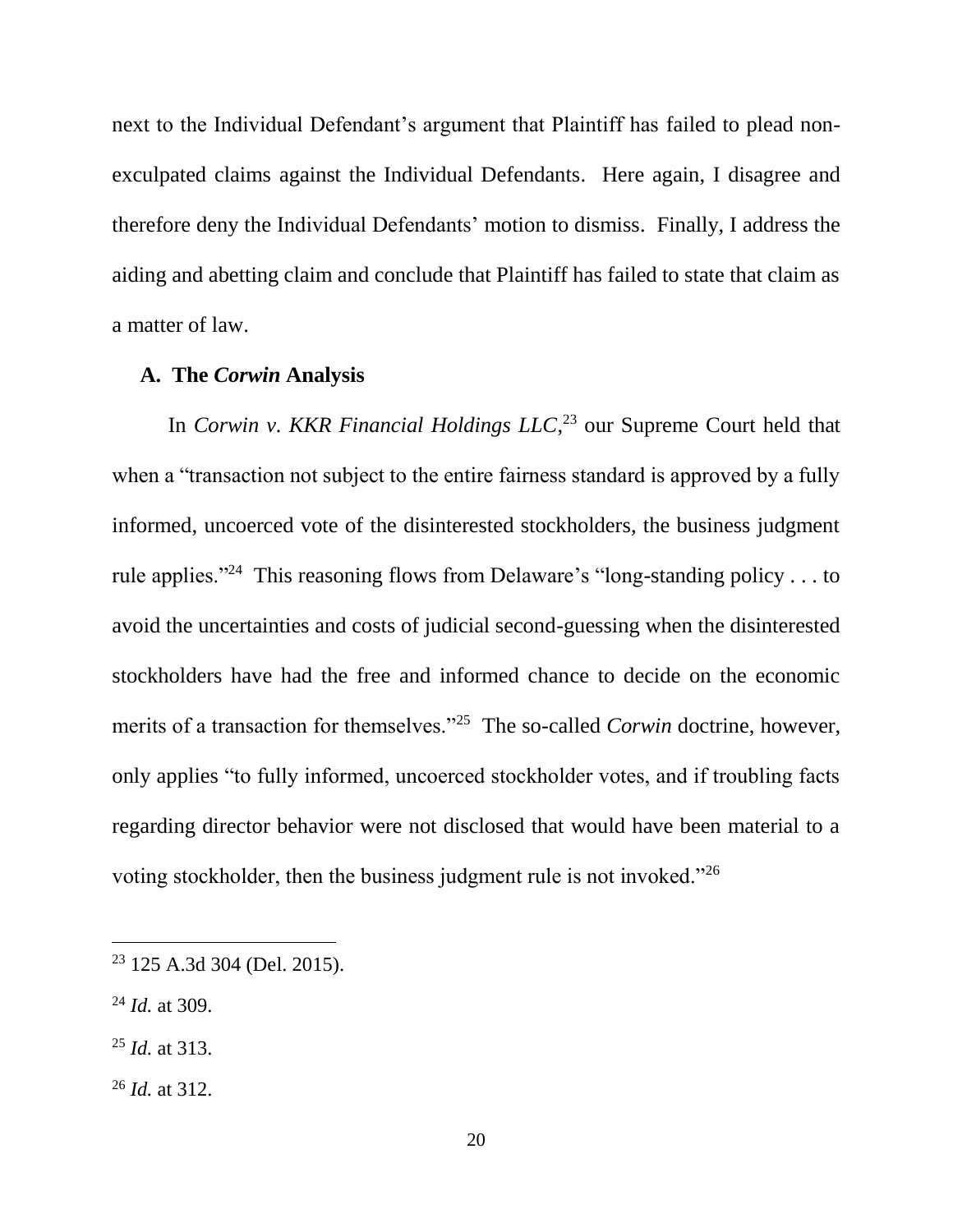next to the Individual Defendant's argument that Plaintiff has failed to plead non-exculpated claims against the Individual Defendants. Here again, I disagree and therefore deny the Individual Defendants' motion to dismiss. Finally, I address the aiding and abetting claim and conclude that Plaintiff has failed to state that claim as a matter of law.

### A. The *Corwin* Analysis

In *Corwin v. KKR Financial Holdings LLC*,[23] our Supreme Court held that when a "transaction not subject to the entire fairness standard is approved by a fully informed, uncoerced vote of the disinterested stockholders, the business judgment rule applies."[24] This reasoning flows from Delaware's "long-standing policy . . . to avoid the uncertainties and costs of judicial second-guessing when the disinterested stockholders have had the free and informed chance to decide on the economic merits of a transaction for themselves."[25] The so-called *Corwin* doctrine, however, only applies "to fully informed, uncoerced stockholder votes, and if troubling facts regarding director behavior were not disclosed that would have been material to a voting stockholder, then the business judgment rule is not invoked."[26]

---

[23] 125 A.3d 304 (Del. 2015).

[24] *Id.* at 309.

[25] *Id.* at 313.

[26] *Id.* at 312.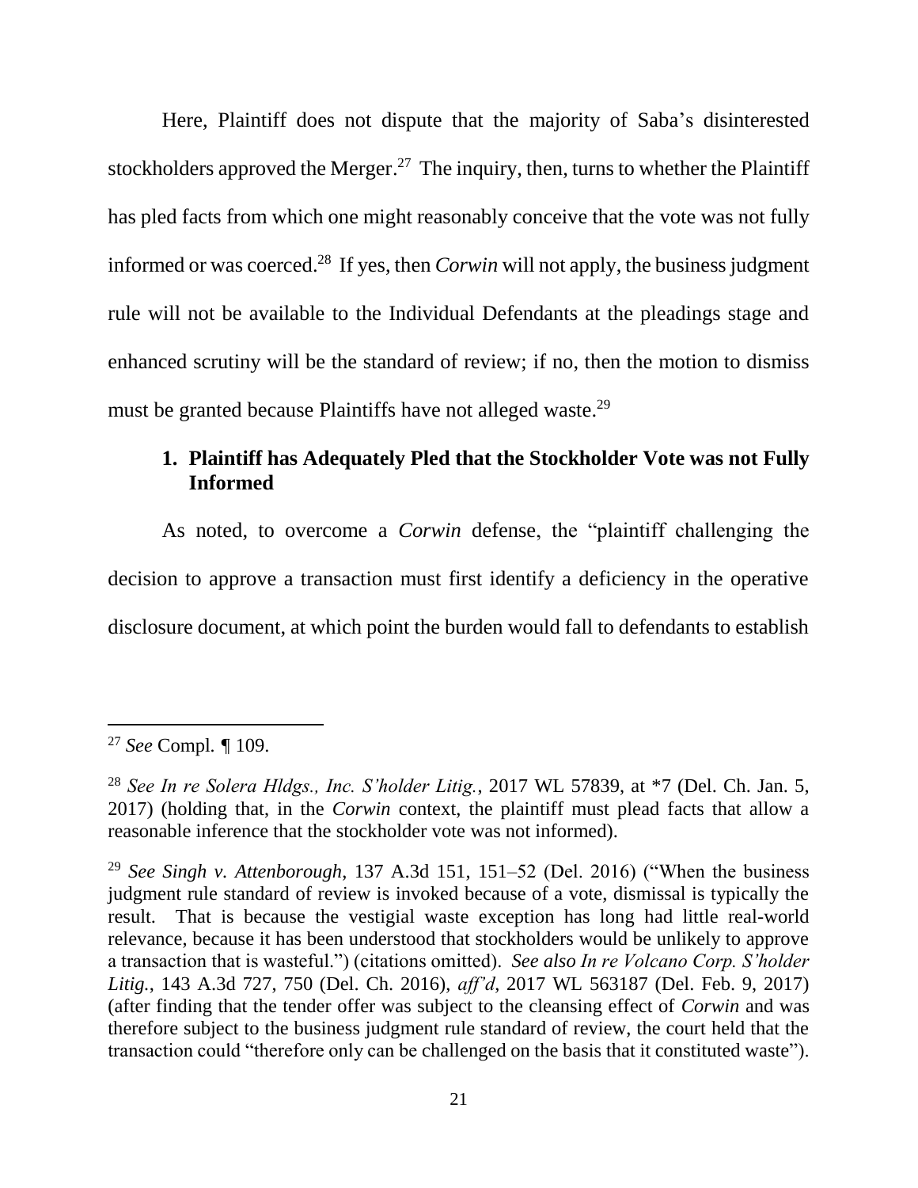Here, Plaintiff does not dispute that the majority of Saba's disinterested stockholders approved the Merger.[27] The inquiry, then, turns to whether the Plaintiff has pled facts from which one might reasonably conceive that the vote was not fully informed or was coerced.[28] If yes, then *Corwin* will not apply, the business judgment rule will not be available to the Individual Defendants at the pleadings stage and enhanced scrutiny will be the standard of review; if no, then the motion to dismiss must be granted because Plaintiffs have not alleged waste.[29]

### 1. Plaintiff has Adequately Pled that the Stockholder Vote was not Fully Informed

As noted, to overcome a *Corwin* defense, the "plaintiff challenging the decision to approve a transaction must first identify a deficiency in the operative disclosure document, at which point the burden would fall to defendants to establish

---

[27] *See* Compl. ¶ 109.

[28] *See In re Solera Hldgs., Inc. S'holder Litig.*, 2017 WL 57839, at *7 (Del. Ch. Jan. 5, 2017) (holding that, in the *Corwin* context, the plaintiff must plead facts that allow a reasonable inference that the stockholder vote was not informed).

[29] *See Singh v. Attenborough*, 137 A.3d 151, 151–52 (Del. 2016) ("When the business judgment rule standard of review is invoked because of a vote, dismissal is typically the result. That is because the vestigial waste exception has long had little real-world relevance, because it has been understood that stockholders would be unlikely to approve a transaction that is wasteful.") (citations omitted). *See also In re Volcano Corp. S'holder Litig.*, 143 A.3d 727, 750 (Del. Ch. 2016), *aff'd*, 2017 WL 563187 (Del. Feb. 9, 2017) (after finding that the tender offer was subject to the cleansing effect of *Corwin* and was therefore subject to the business judgment rule standard of review, the court held that the transaction could "therefore only can be challenged on the basis that it constituted waste").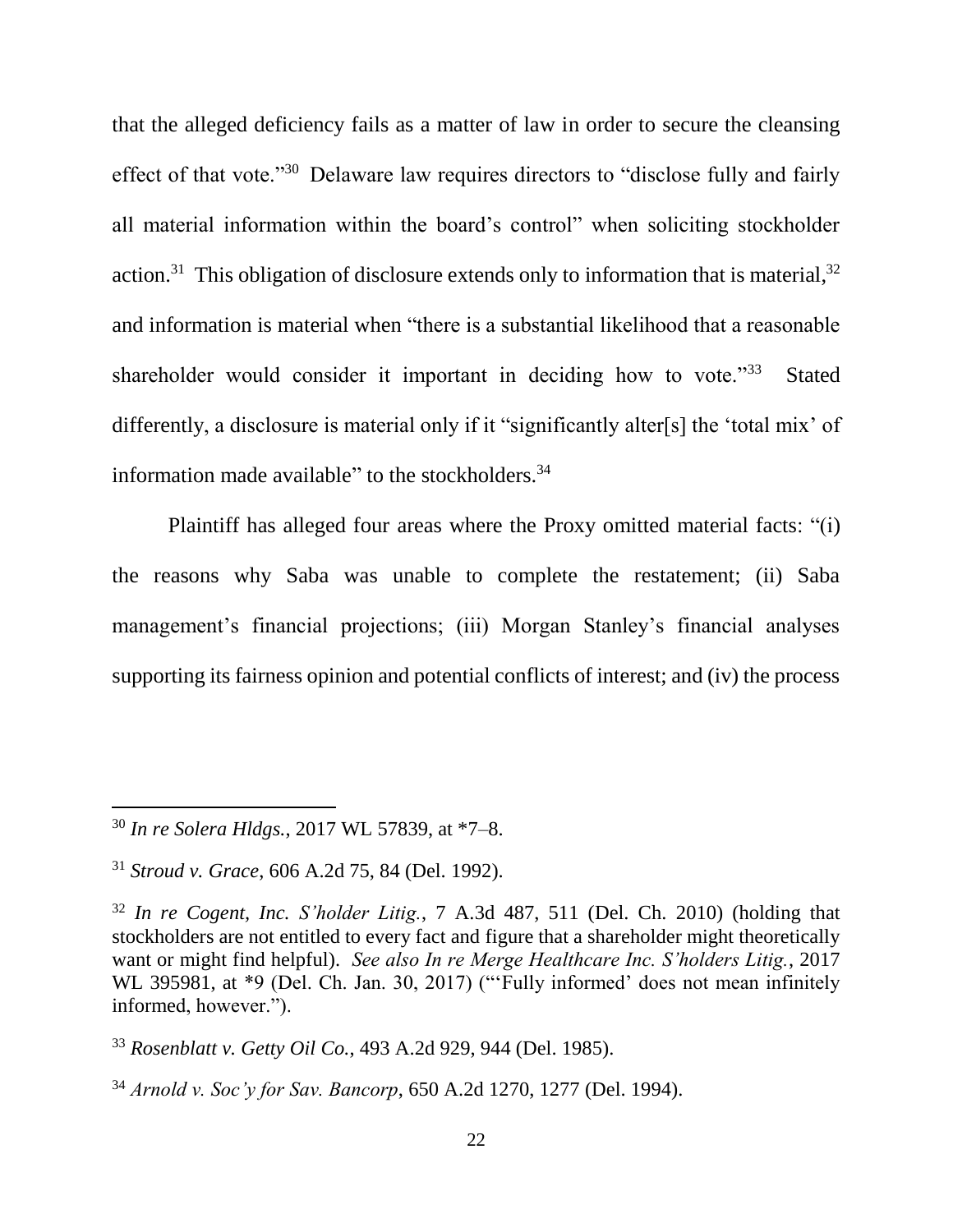that the alleged deficiency fails as a matter of law in order to secure the cleansing effect of that vote."[30] Delaware law requires directors to "disclose fully and fairly all material information within the board's control" when soliciting stockholder action.[31] This obligation of disclosure extends only to information that is material,[32] and information is material when "there is a substantial likelihood that a reasonable shareholder would consider it important in deciding how to vote."[33] Stated differently, a disclosure is material only if it "significantly alter[s] the 'total mix' of information made available" to the stockholders.[34]

Plaintiff has alleged four areas where the Proxy omitted material facts: "(i) the reasons why Saba was unable to complete the restatement; (ii) Saba management's financial projections; (iii) Morgan Stanley's financial analyses supporting its fairness opinion and potential conflicts of interest; and (iv) the process

---

[30] *In re Solera Hldgs.*, 2017 WL 57839, at *7–8.

[31] *Stroud v. Grace*, 606 A.2d 75, 84 (Del. 1992).

[32] *In re Cogent, Inc. S'holder Litig.*, 7 A.3d 487, 511 (Del. Ch. 2010) (holding that stockholders are not entitled to every fact and figure that a shareholder might theoretically want or might find helpful). *See also In re Merge Healthcare Inc. S'holders Litig.*, 2017 WL 395981, at *9 (Del. Ch. Jan. 30, 2017) ("'Fully informed' does not mean infinitely informed, however.").

[33] *Rosenblatt v. Getty Oil Co.*, 493 A.2d 929, 944 (Del. 1985).

[34] *Arnold v. Soc'y for Sav. Bancorp*, 650 A.2d 1270, 1277 (Del. 1994).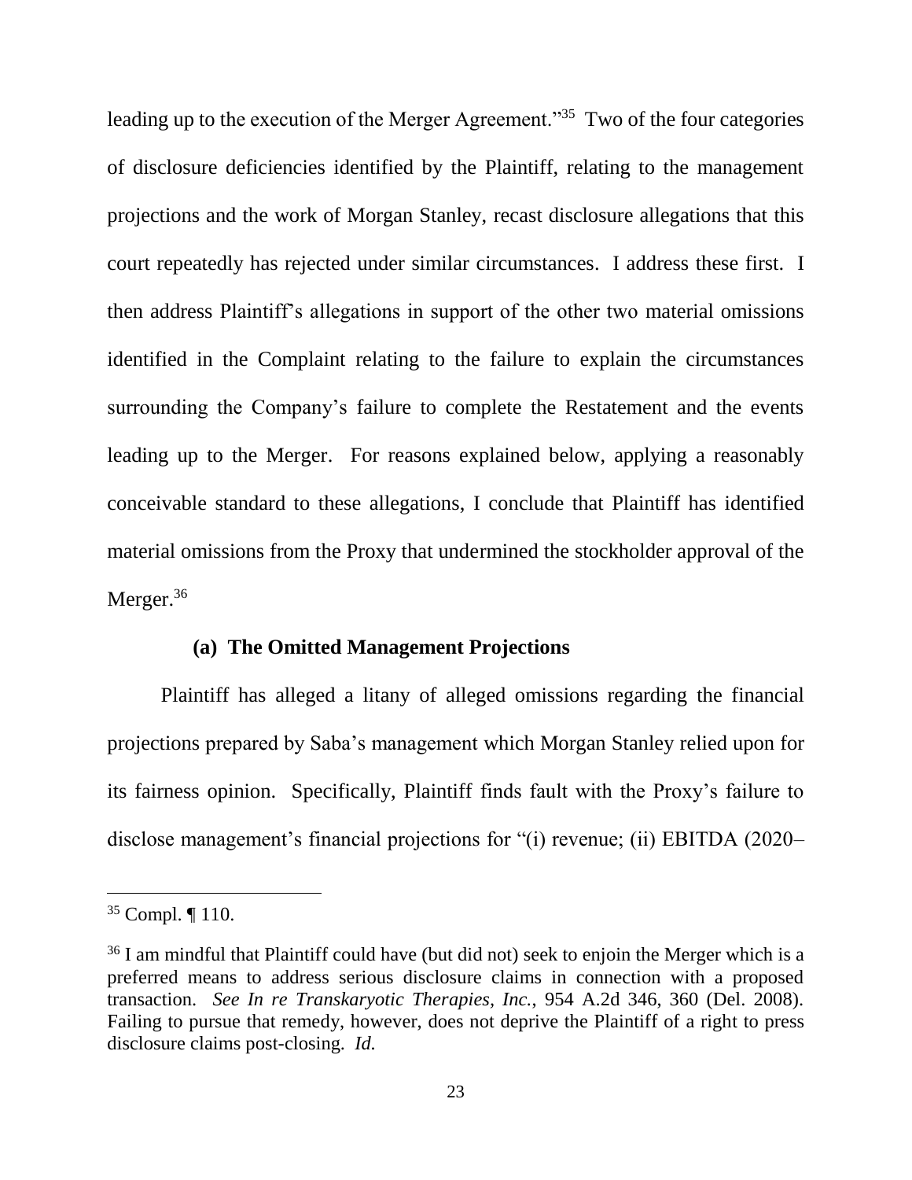leading up to the execution of the Merger Agreement."[35] Two of the four categories of disclosure deficiencies identified by the Plaintiff, relating to the management projections and the work of Morgan Stanley, recast disclosure allegations that this court repeatedly has rejected under similar circumstances. I address these first. I then address Plaintiff's allegations in support of the other two material omissions identified in the Complaint relating to the failure to explain the circumstances surrounding the Company's failure to complete the Restatement and the events leading up to the Merger. For reasons explained below, applying a reasonably conceivable standard to these allegations, I conclude that Plaintiff has identified material omissions from the Proxy that undermined the stockholder approval of the Merger.[36]

**(a) The Omitted Management Projections**

Plaintiff has alleged a litany of alleged omissions regarding the financial projections prepared by Saba's management which Morgan Stanley relied upon for its fairness opinion. Specifically, Plaintiff finds fault with the Proxy's failure to disclose management's financial projections for "(i) revenue; (ii) EBITDA (2020–

---

[35] Compl. ¶ 110.

[36] I am mindful that Plaintiff could have (but did not) seek to enjoin the Merger which is a preferred means to address serious disclosure claims in connection with a proposed transaction. *See In re Transkaryotic Therapies, Inc.*, 954 A.2d 346, 360 (Del. 2008). Failing to pursue that remedy, however, does not deprive the Plaintiff of a right to press disclosure claims post-closing. *Id.*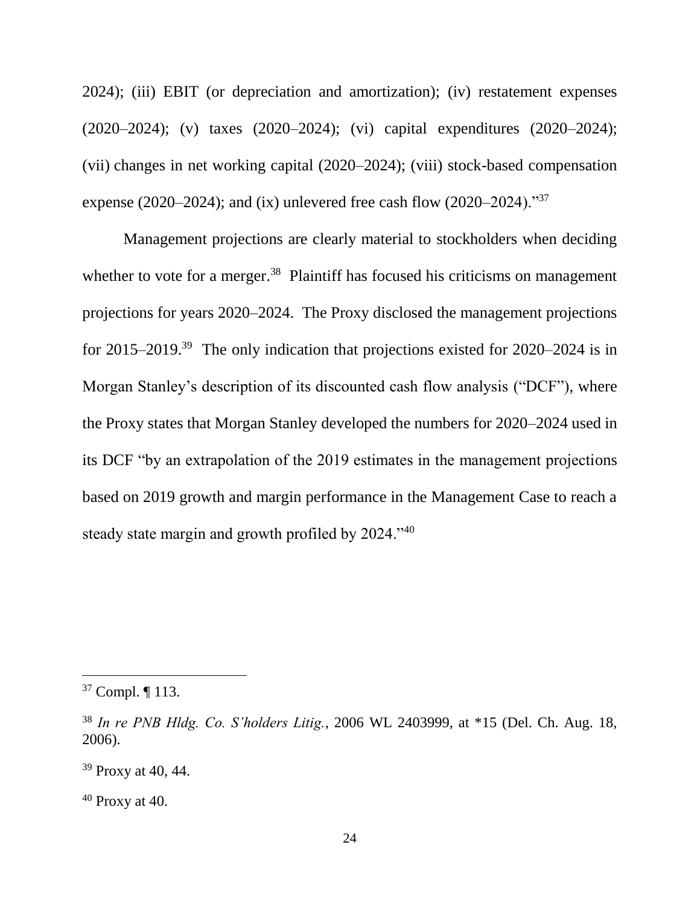2024); (iii) EBIT (or depreciation and amortization); (iv) restatement expenses (2020–2024); (v) taxes (2020–2024); (vi) capital expenditures (2020–2024); (vii) changes in net working capital (2020–2024); (viii) stock-based compensation expense (2020–2024); and (ix) unlevered free cash flow (2020–2024)."[37]

Management projections are clearly material to stockholders when deciding whether to vote for a merger.[38] Plaintiff has focused his criticisms on management projections for years 2020–2024. The Proxy disclosed the management projections for 2015–2019.[39] The only indication that projections existed for 2020–2024 is in Morgan Stanley's description of its discounted cash flow analysis ("DCF"), where the Proxy states that Morgan Stanley developed the numbers for 2020–2024 used in its DCF "by an extrapolation of the 2019 estimates in the management projections based on 2019 growth and margin performance in the Management Case to reach a steady state margin and growth profiled by 2024."[40]

---

[37] Compl. ¶ 113.

[38] *In re PNB Hldg. Co. S'holders Litig.*, 2006 WL 2403999, at *15 (Del. Ch. Aug. 18, 2006).

[39] Proxy at 40, 44.

[40] Proxy at 40.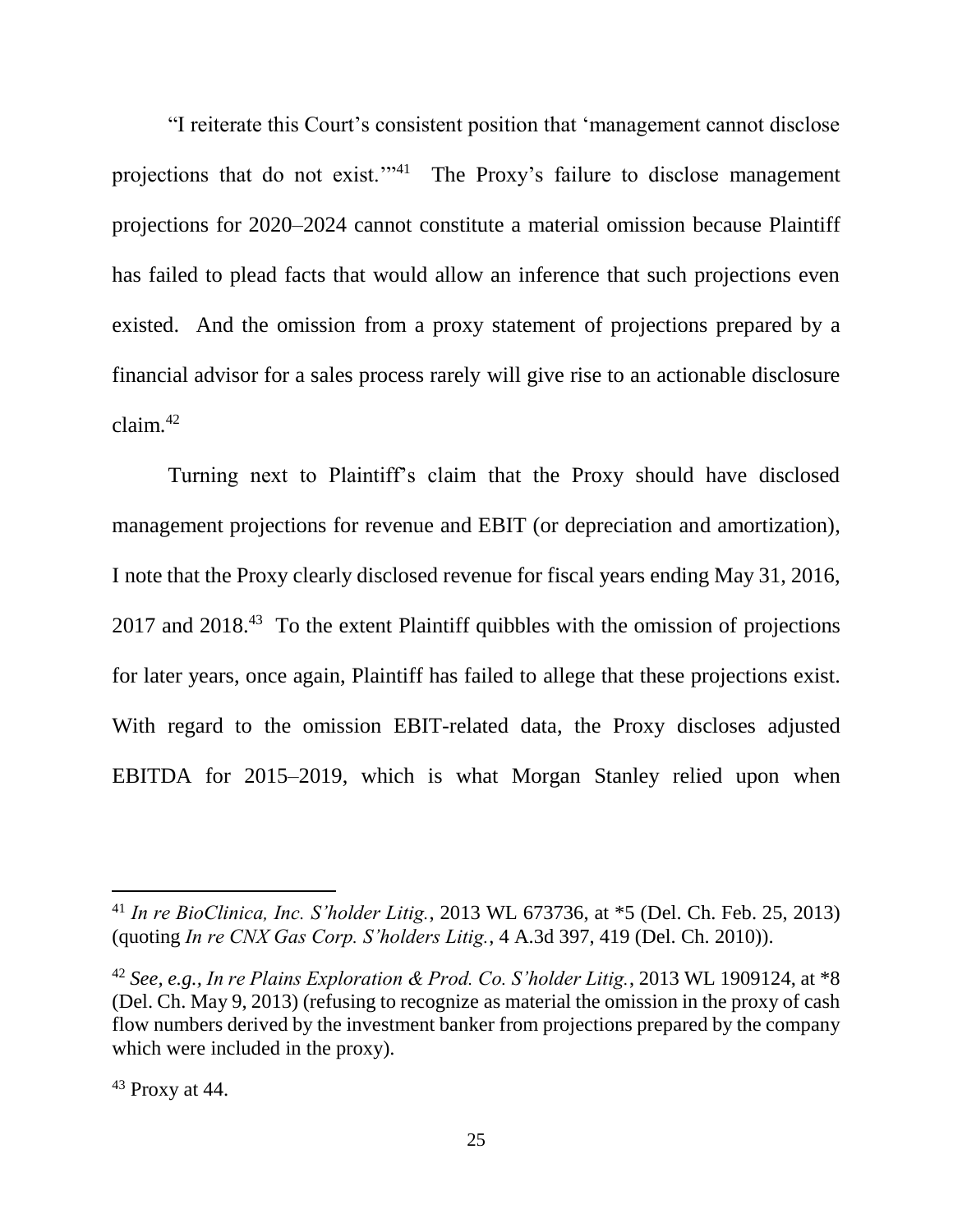"I reiterate this Court's consistent position that 'management cannot disclose projections that do not exist.'"[41] The Proxy's failure to disclose management projections for 2020–2024 cannot constitute a material omission because Plaintiff has failed to plead facts that would allow an inference that such projections even existed. And the omission from a proxy statement of projections prepared by a financial advisor for a sales process rarely will give rise to an actionable disclosure claim.[42]

Turning next to Plaintiff's claim that the Proxy should have disclosed management projections for revenue and EBIT (or depreciation and amortization), I note that the Proxy clearly disclosed revenue for fiscal years ending May 31, 2016, 2017 and 2018.[43] To the extent Plaintiff quibbles with the omission of projections for later years, once again, Plaintiff has failed to allege that these projections exist. With regard to the omission EBIT-related data, the Proxy discloses adjusted EBITDA for 2015–2019, which is what Morgan Stanley relied upon when

---

[41] *In re BioClinica, Inc. S'holder Litig.*, 2013 WL 673736, at *5 (Del. Ch. Feb. 25, 2013) (quoting *In re CNX Gas Corp. S'holders Litig.*, 4 A.3d 397, 419 (Del. Ch. 2010)).

[42] *See, e.g.*, *In re Plains Exploration & Prod. Co. S'holder Litig.*, 2013 WL 1909124, at *8 (Del. Ch. May 9, 2013) (refusing to recognize as material the omission in the proxy of cash flow numbers derived by the investment banker from projections prepared by the company which were included in the proxy).

[43] Proxy at 44.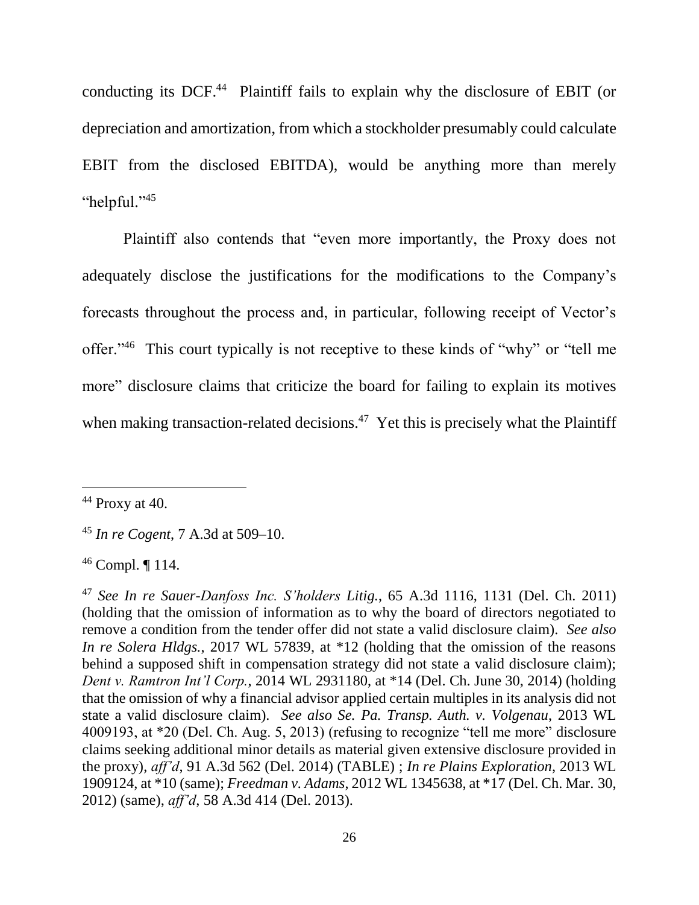conducting its DCF.[44] Plaintiff fails to explain why the disclosure of EBIT (or depreciation and amortization, from which a stockholder presumably could calculate EBIT from the disclosed EBITDA), would be anything more than merely "helpful."[45]

Plaintiff also contends that "even more importantly, the Proxy does not adequately disclose the justifications for the modifications to the Company's forecasts throughout the process and, in particular, following receipt of Vector's offer."[46] This court typically is not receptive to these kinds of "why" or "tell me more" disclosure claims that criticize the board for failing to explain its motives when making transaction-related decisions.[47] Yet this is precisely what the Plaintiff

---

[44] Proxy at 40.

[45] *In re Cogent*, 7 A.3d at 509–10.

[46] Compl. ¶ 114.

[47] *See In re Sauer-Danfoss Inc. S'holders Litig.*, 65 A.3d 1116, 1131 (Del. Ch. 2011) (holding that the omission of information as to why the board of directors negotiated to remove a condition from the tender offer did not state a valid disclosure claim). *See also In re Solera Hldgs.*, 2017 WL 57839, at *12 (holding that the omission of the reasons behind a supposed shift in compensation strategy did not state a valid disclosure claim); *Dent v. Ramtron Int'l Corp.*, 2014 WL 2931180, at *14 (Del. Ch. June 30, 2014) (holding that the omission of why a financial advisor applied certain multiples in its analysis did not state a valid disclosure claim). *See also Se. Pa. Transp. Auth. v. Volgenau*, 2013 WL 4009193, at *20 (Del. Ch. Aug. 5, 2013) (refusing to recognize "tell me more" disclosure claims seeking additional minor details as material given extensive disclosure provided in the proxy), *aff'd*, 91 A.3d 562 (Del. 2014) (TABLE) ; *In re Plains Exploration*, 2013 WL 1909124, at *10 (same); *Freedman v. Adams*, 2012 WL 1345638, at *17 (Del. Ch. Mar. 30, 2012) (same), *aff'd*, 58 A.3d 414 (Del. 2013).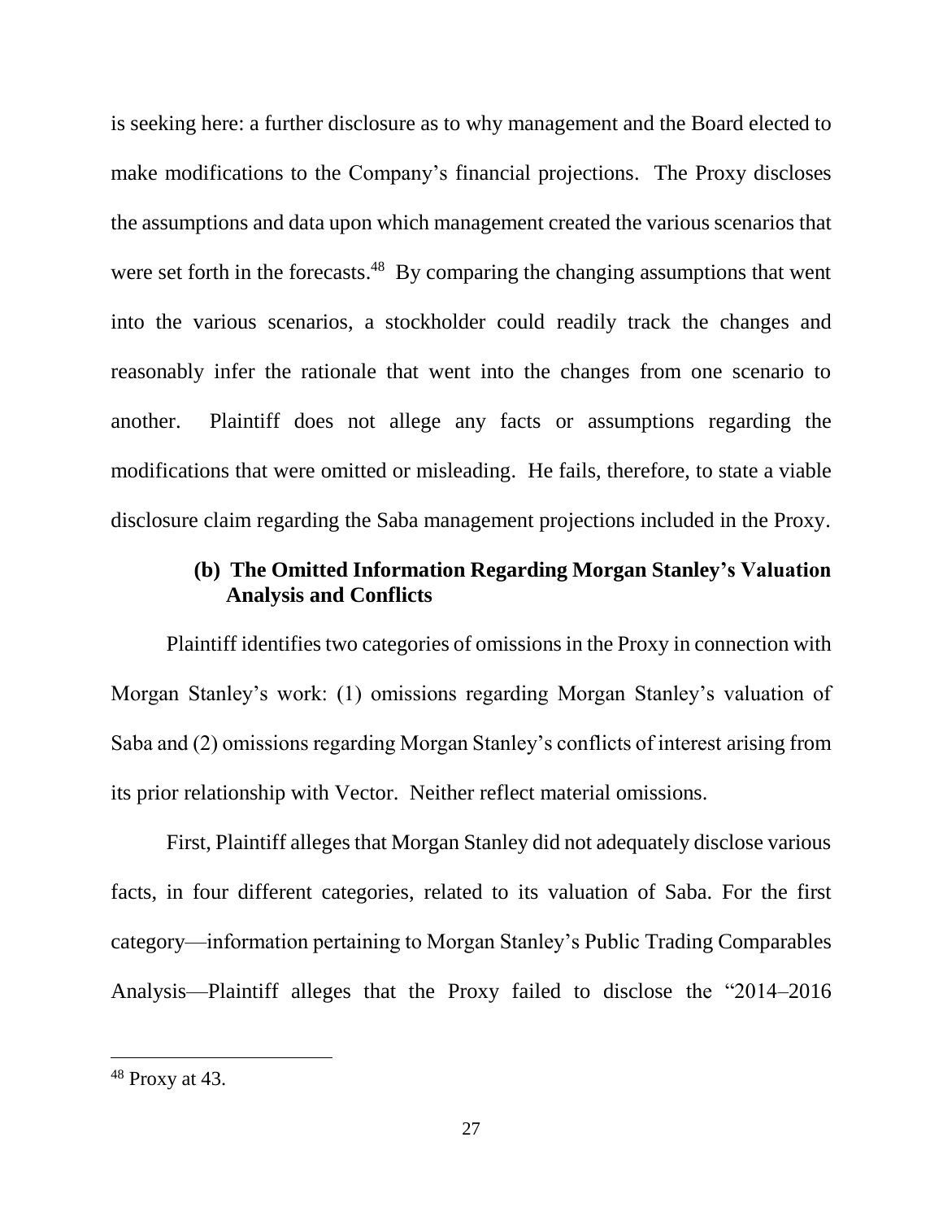is seeking here: a further disclosure as to why management and the Board elected to make modifications to the Company's financial projections. The Proxy discloses the assumptions and data upon which management created the various scenarios that were set forth in the forecasts.[48] By comparing the changing assumptions that went into the various scenarios, a stockholder could readily track the changes and reasonably infer the rationale that went into the changes from one scenario to another. Plaintiff does not allege any facts or assumptions regarding the modifications that were omitted or misleading. He fails, therefore, to state a viable disclosure claim regarding the Saba management projections included in the Proxy.

**(b) The Omitted Information Regarding Morgan Stanley's Valuation Analysis and Conflicts**

Plaintiff identifies two categories of omissions in the Proxy in connection with Morgan Stanley's work: (1) omissions regarding Morgan Stanley's valuation of Saba and (2) omissions regarding Morgan Stanley's conflicts of interest arising from its prior relationship with Vector. Neither reflect material omissions.

First, Plaintiff alleges that Morgan Stanley did not adequately disclose various facts, in four different categories, related to its valuation of Saba. For the first category—information pertaining to Morgan Stanley's Public Trading Comparables Analysis—Plaintiff alleges that the Proxy failed to disclose the "2014–2016

[48] Proxy at 43.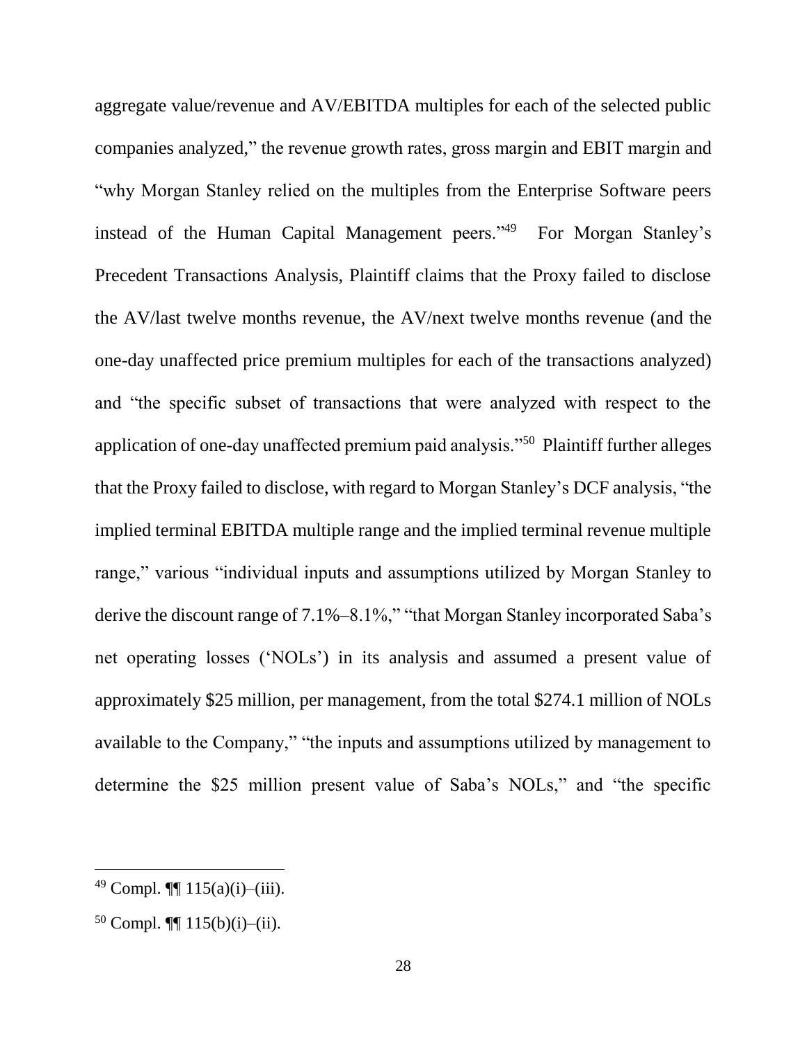aggregate value/revenue and AV/EBITDA multiples for each of the selected public companies analyzed," the revenue growth rates, gross margin and EBIT margin and "why Morgan Stanley relied on the multiples from the Enterprise Software peers instead of the Human Capital Management peers."[49] For Morgan Stanley's Precedent Transactions Analysis, Plaintiff claims that the Proxy failed to disclose the AV/last twelve months revenue, the AV/next twelve months revenue (and the one-day unaffected price premium multiples for each of the transactions analyzed) and "the specific subset of transactions that were analyzed with respect to the application of one-day unaffected premium paid analysis."[50] Plaintiff further alleges that the Proxy failed to disclose, with regard to Morgan Stanley's DCF analysis, "the implied terminal EBITDA multiple range and the implied terminal revenue multiple range," various "individual inputs and assumptions utilized by Morgan Stanley to derive the discount range of 7.1%–8.1%," "that Morgan Stanley incorporated Saba's net operating losses ('NOLs') in its analysis and assumed a present value of approximately $25 million, per management, from the total $274.1 million of NOLs available to the Company," "the inputs and assumptions utilized by management to determine the $25 million present value of Saba's NOLs," and "the specific

---

[49] Compl. ¶¶ 115(a)(i)–(iii).

[50] Compl. ¶¶ 115(b)(i)–(ii).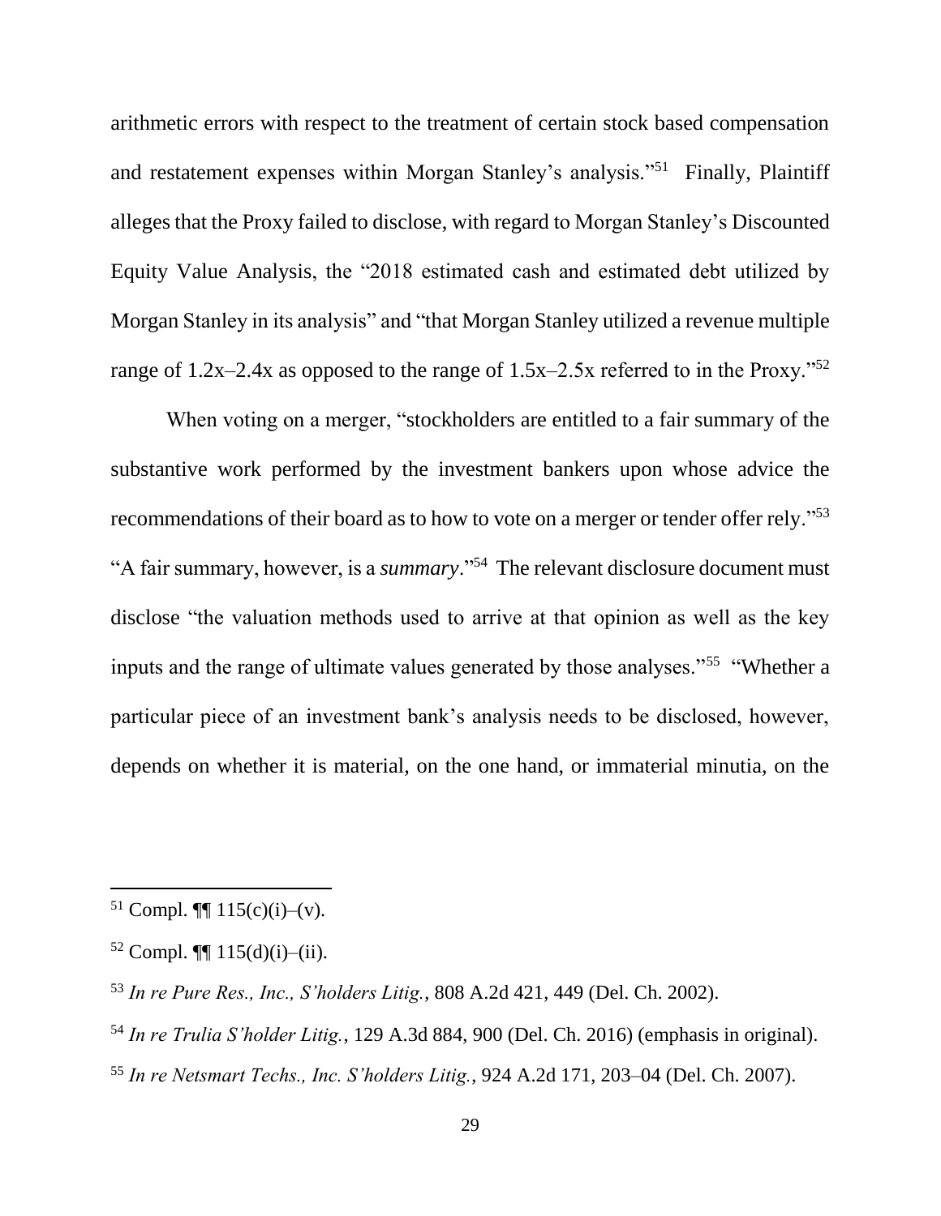arithmetic errors with respect to the treatment of certain stock based compensation and restatement expenses within Morgan Stanley's analysis."[51] Finally, Plaintiff alleges that the Proxy failed to disclose, with regard to Morgan Stanley's Discounted Equity Value Analysis, the "2018 estimated cash and estimated debt utilized by Morgan Stanley in its analysis" and "that Morgan Stanley utilized a revenue multiple range of 1.2x–2.4x as opposed to the range of 1.5x–2.5x referred to in the Proxy."[52]

When voting on a merger, "stockholders are entitled to a fair summary of the substantive work performed by the investment bankers upon whose advice the recommendations of their board as to how to vote on a merger or tender offer rely."[53] "A fair summary, however, is a *summary*."[54] The relevant disclosure document must disclose "the valuation methods used to arrive at that opinion as well as the key inputs and the range of ultimate values generated by those analyses."[55] "Whether a particular piece of an investment bank's analysis needs to be disclosed, however, depends on whether it is material, on the one hand, or immaterial minutia, on the

---

[51] Compl. ¶¶ 115(c)(i)–(v).

[52] Compl. ¶¶ 115(d)(i)–(ii).

[53] *In re Pure Res., Inc., S'holders Litig.*, 808 A.2d 421, 449 (Del. Ch. 2002).

[54] *In re Trulia S'holder Litig.*, 129 A.3d 884, 900 (Del. Ch. 2016) (emphasis in original).

[55] *In re Netsmart Techs., Inc. S'holders Litig.*, 924 A.2d 171, 203–04 (Del. Ch. 2007).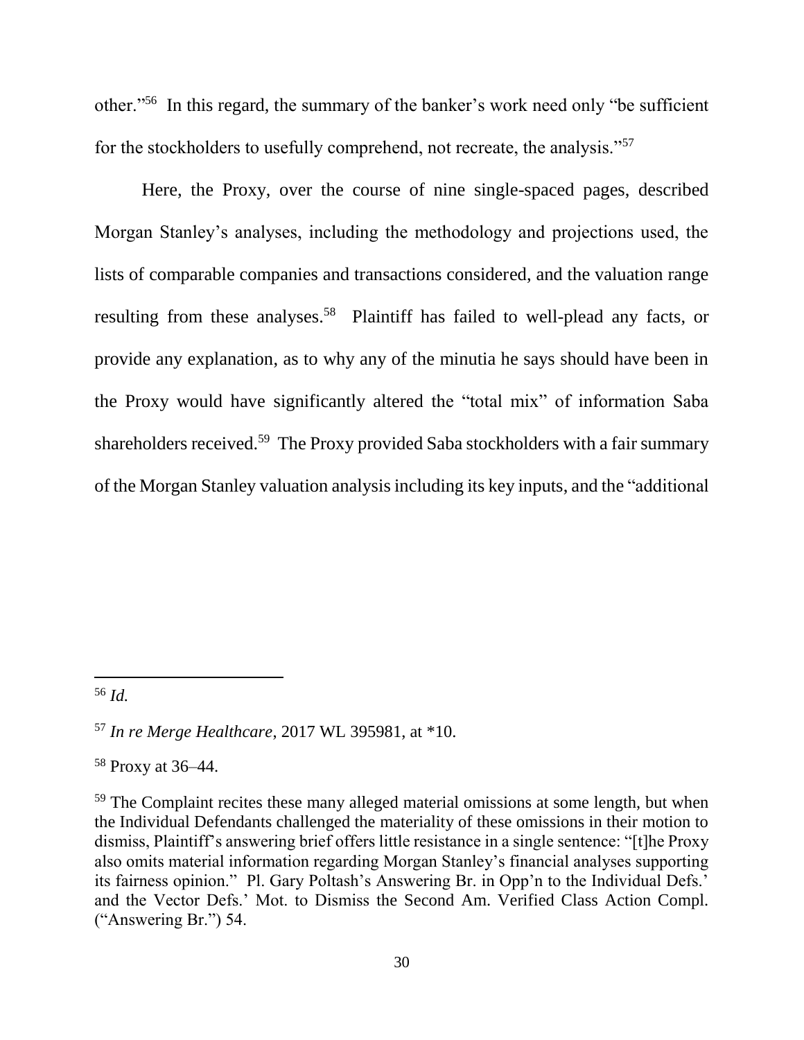other."[56] In this regard, the summary of the banker's work need only "be sufficient for the stockholders to usefully comprehend, not recreate, the analysis."[57]

Here, the Proxy, over the course of nine single-spaced pages, described Morgan Stanley's analyses, including the methodology and projections used, the lists of comparable companies and transactions considered, and the valuation range resulting from these analyses.[58] Plaintiff has failed to well-plead any facts, or provide any explanation, as to why any of the minutia he says should have been in the Proxy would have significantly altered the "total mix" of information Saba shareholders received.[59] The Proxy provided Saba stockholders with a fair summary of the Morgan Stanley valuation analysis including its key inputs, and the "additional

---

[56] *Id.*

[57] *In re Merge Healthcare*, 2017 WL 395981, at *10.

[58] Proxy at 36–44.

[59] The Complaint recites these many alleged material omissions at some length, but when the Individual Defendants challenged the materiality of these omissions in their motion to dismiss, Plaintiff's answering brief offers little resistance in a single sentence: "[t]he Proxy also omits material information regarding Morgan Stanley's financial analyses supporting its fairness opinion." Pl. Gary Poltash's Answering Br. in Opp'n to the Individual Defs.' and the Vector Defs.' Mot. to Dismiss the Second Am. Verified Class Action Compl. ("Answering Br.") 54.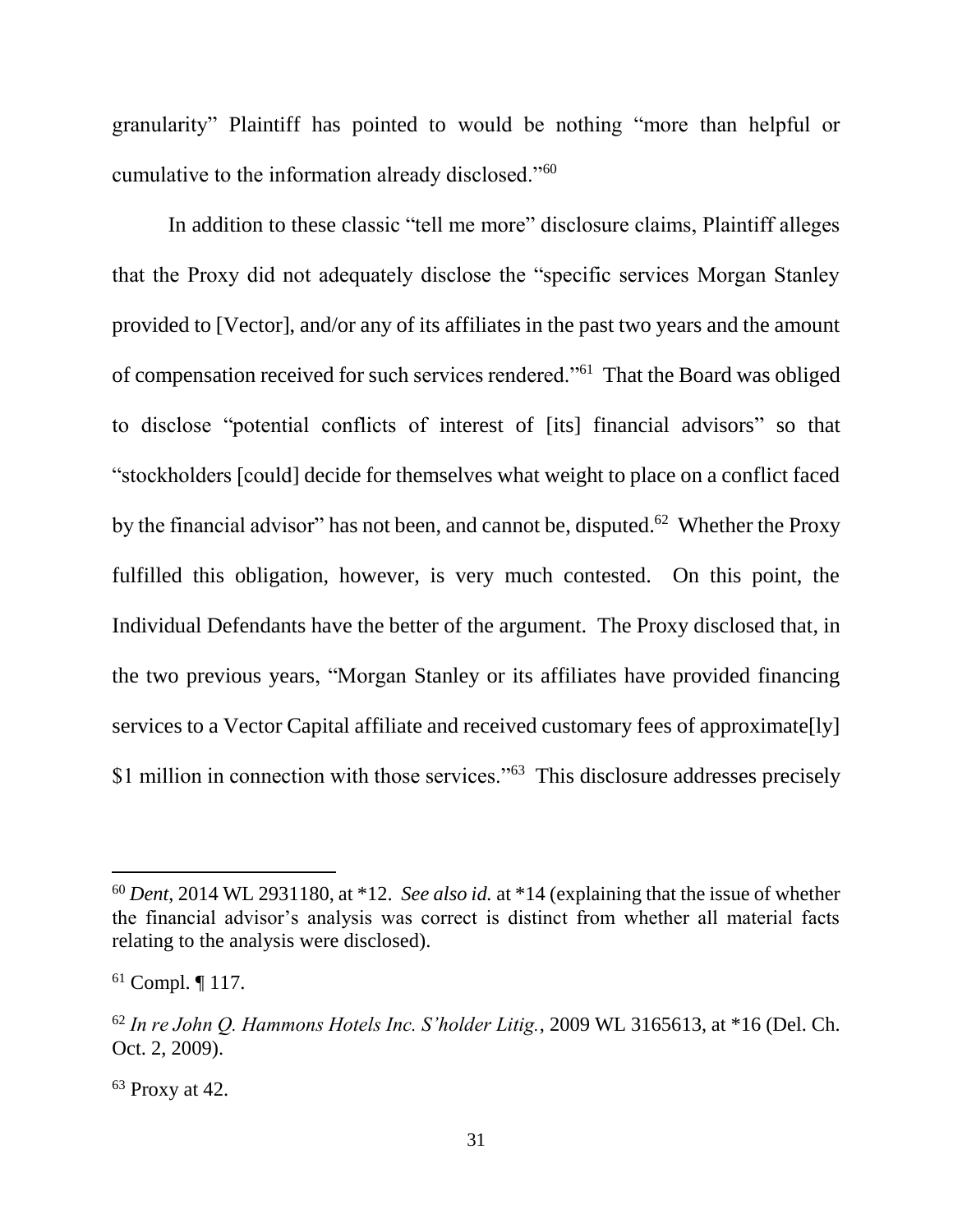granularity" Plaintiff has pointed to would be nothing "more than helpful or cumulative to the information already disclosed."[60]

In addition to these classic "tell me more" disclosure claims, Plaintiff alleges that the Proxy did not adequately disclose the "specific services Morgan Stanley provided to [Vector], and/or any of its affiliates in the past two years and the amount of compensation received for such services rendered."[61] That the Board was obliged to disclose "potential conflicts of interest of [its] financial advisors" so that "stockholders [could] decide for themselves what weight to place on a conflict faced by the financial advisor" has not been, and cannot be, disputed.[62] Whether the Proxy fulfilled this obligation, however, is very much contested. On this point, the Individual Defendants have the better of the argument. The Proxy disclosed that, in the two previous years, "Morgan Stanley or its affiliates have provided financing services to a Vector Capital affiliate and received customary fees of approximate[ly] $1 million in connection with those services."[63] This disclosure addresses precisely

---

[60] *Dent*, 2014 WL 2931180, at *12. *See also id.* at *14 (explaining that the issue of whether the financial advisor's analysis was correct is distinct from whether all material facts relating to the analysis were disclosed).

[61] Compl. ¶ 117.

[62] *In re John Q. Hammons Hotels Inc. S'holder Litig.*, 2009 WL 3165613, at *16 (Del. Ch. Oct. 2, 2009).

[63] Proxy at 42.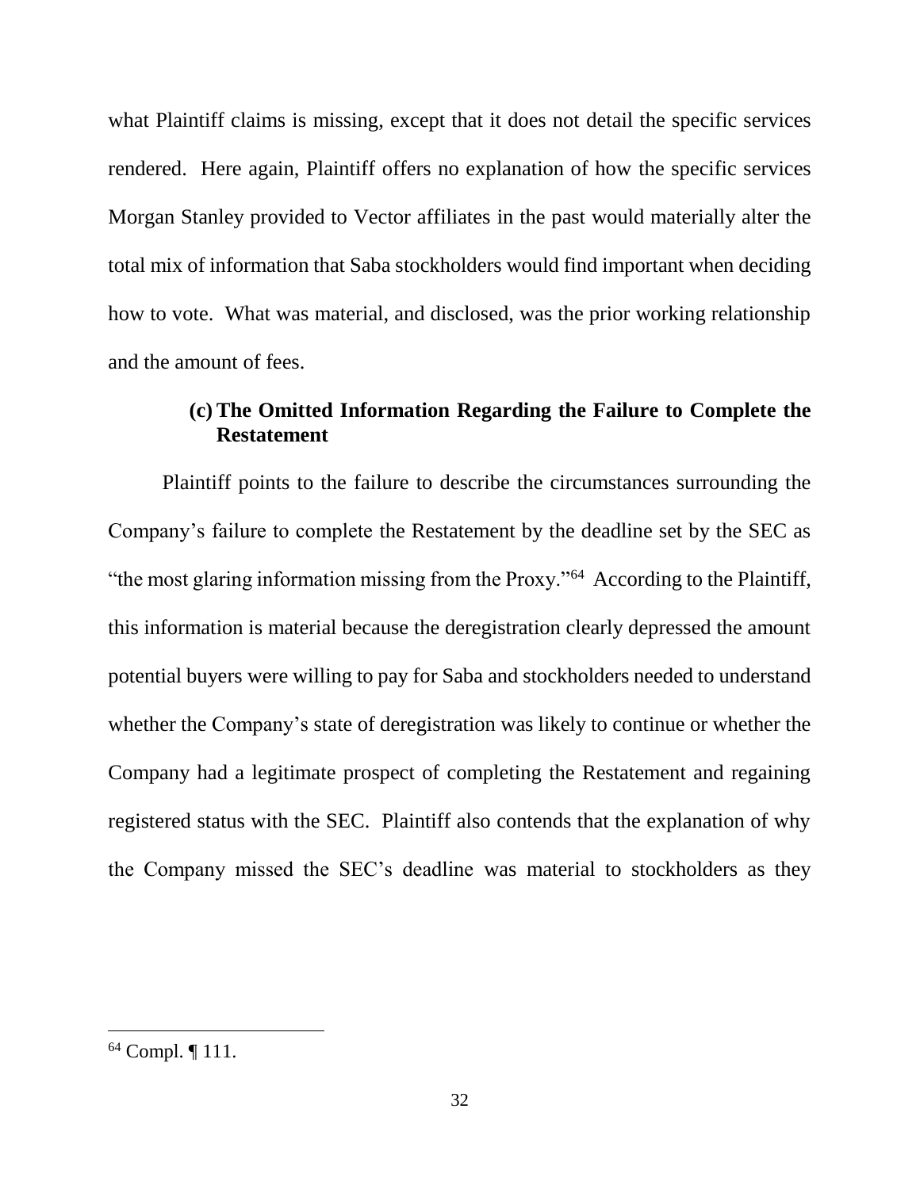what Plaintiff claims is missing, except that it does not detail the specific services rendered. Here again, Plaintiff offers no explanation of how the specific services Morgan Stanley provided to Vector affiliates in the past would materially alter the total mix of information that Saba stockholders would find important when deciding how to vote. What was material, and disclosed, was the prior working relationship and the amount of fees.

#### (c) The Omitted Information Regarding the Failure to Complete the Restatement

Plaintiff points to the failure to describe the circumstances surrounding the Company's failure to complete the Restatement by the deadline set by the SEC as "the most glaring information missing from the Proxy."[64] According to the Plaintiff, this information is material because the deregistration clearly depressed the amount potential buyers were willing to pay for Saba and stockholders needed to understand whether the Company's state of deregistration was likely to continue or whether the Company had a legitimate prospect of completing the Restatement and regaining registered status with the SEC. Plaintiff also contends that the explanation of why the Company missed the SEC's deadline was material to stockholders as they

---

[64] Compl. ¶ 111.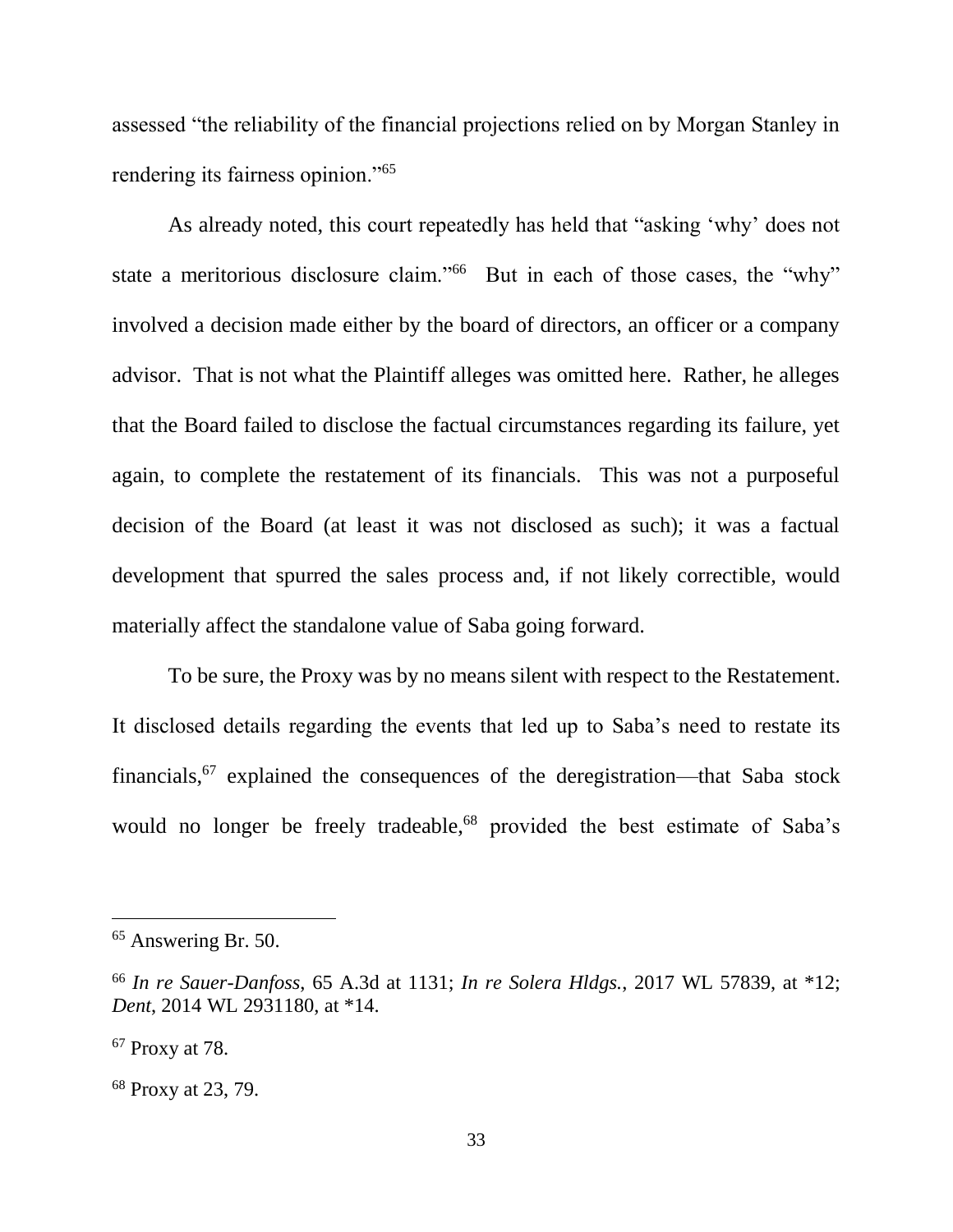assessed "the reliability of the financial projections relied on by Morgan Stanley in rendering its fairness opinion."[65]

As already noted, this court repeatedly has held that "asking 'why' does not state a meritorious disclosure claim."[66] But in each of those cases, the "why" involved a decision made either by the board of directors, an officer or a company advisor. That is not what the Plaintiff alleges was omitted here. Rather, he alleges that the Board failed to disclose the factual circumstances regarding its failure, yet again, to complete the restatement of its financials. This was not a purposeful decision of the Board (at least it was not disclosed as such); it was a factual development that spurred the sales process and, if not likely correctible, would materially affect the standalone value of Saba going forward.

To be sure, the Proxy was by no means silent with respect to the Restatement. It disclosed details regarding the events that led up to Saba's need to restate its financials,[67] explained the consequences of the deregistration—that Saba stock would no longer be freely tradeable,[68] provided the best estimate of Saba's

---

[65] Answering Br. 50.

[66] *In re Sauer-Danfoss*, 65 A.3d at 1131; *In re Solera Hldgs.*, 2017 WL 57839, at *12; *Dent*, 2014 WL 2931180, at *14.

[67] Proxy at 78.

[68] Proxy at 23, 79.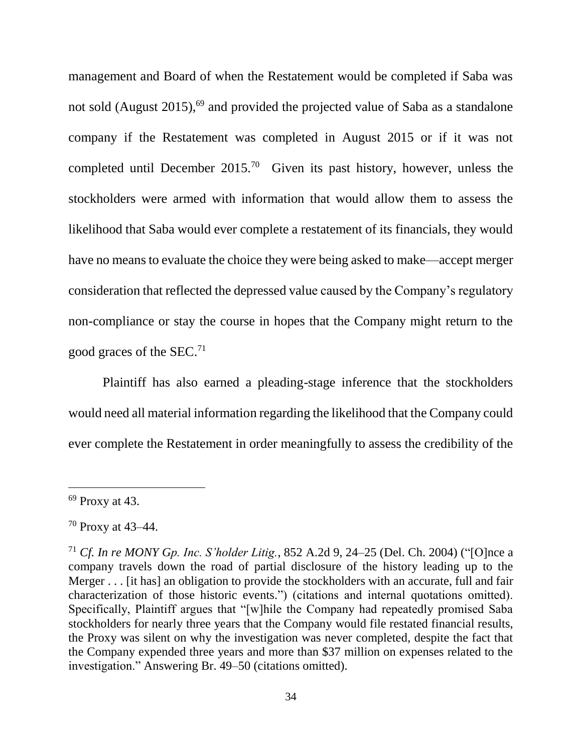management and Board of when the Restatement would be completed if Saba was not sold (August 2015),[69] and provided the projected value of Saba as a standalone company if the Restatement was completed in August 2015 or if it was not completed until December 2015.[70] Given its past history, however, unless the stockholders were armed with information that would allow them to assess the likelihood that Saba would ever complete a restatement of its financials, they would have no means to evaluate the choice they were being asked to make—accept merger consideration that reflected the depressed value caused by the Company's regulatory non-compliance or stay the course in hopes that the Company might return to the good graces of the SEC.[71]

Plaintiff has also earned a pleading-stage inference that the stockholders would need all material information regarding the likelihood that the Company could ever complete the Restatement in order meaningfully to assess the credibility of the

---

[69] Proxy at 43.

[70] Proxy at 43–44.

[71] *Cf. In re MONY Gp. Inc. S'holder Litig.*, 852 A.2d 9, 24–25 (Del. Ch. 2004) ("[O]nce a company travels down the road of partial disclosure of the history leading up to the Merger . . . [it has] an obligation to provide the stockholders with an accurate, full and fair characterization of those historic events.") (citations and internal quotations omitted). Specifically, Plaintiff argues that "[w]hile the Company had repeatedly promised Saba stockholders for nearly three years that the Company would file restated financial results, the Proxy was silent on why the investigation was never completed, despite the fact that the Company expended three years and more than $37 million on expenses related to the investigation." Answering Br. 49–50 (citations omitted).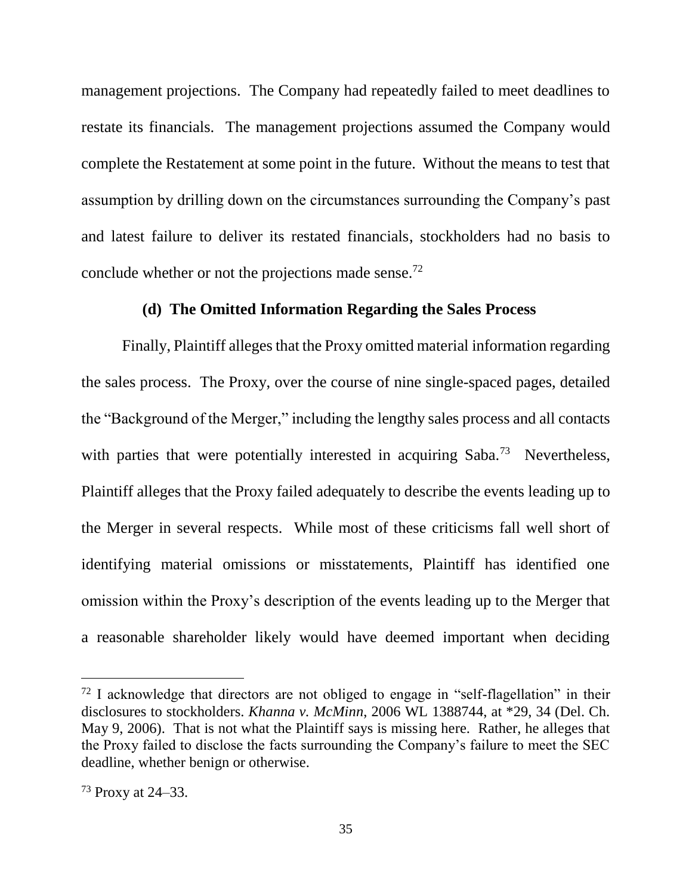management projections. The Company had repeatedly failed to meet deadlines to restate its financials. The management projections assumed the Company would complete the Restatement at some point in the future. Without the means to test that assumption by drilling down on the circumstances surrounding the Company's past and latest failure to deliver its restated financials, stockholders had no basis to conclude whether or not the projections made sense.[72]

**(d) The Omitted Information Regarding the Sales Process**

Finally, Plaintiff alleges that the Proxy omitted material information regarding the sales process. The Proxy, over the course of nine single-spaced pages, detailed the "Background of the Merger," including the lengthy sales process and all contacts with parties that were potentially interested in acquiring Saba.[73] Nevertheless, Plaintiff alleges that the Proxy failed adequately to describe the events leading up to the Merger in several respects. While most of these criticisms fall well short of identifying material omissions or misstatements, Plaintiff has identified one omission within the Proxy's description of the events leading up to the Merger that a reasonable shareholder likely would have deemed important when deciding

---

[72] I acknowledge that directors are not obliged to engage in "self-flagellation" in their disclosures to stockholders. *Khanna v. McMinn*, 2006 WL 1388744, at *29, 34 (Del. Ch. May 9, 2006). That is not what the Plaintiff says is missing here. Rather, he alleges that the Proxy failed to disclose the facts surrounding the Company's failure to meet the SEC deadline, whether benign or otherwise.

[73] Proxy at 24–33.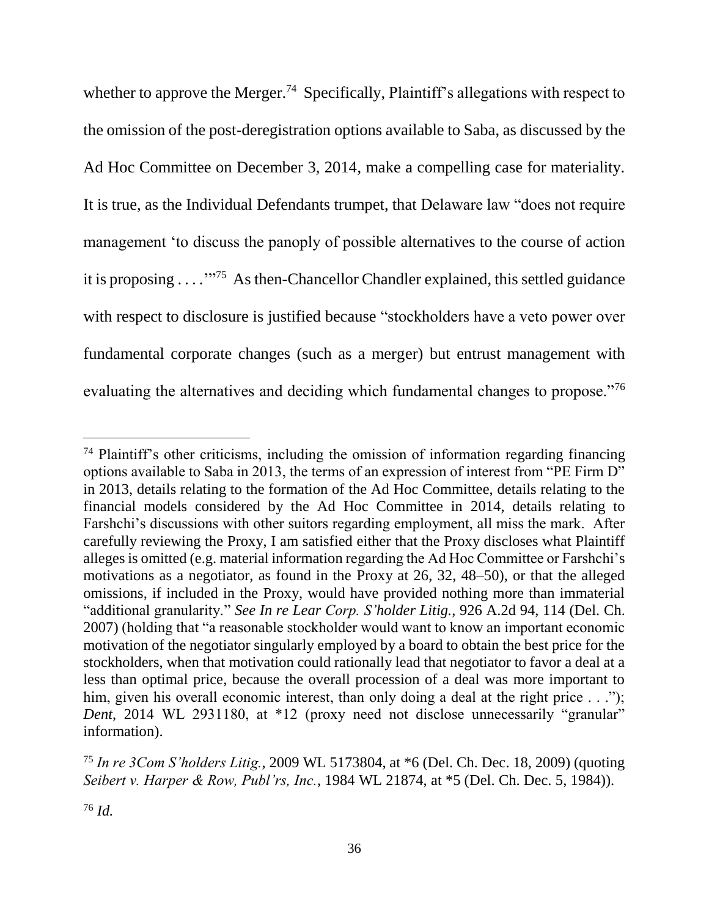whether to approve the Merger.[74] Specifically, Plaintiff's allegations with respect to the omission of the post-deregistration options available to Saba, as discussed by the Ad Hoc Committee on December 3, 2014, make a compelling case for materiality. It is true, as the Individual Defendants trumpet, that Delaware law "does not require management 'to discuss the panoply of possible alternatives to the course of action it is proposing . . . .'"[75] As then-Chancellor Chandler explained, this settled guidance with respect to disclosure is justified because "stockholders have a veto power over fundamental corporate changes (such as a merger) but entrust management with evaluating the alternatives and deciding which fundamental changes to propose."[76]

---

[74] Plaintiff's other criticisms, including the omission of information regarding financing options available to Saba in 2013, the terms of an expression of interest from "PE Firm D" in 2013, details relating to the formation of the Ad Hoc Committee, details relating to the financial models considered by the Ad Hoc Committee in 2014, details relating to Farshchi's discussions with other suitors regarding employment, all miss the mark. After carefully reviewing the Proxy, I am satisfied either that the Proxy discloses what Plaintiff alleges is omitted (e.g. material information regarding the Ad Hoc Committee or Farshchi's motivations as a negotiator, as found in the Proxy at 26, 32, 48–50), or that the alleged omissions, if included in the Proxy, would have provided nothing more than immaterial "additional granularity." *See In re Lear Corp. S'holder Litig.*, 926 A.2d 94, 114 (Del. Ch. 2007) (holding that "a reasonable stockholder would want to know an important economic motivation of the negotiator singularly employed by a board to obtain the best price for the stockholders, when that motivation could rationally lead that negotiator to favor a deal at a less than optimal price, because the overall procession of a deal was more important to him, given his overall economic interest, than only doing a deal at the right price . . ."); *Dent*, 2014 WL 2931180, at *12 (proxy need not disclose unnecessarily "granular" information).

[75] *In re 3Com S'holders Litig.*, 2009 WL 5173804, at *6 (Del. Ch. Dec. 18, 2009) (quoting *Seibert v. Harper & Row, Publ'rs, Inc.*, 1984 WL 21874, at *5 (Del. Ch. Dec. 5, 1984)).

[76] *Id.*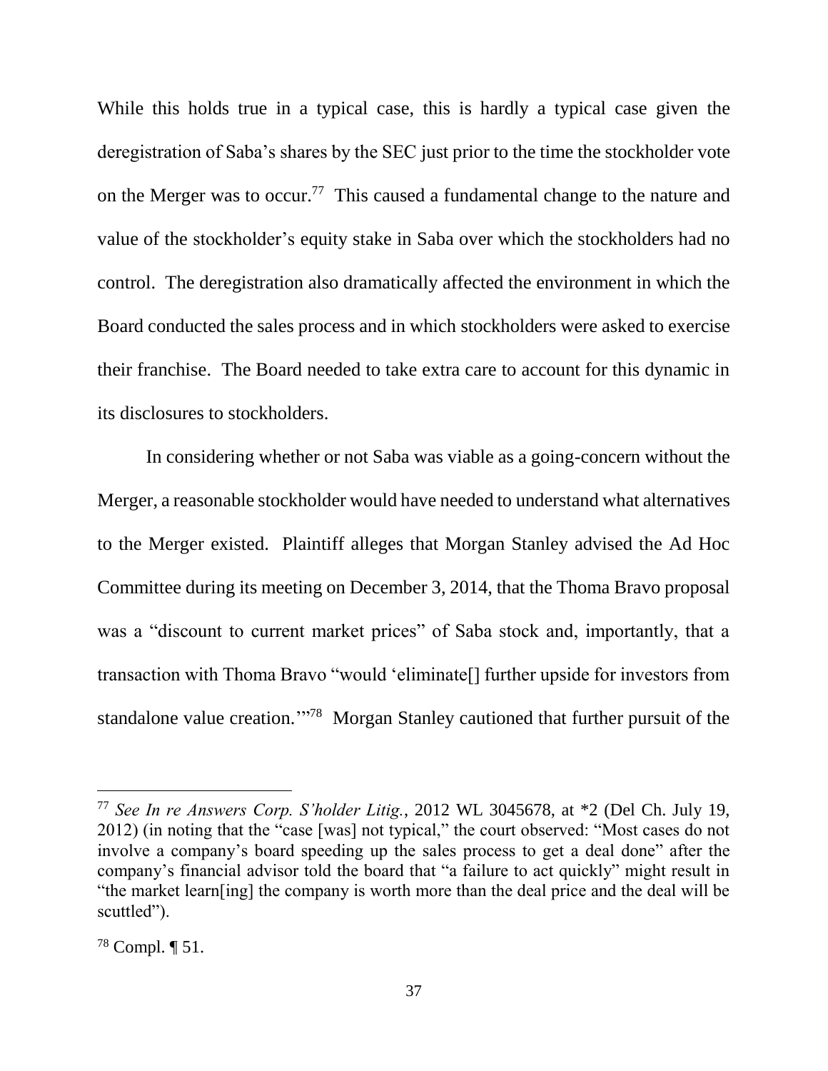While this holds true in a typical case, this is hardly a typical case given the deregistration of Saba's shares by the SEC just prior to the time the stockholder vote on the Merger was to occur.[77] This caused a fundamental change to the nature and value of the stockholder's equity stake in Saba over which the stockholders had no control. The deregistration also dramatically affected the environment in which the Board conducted the sales process and in which stockholders were asked to exercise their franchise. The Board needed to take extra care to account for this dynamic in its disclosures to stockholders.

In considering whether or not Saba was viable as a going-concern without the Merger, a reasonable stockholder would have needed to understand what alternatives to the Merger existed. Plaintiff alleges that Morgan Stanley advised the Ad Hoc Committee during its meeting on December 3, 2014, that the Thoma Bravo proposal was a "discount to current market prices" of Saba stock and, importantly, that a transaction with Thoma Bravo "would 'eliminate[] further upside for investors from standalone value creation.'"[78] Morgan Stanley cautioned that further pursuit of the

---

[77] *See In re Answers Corp. S'holder Litig.*, 2012 WL 3045678, at *2 (Del Ch. July 19, 2012) (in noting that the "case [was] not typical," the court observed: "Most cases do not involve a company's board speeding up the sales process to get a deal done" after the company's financial advisor told the board that "a failure to act quickly" might result in "the market learn[ing] the company is worth more than the deal price and the deal will be scuttled").

[78] Compl. ¶ 51.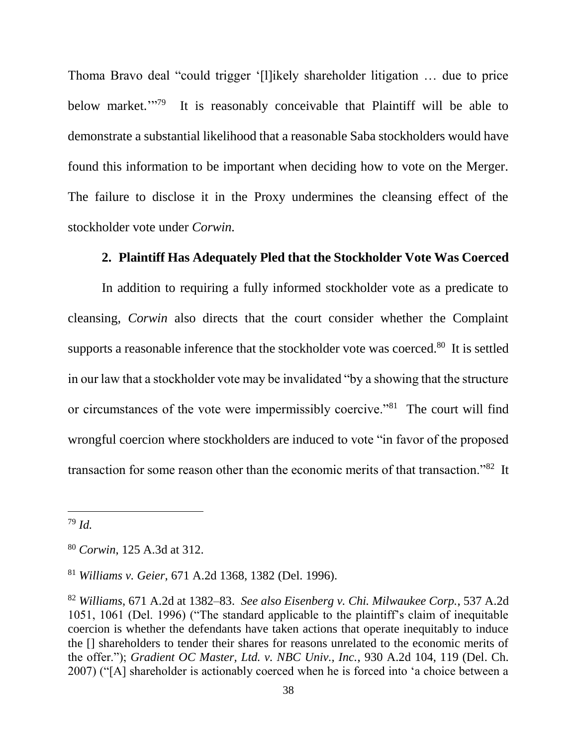Thoma Bravo deal "could trigger '[l]ikely shareholder litigation … due to price below market.'"[79] It is reasonably conceivable that Plaintiff will be able to demonstrate a substantial likelihood that a reasonable Saba stockholders would have found this information to be important when deciding how to vote on the Merger. The failure to disclose it in the Proxy undermines the cleansing effect of the stockholder vote under *Corwin.*

### 2. Plaintiff Has Adequately Pled that the Stockholder Vote Was Coerced

In addition to requiring a fully informed stockholder vote as a predicate to cleansing, *Corwin* also directs that the court consider whether the Complaint supports a reasonable inference that the stockholder vote was coerced.[80] It is settled in our law that a stockholder vote may be invalidated "by a showing that the structure or circumstances of the vote were impermissibly coercive."[81] The court will find wrongful coercion where stockholders are induced to vote "in favor of the proposed transaction for some reason other than the economic merits of that transaction."[82] It

---

[79] *Id.*

[80] *Corwin*, 125 A.3d at 312.

[81] *Williams v. Geier*, 671 A.2d 1368, 1382 (Del. 1996).

[82] *Williams*, 671 A.2d at 1382–83. *See also Eisenberg v. Chi. Milwaukee Corp.*, 537 A.2d 1051, 1061 (Del. 1996) ("The standard applicable to the plaintiff's claim of inequitable coercion is whether the defendants have taken actions that operate inequitably to induce the [] shareholders to tender their shares for reasons unrelated to the economic merits of the offer."); *Gradient OC Master, Ltd. v. NBC Univ., Inc.*, 930 A.2d 104, 119 (Del. Ch. 2007) ("[A] shareholder is actionably coerced when he is forced into 'a choice between a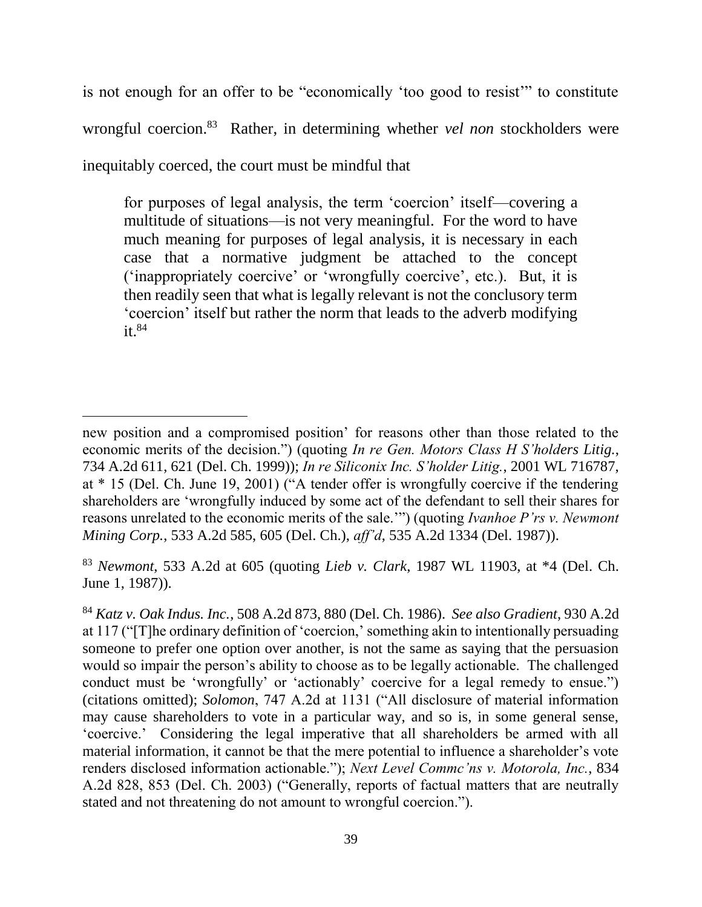is not enough for an offer to be "economically 'too good to resist'" to constitute wrongful coercion.[83] Rather, in determining whether *vel non* stockholders were inequitably coerced, the court must be mindful that

> for purposes of legal analysis, the term 'coercion' itself—covering a multitude of situations—is not very meaningful. For the word to have much meaning for purposes of legal analysis, it is necessary in each case that a normative judgment be attached to the concept ('inappropriately coercive' or 'wrongfully coercive', etc.). But, it is then readily seen that what is legally relevant is not the conclusory term 'coercion' itself but rather the norm that leads to the adverb modifying it.[84]

---

new position and a compromised position' for reasons other than those related to the economic merits of the decision.") (quoting *In re Gen. Motors Class H S'holders Litig.*, 734 A.2d 611, 621 (Del. Ch. 1999)); *In re Siliconix Inc. S'holder Litig.*, 2001 WL 716787, at * 15 (Del. Ch. June 19, 2001) ("A tender offer is wrongfully coercive if the tendering shareholders are 'wrongfully induced by some act of the defendant to sell their shares for reasons unrelated to the economic merits of the sale.'") (quoting *Ivanhoe P'rs v. Newmont Mining Corp.*, 533 A.2d 585, 605 (Del. Ch.), *aff'd*, 535 A.2d 1334 (Del. 1987)).

[83] *Newmont*, 533 A.2d at 605 (quoting *Lieb v. Clark*, 1987 WL 11903, at *4 (Del. Ch. June 1, 1987)).

[84] *Katz v. Oak Indus. Inc.*, 508 A.2d 873, 880 (Del. Ch. 1986). *See also Gradient*, 930 A.2d at 117 ("[T]he ordinary definition of 'coercion,' something akin to intentionally persuading someone to prefer one option over another, is not the same as saying that the persuasion would so impair the person's ability to choose as to be legally actionable. The challenged conduct must be 'wrongfully' or 'actionably' coercive for a legal remedy to ensue.") (citations omitted); *Solomon*, 747 A.2d at 1131 ("All disclosure of material information may cause shareholders to vote in a particular way, and so is, in some general sense, 'coercive.' Considering the legal imperative that all shareholders be armed with all material information, it cannot be that the mere potential to influence a shareholder's vote renders disclosed information actionable."); *Next Level Commc'ns v. Motorola, Inc.*, 834 A.2d 828, 853 (Del. Ch. 2003) ("Generally, reports of factual matters that are neutrally stated and not threatening do not amount to wrongful coercion.").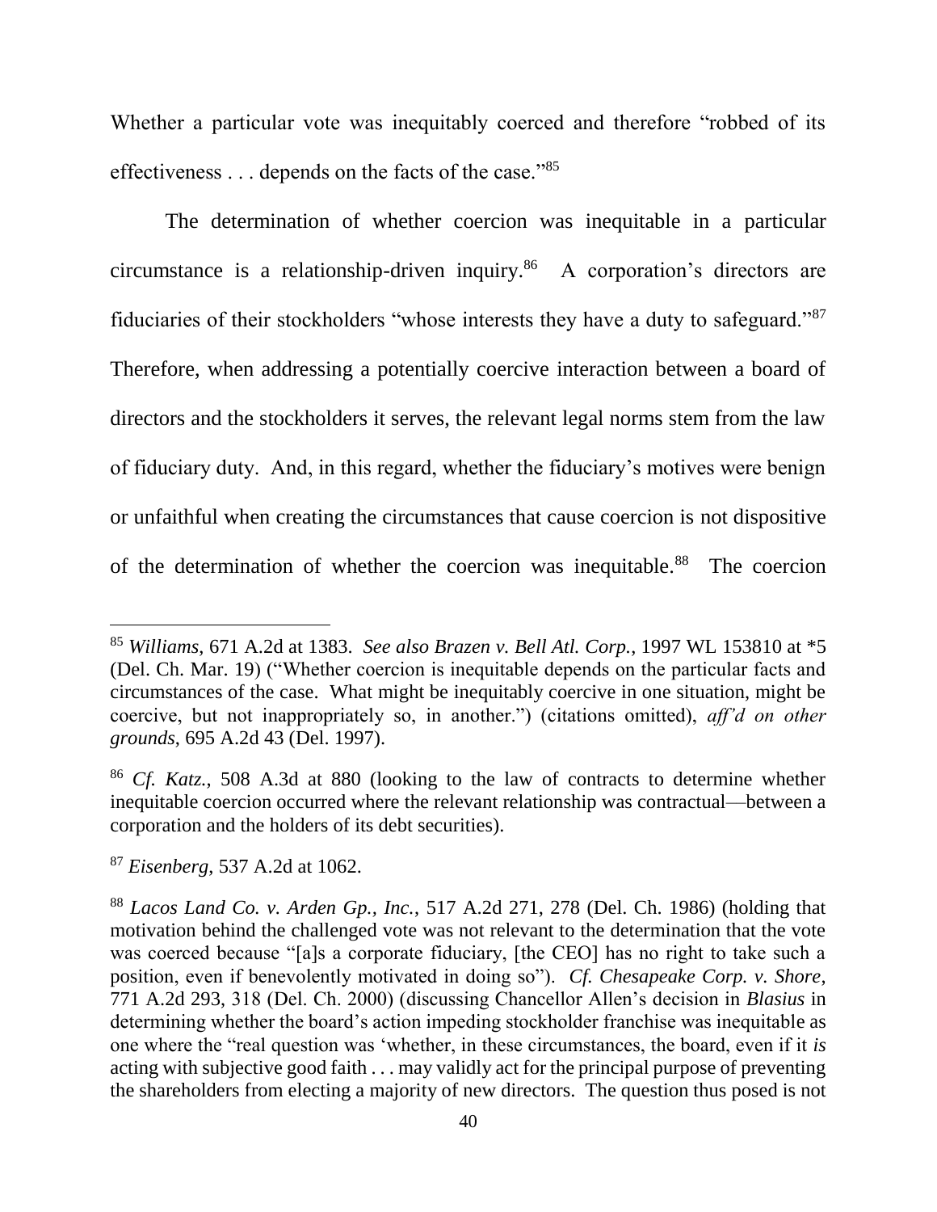Whether a particular vote was inequitably coerced and therefore "robbed of its effectiveness . . . depends on the facts of the case."[85]

The determination of whether coercion was inequitable in a particular circumstance is a relationship-driven inquiry.[86] A corporation's directors are fiduciaries of their stockholders "whose interests they have a duty to safeguard."[87] Therefore, when addressing a potentially coercive interaction between a board of directors and the stockholders it serves, the relevant legal norms stem from the law of fiduciary duty. And, in this regard, whether the fiduciary's motives were benign or unfaithful when creating the circumstances that cause coercion is not dispositive of the determination of whether the coercion was inequitable.[88] The coercion

---

[85] *Williams*, 671 A.2d at 1383. *See also Brazen v. Bell Atl. Corp.*, 1997 WL 153810 at *5 (Del. Ch. Mar. 19) ("Whether coercion is inequitable depends on the particular facts and circumstances of the case. What might be inequitably coercive in one situation, might be coercive, but not inappropriately so, in another.") (citations omitted), *aff'd on other grounds*, 695 A.2d 43 (Del. 1997).

[86] *Cf. Katz.*, 508 A.3d at 880 (looking to the law of contracts to determine whether inequitable coercion occurred where the relevant relationship was contractual—between a corporation and the holders of its debt securities).

[87] *Eisenberg*, 537 A.2d at 1062.

[88] *Lacos Land Co. v. Arden Gp., Inc.*, 517 A.2d 271, 278 (Del. Ch. 1986) (holding that motivation behind the challenged vote was not relevant to the determination that the vote was coerced because "[a]s a corporate fiduciary, [the CEO] has no right to take such a position, even if benevolently motivated in doing so"). *Cf. Chesapeake Corp. v. Shore*, 771 A.2d 293, 318 (Del. Ch. 2000) (discussing Chancellor Allen's decision in *Blasius* in determining whether the board's action impeding stockholder franchise was inequitable as one where the "real question was 'whether, in these circumstances, the board, even if it *is* acting with subjective good faith . . . may validly act for the principal purpose of preventing the shareholders from electing a majority of new directors. The question thus posed is not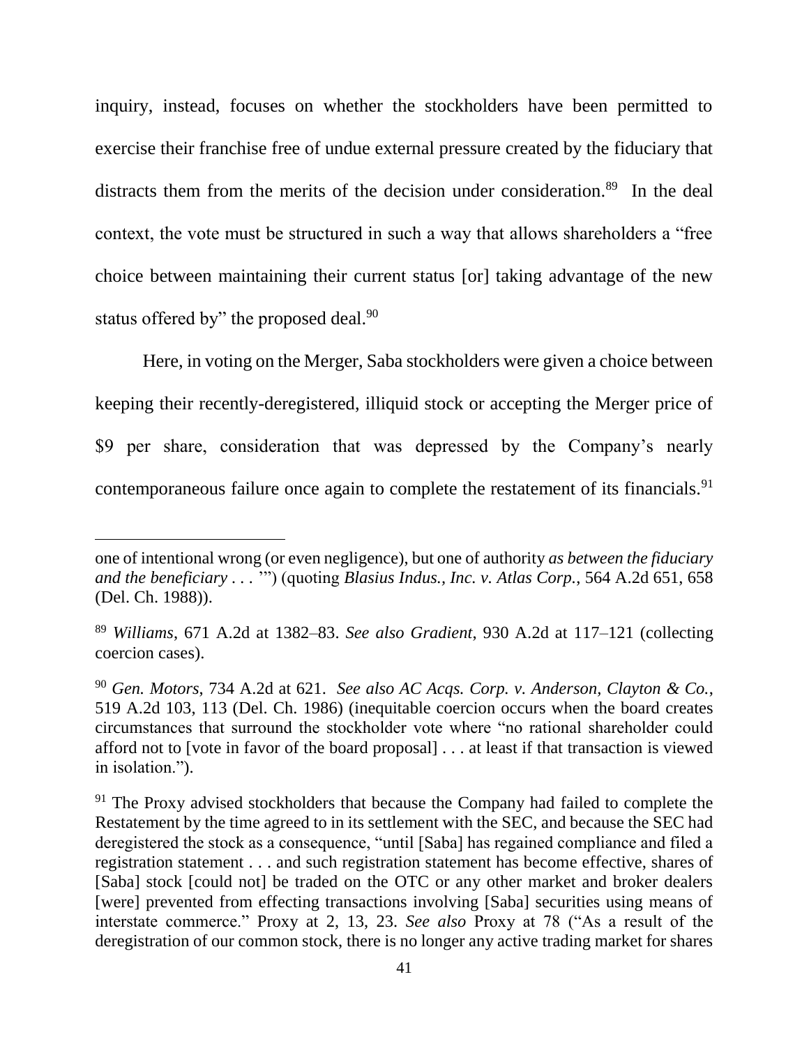inquiry, instead, focuses on whether the stockholders have been permitted to exercise their franchise free of undue external pressure created by the fiduciary that distracts them from the merits of the decision under consideration.[89] In the deal context, the vote must be structured in such a way that allows shareholders a "free choice between maintaining their current status [or] taking advantage of the new status offered by" the proposed deal.[90]

Here, in voting on the Merger, Saba stockholders were given a choice between keeping their recently-deregistered, illiquid stock or accepting the Merger price of $9 per share, consideration that was depressed by the Company's nearly contemporaneous failure once again to complete the restatement of its financials.[91]

---

one of intentional wrong (or even negligence), but one of authority *as between the fiduciary and the beneficiary* . . . '") (quoting *Blasius Indus., Inc. v. Atlas Corp.*, 564 A.2d 651, 658 (Del. Ch. 1988)).

[89] *Williams*, 671 A.2d at 1382–83. *See also Gradient*, 930 A.2d at 117–121 (collecting coercion cases).

[90] *Gen. Motors*, 734 A.2d at 621. *See also AC Acqs. Corp. v. Anderson, Clayton & Co.*, 519 A.2d 103, 113 (Del. Ch. 1986) (inequitable coercion occurs when the board creates circumstances that surround the stockholder vote where "no rational shareholder could afford not to [vote in favor of the board proposal] . . . at least if that transaction is viewed in isolation.").

[91] The Proxy advised stockholders that because the Company had failed to complete the Restatement by the time agreed to in its settlement with the SEC, and because the SEC had deregistered the stock as a consequence, "until [Saba] has regained compliance and filed a registration statement . . . and such registration statement has become effective, shares of [Saba] stock [could not] be traded on the OTC or any other market and broker dealers [were] prevented from effecting transactions involving [Saba] securities using means of interstate commerce." Proxy at 2, 13, 23. *See also* Proxy at 78 ("As a result of the deregistration of our common stock, there is no longer any active trading market for shares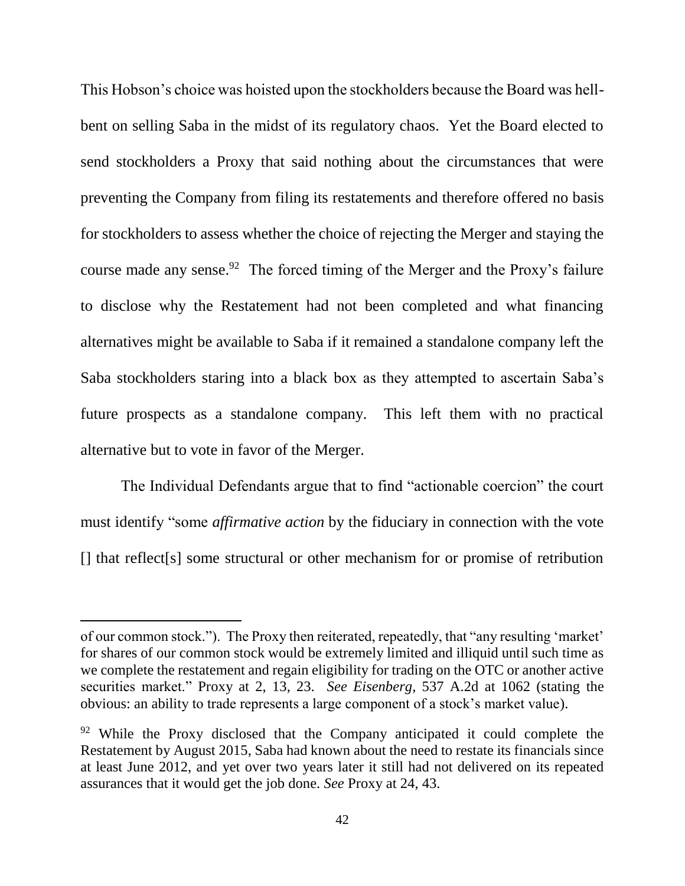This Hobson's choice was hoisted upon the stockholders because the Board was hell-bent on selling Saba in the midst of its regulatory chaos. Yet the Board elected to send stockholders a Proxy that said nothing about the circumstances that were preventing the Company from filing its restatements and therefore offered no basis for stockholders to assess whether the choice of rejecting the Merger and staying the course made any sense.[92] The forced timing of the Merger and the Proxy's failure to disclose why the Restatement had not been completed and what financing alternatives might be available to Saba if it remained a standalone company left the Saba stockholders staring into a black box as they attempted to ascertain Saba's future prospects as a standalone company. This left them with no practical alternative but to vote in favor of the Merger.

The Individual Defendants argue that to find "actionable coercion" the court must identify "some *affirmative action* by the fiduciary in connection with the vote [] that reflect[s] some structural or other mechanism for or promise of retribution

---

of our common stock."). The Proxy then reiterated, repeatedly, that "any resulting 'market' for shares of our common stock would be extremely limited and illiquid until such time as we complete the restatement and regain eligibility for trading on the OTC or another active securities market." Proxy at 2, 13, 23. *See Eisenberg*, 537 A.2d at 1062 (stating the obvious: an ability to trade represents a large component of a stock's market value).

[92] While the Proxy disclosed that the Company anticipated it could complete the Restatement by August 2015, Saba had known about the need to restate its financials since at least June 2012, and yet over two years later it still had not delivered on its repeated assurances that it would get the job done. *See* Proxy at 24, 43.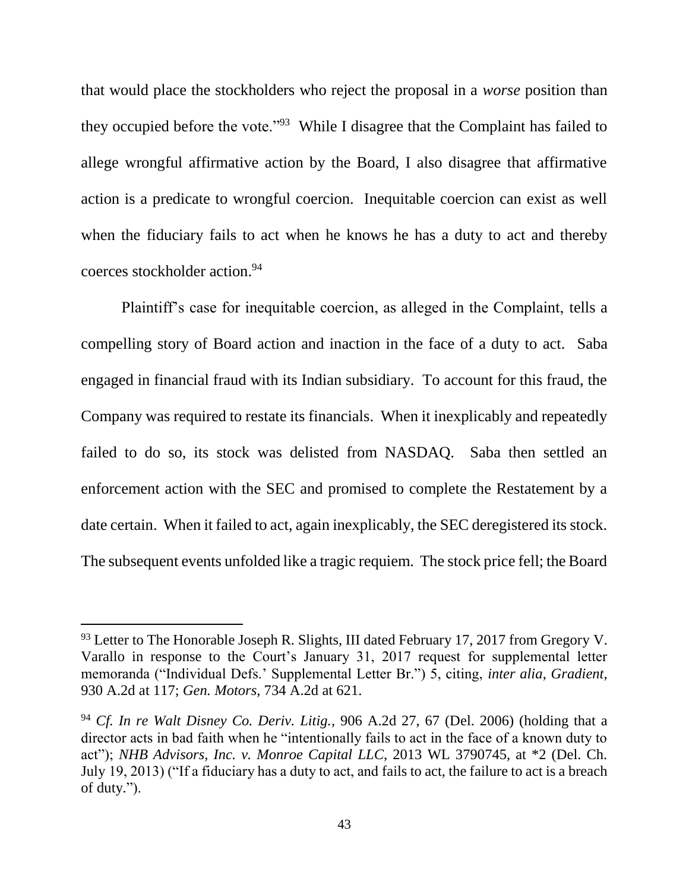that would place the stockholders who reject the proposal in a *worse* position than they occupied before the vote."[93] While I disagree that the Complaint has failed to allege wrongful affirmative action by the Board, I also disagree that affirmative action is a predicate to wrongful coercion. Inequitable coercion can exist as well when the fiduciary fails to act when he knows he has a duty to act and thereby coerces stockholder action.[94]

Plaintiff's case for inequitable coercion, as alleged in the Complaint, tells a compelling story of Board action and inaction in the face of a duty to act. Saba engaged in financial fraud with its Indian subsidiary. To account for this fraud, the Company was required to restate its financials. When it inexplicably and repeatedly failed to do so, its stock was delisted from NASDAQ. Saba then settled an enforcement action with the SEC and promised to complete the Restatement by a date certain. When it failed to act, again inexplicably, the SEC deregistered its stock. The subsequent events unfolded like a tragic requiem. The stock price fell; the Board

---

[93] Letter to The Honorable Joseph R. Slights, III dated February 17, 2017 from Gregory V. Varallo in response to the Court's January 31, 2017 request for supplemental letter memoranda ("Individual Defs.' Supplemental Letter Br.") 5, citing, *inter alia*, *Gradient*, 930 A.2d at 117; *Gen. Motors*, 734 A.2d at 621.

[94] *Cf. In re Walt Disney Co. Deriv. Litig.*, 906 A.2d 27, 67 (Del. 2006) (holding that a director acts in bad faith when he "intentionally fails to act in the face of a known duty to act"); *NHB Advisors, Inc. v. Monroe Capital LLC*, 2013 WL 3790745, at *2 (Del. Ch. July 19, 2013) ("If a fiduciary has a duty to act, and fails to act, the failure to act is a breach of duty.").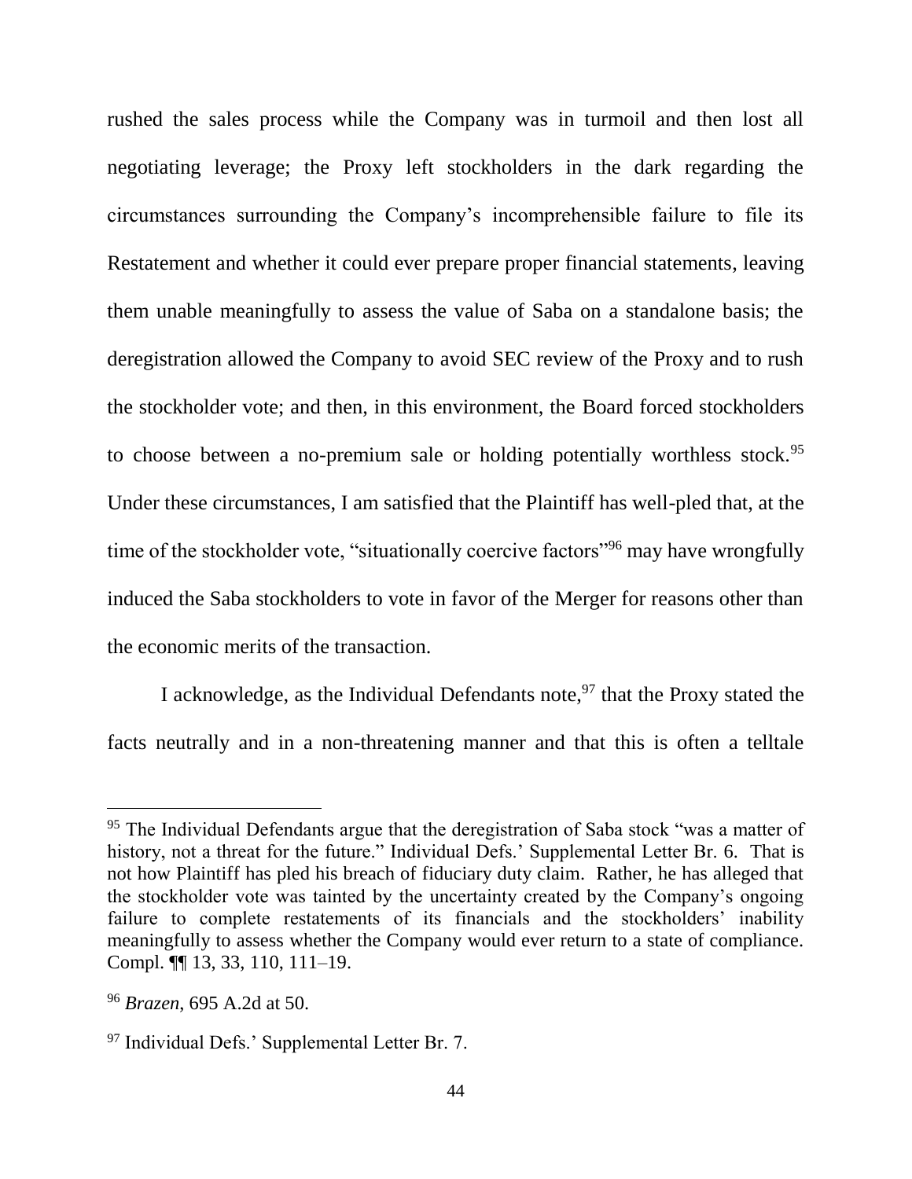rushed the sales process while the Company was in turmoil and then lost all negotiating leverage; the Proxy left stockholders in the dark regarding the circumstances surrounding the Company's incomprehensible failure to file its Restatement and whether it could ever prepare proper financial statements, leaving them unable meaningfully to assess the value of Saba on a standalone basis; the deregistration allowed the Company to avoid SEC review of the Proxy and to rush the stockholder vote; and then, in this environment, the Board forced stockholders to choose between a no-premium sale or holding potentially worthless stock.[95] Under these circumstances, I am satisfied that the Plaintiff has well-pled that, at the time of the stockholder vote, "situationally coercive factors"[96] may have wrongfully induced the Saba stockholders to vote in favor of the Merger for reasons other than the economic merits of the transaction.

I acknowledge, as the Individual Defendants note,[97] that the Proxy stated the facts neutrally and in a non-threatening manner and that this is often a telltale

---

[95] The Individual Defendants argue that the deregistration of Saba stock "was a matter of history, not a threat for the future." Individual Defs.' Supplemental Letter Br. 6. That is not how Plaintiff has pled his breach of fiduciary duty claim. Rather, he has alleged that the stockholder vote was tainted by the uncertainty created by the Company's ongoing failure to complete restatements of its financials and the stockholders' inability meaningfully to assess whether the Company would ever return to a state of compliance. Compl. ¶¶ 13, 33, 110, 111–19.

[96] *Brazen*, 695 A.2d at 50.

[97] Individual Defs.' Supplemental Letter Br. 7.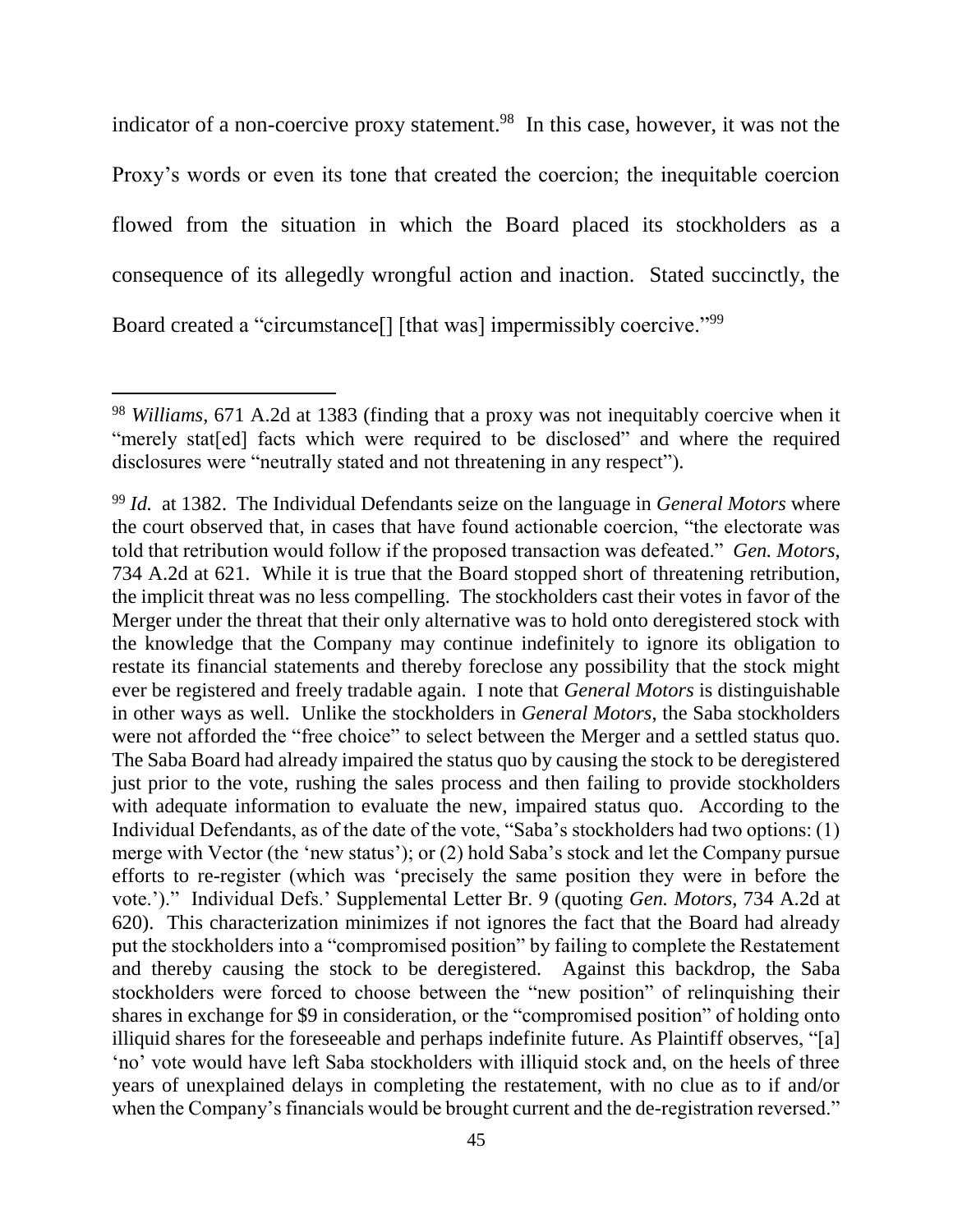indicator of a non-coercive proxy statement.[98] In this case, however, it was not the Proxy's words or even its tone that created the coercion; the inequitable coercion flowed from the situation in which the Board placed its stockholders as a consequence of its allegedly wrongful action and inaction. Stated succinctly, the Board created a "circumstance[] [that was] impermissibly coercive."[99]

---

[98] *Williams*, 671 A.2d at 1383 (finding that a proxy was not inequitably coercive when it "merely stat[ed] facts which were required to be disclosed" and where the required disclosures were "neutrally stated and not threatening in any respect").

[99] *Id.* at 1382. The Individual Defendants seize on the language in *General Motors* where the court observed that, in cases that have found actionable coercion, "the electorate was told that retribution would follow if the proposed transaction was defeated." *Gen. Motors*, 734 A.2d at 621. While it is true that the Board stopped short of threatening retribution, the implicit threat was no less compelling. The stockholders cast their votes in favor of the Merger under the threat that their only alternative was to hold onto deregistered stock with the knowledge that the Company may continue indefinitely to ignore its obligation to restate its financial statements and thereby foreclose any possibility that the stock might ever be registered and freely tradable again. I note that *General Motors* is distinguishable in other ways as well. Unlike the stockholders in *General Motors*, the Saba stockholders were not afforded the "free choice" to select between the Merger and a settled status quo. The Saba Board had already impaired the status quo by causing the stock to be deregistered just prior to the vote, rushing the sales process and then failing to provide stockholders with adequate information to evaluate the new, impaired status quo. According to the Individual Defendants, as of the date of the vote, "Saba's stockholders had two options: (1) merge with Vector (the 'new status'); or (2) hold Saba's stock and let the Company pursue efforts to re-register (which was 'precisely the same position they were in before the vote.')." Individual Defs.' Supplemental Letter Br. 9 (quoting *Gen. Motors*, 734 A.2d at 620). This characterization minimizes if not ignores the fact that the Board had already put the stockholders into a "compromised position" by failing to complete the Restatement and thereby causing the stock to be deregistered. Against this backdrop, the Saba stockholders were forced to choose between the "new position" of relinquishing their shares in exchange for $9 in consideration, or the "compromised position" of holding onto illiquid shares for the foreseeable and perhaps indefinite future. As Plaintiff observes, "[a] 'no' vote would have left Saba stockholders with illiquid stock and, on the heels of three years of unexplained delays in completing the restatement, with no clue as to if and/or when the Company's financials would be brought current and the de-registration reversed."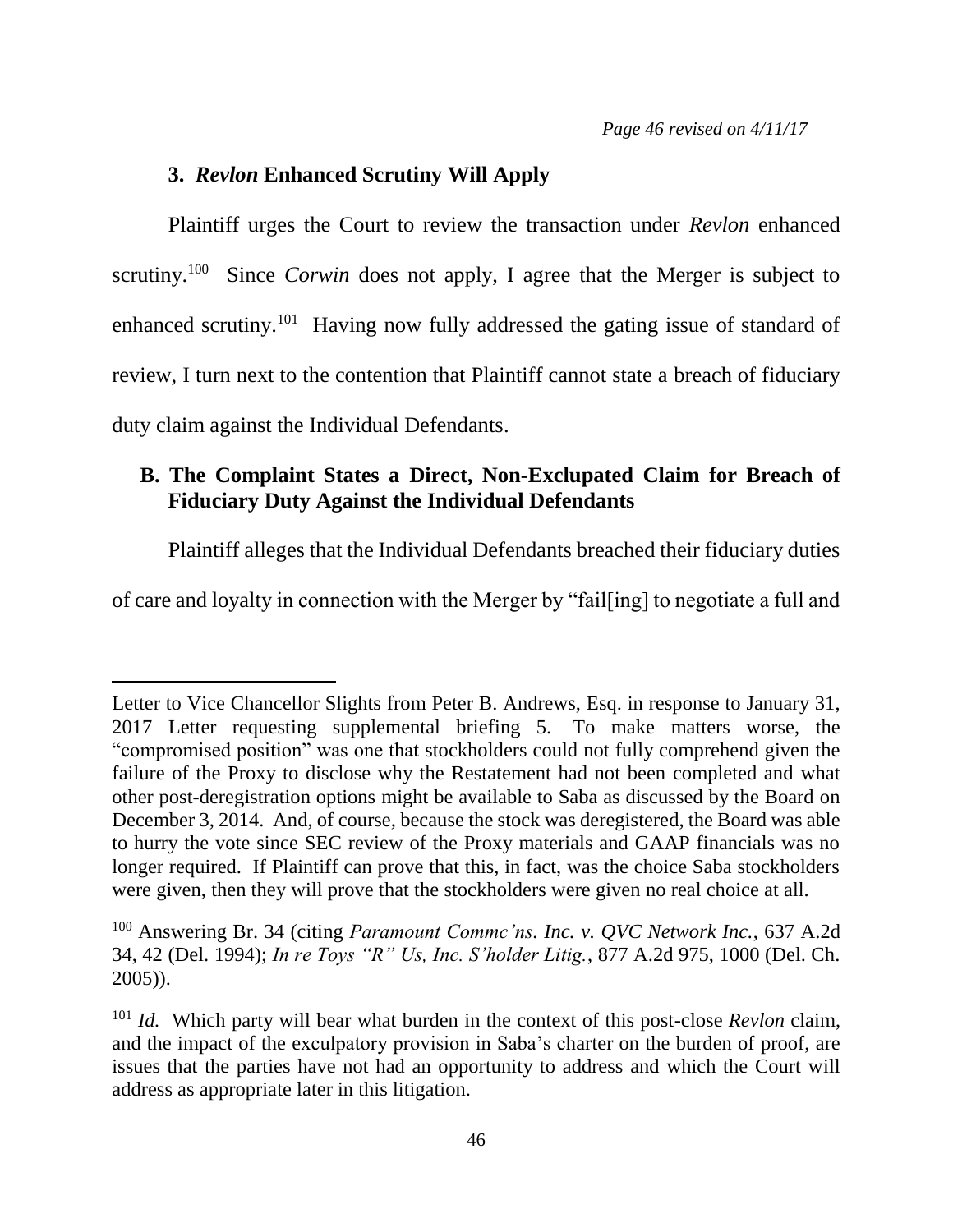*Page 46 revised on 4/11/17*

### 3. *Revlon* Enhanced Scrutiny Will Apply

Plaintiff urges the Court to review the transaction under *Revlon* enhanced scrutiny.[100] Since *Corwin* does not apply, I agree that the Merger is subject to enhanced scrutiny.[101] Having now fully addressed the gating issue of standard of review, I turn next to the contention that Plaintiff cannot state a breach of fiduciary duty claim against the Individual Defendants.

## B. The Complaint States a Direct, Non-Exculpated Claim for Breach of Fiduciary Duty Against the Individual Defendants

Plaintiff alleges that the Individual Defendants breached their fiduciary duties of care and loyalty in connection with the Merger by "fail[ing] to negotiate a full and

---

Letter to Vice Chancellor Slights from Peter B. Andrews, Esq. in response to January 31, 2017 Letter requesting supplemental briefing 5. To make matters worse, the "compromised position" was one that stockholders could not fully comprehend given the failure of the Proxy to disclose why the Restatement had not been completed and what other post-deregistration options might be available to Saba as discussed by the Board on December 3, 2014. And, of course, because the stock was deregistered, the Board was able to hurry the vote since SEC review of the Proxy materials and GAAP financials was no longer required. If Plaintiff can prove that this, in fact, was the choice Saba stockholders were given, then they will prove that the stockholders were given no real choice at all.

[100] Answering Br. 34 (citing *Paramount Commc'ns. Inc. v. QVC Network Inc.*, 637 A.2d 34, 42 (Del. 1994); *In re Toys "R" Us, Inc. S'holder Litig.*, 877 A.2d 975, 1000 (Del. Ch. 2005)).

[101] *Id.* Which party will bear what burden in the context of this post-close *Revlon* claim, and the impact of the exculpatory provision in Saba's charter on the burden of proof, are issues that the parties have not had an opportunity to address and which the Court will address as appropriate later in this litigation.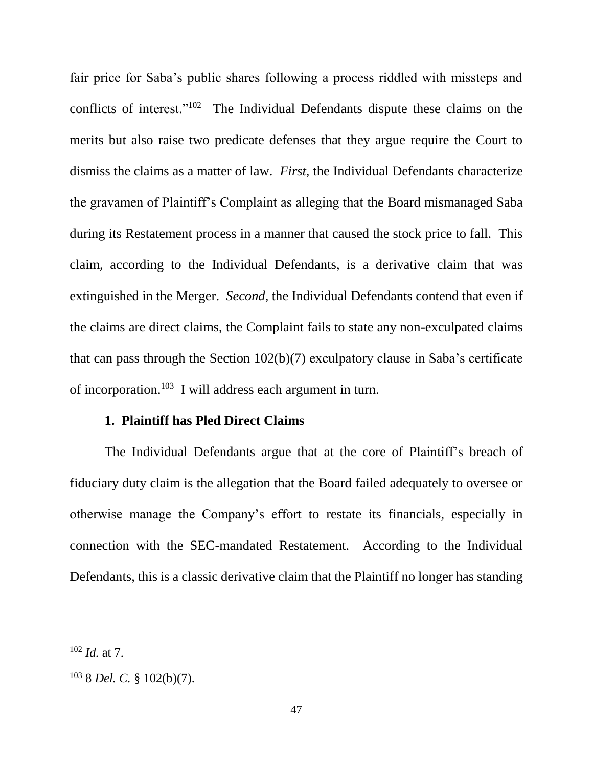fair price for Saba's public shares following a process riddled with missteps and conflicts of interest."[102] The Individual Defendants dispute these claims on the merits but also raise two predicate defenses that they argue require the Court to dismiss the claims as a matter of law. *First*, the Individual Defendants characterize the gravamen of Plaintiff's Complaint as alleging that the Board mismanaged Saba during its Restatement process in a manner that caused the stock price to fall. This claim, according to the Individual Defendants, is a derivative claim that was extinguished in the Merger. *Second*, the Individual Defendants contend that even if the claims are direct claims, the Complaint fails to state any non-exculpated claims that can pass through the Section 102(b)(7) exculpatory clause in Saba's certificate of incorporation.[103] I will address each argument in turn.

### 1. Plaintiff has Pled Direct Claims

The Individual Defendants argue that at the core of Plaintiff's breach of fiduciary duty claim is the allegation that the Board failed adequately to oversee or otherwise manage the Company's effort to restate its financials, especially in connection with the SEC-mandated Restatement. According to the Individual Defendants, this is a classic derivative claim that the Plaintiff no longer has standing

---

[102] *Id.* at 7.

[103] 8 *Del. C.* § 102(b)(7).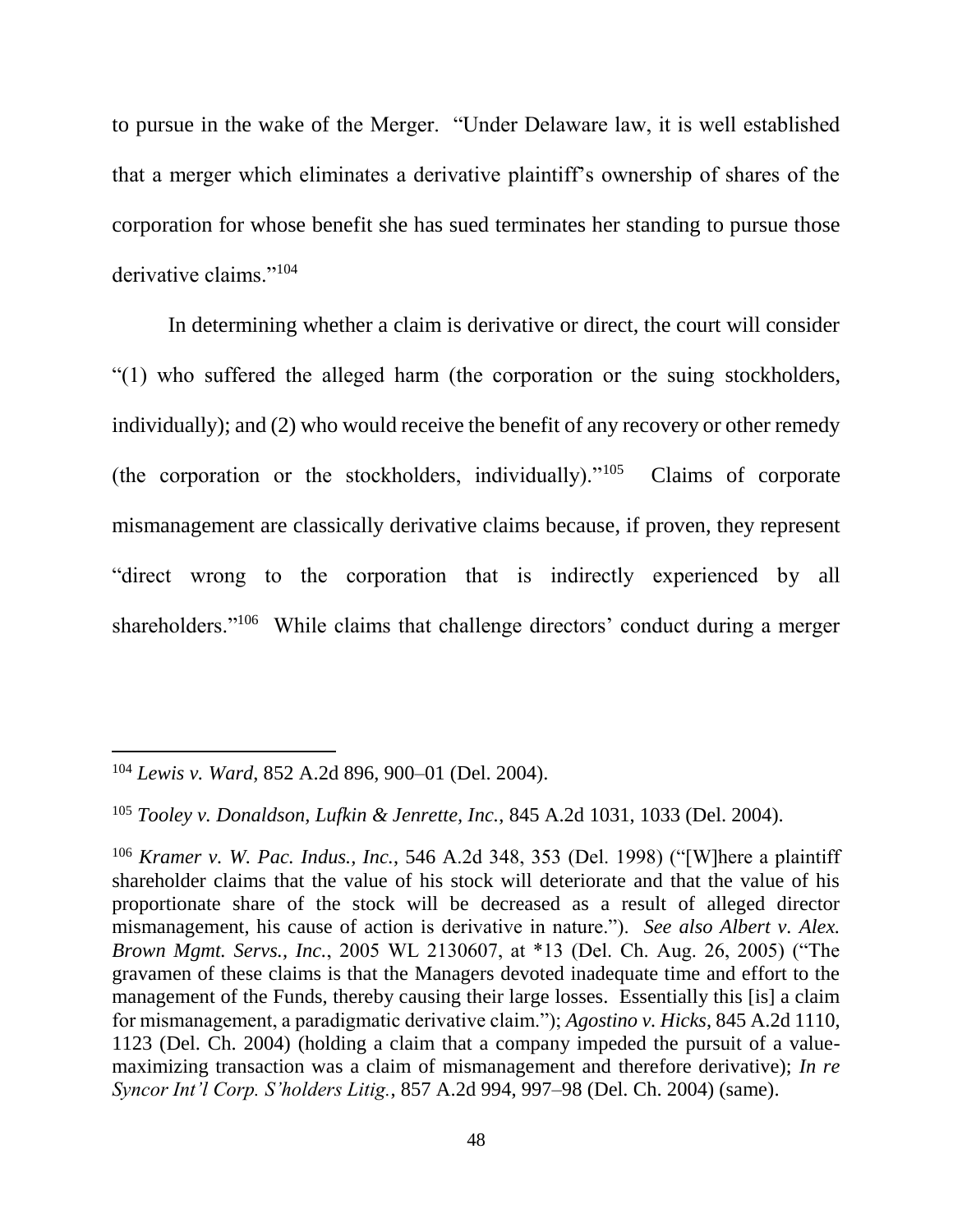to pursue in the wake of the Merger. "Under Delaware law, it is well established that a merger which eliminates a derivative plaintiff's ownership of shares of the corporation for whose benefit she has sued terminates her standing to pursue those derivative claims."[104]

In determining whether a claim is derivative or direct, the court will consider "(1) who suffered the alleged harm (the corporation or the suing stockholders, individually); and (2) who would receive the benefit of any recovery or other remedy (the corporation or the stockholders, individually)."[105] Claims of corporate mismanagement are classically derivative claims because, if proven, they represent "direct wrong to the corporation that is indirectly experienced by all shareholders."[106] While claims that challenge directors' conduct during a merger

---

[104] *Lewis v. Ward*, 852 A.2d 896, 900–01 (Del. 2004).

[105] *Tooley v. Donaldson, Lufkin & Jenrette, Inc.*, 845 A.2d 1031, 1033 (Del. 2004).

[106] *Kramer v. W. Pac. Indus., Inc.*, 546 A.2d 348, 353 (Del. 1998) ("[W]here a plaintiff shareholder claims that the value of his stock will deteriorate and that the value of his proportionate share of the stock will be decreased as a result of alleged director mismanagement, his cause of action is derivative in nature."). *See also Albert v. Alex. Brown Mgmt. Servs., Inc.*, 2005 WL 2130607, at *13 (Del. Ch. Aug. 26, 2005) ("The gravamen of these claims is that the Managers devoted inadequate time and effort to the management of the Funds, thereby causing their large losses. Essentially this [is] a claim for mismanagement, a paradigmatic derivative claim."); *Agostino v. Hicks*, 845 A.2d 1110, 1123 (Del. Ch. 2004) (holding a claim that a company impeded the pursuit of a value-maximizing transaction was a claim of mismanagement and therefore derivative); *In re Syncor Int'l Corp. S'holders Litig.*, 857 A.2d 994, 997–98 (Del. Ch. 2004) (same).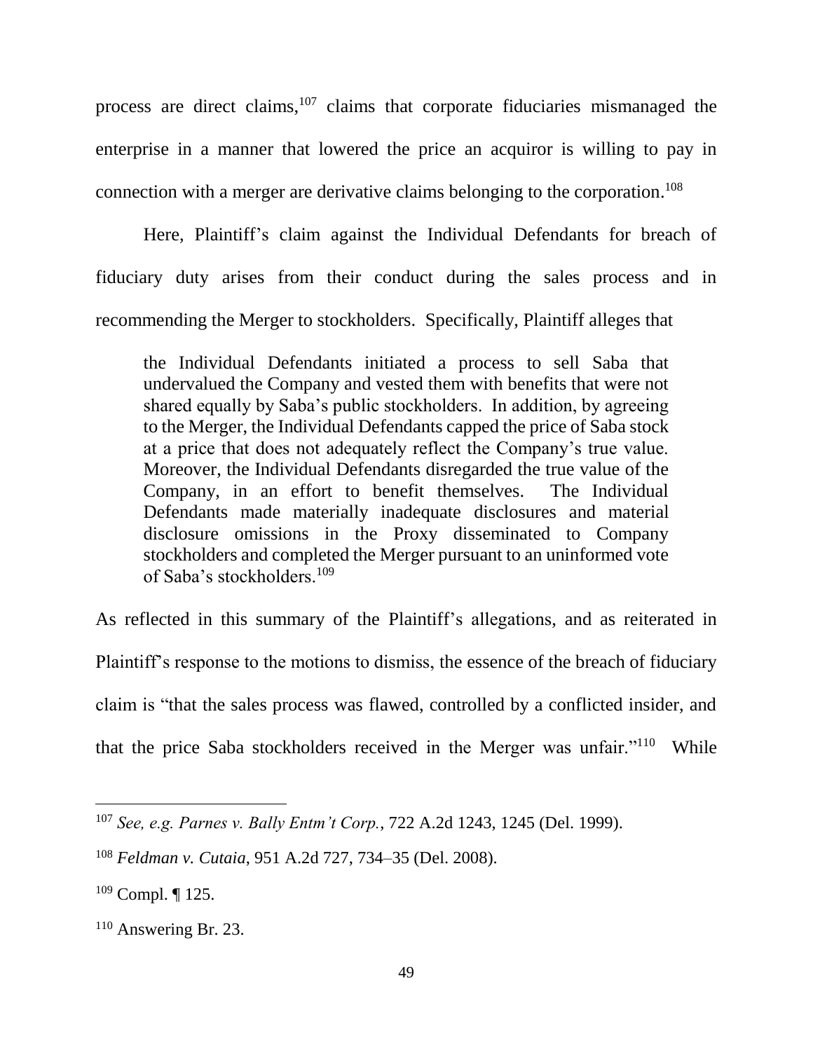process are direct claims,[107] claims that corporate fiduciaries mismanaged the enterprise in a manner that lowered the price an acquiror is willing to pay in connection with a merger are derivative claims belonging to the corporation.[108]

Here, Plaintiff's claim against the Individual Defendants for breach of fiduciary duty arises from their conduct during the sales process and in recommending the Merger to stockholders. Specifically, Plaintiff alleges that

> the Individual Defendants initiated a process to sell Saba that undervalued the Company and vested them with benefits that were not shared equally by Saba's public stockholders. In addition, by agreeing to the Merger, the Individual Defendants capped the price of Saba stock at a price that does not adequately reflect the Company's true value. Moreover, the Individual Defendants disregarded the true value of the Company, in an effort to benefit themselves. The Individual Defendants made materially inadequate disclosures and material disclosure omissions in the Proxy disseminated to Company stockholders and completed the Merger pursuant to an uninformed vote of Saba's stockholders.[109]

As reflected in this summary of the Plaintiff's allegations, and as reiterated in Plaintiff's response to the motions to dismiss, the essence of the breach of fiduciary claim is "that the sales process was flawed, controlled by a conflicted insider, and that the price Saba stockholders received in the Merger was unfair."[110] While

---

[107] *See, e.g. Parnes v. Bally Entm't Corp.*, 722 A.2d 1243, 1245 (Del. 1999).

[108] *Feldman v. Cutaia*, 951 A.2d 727, 734–35 (Del. 2008).

[109] Compl. ¶ 125.

[110] Answering Br. 23.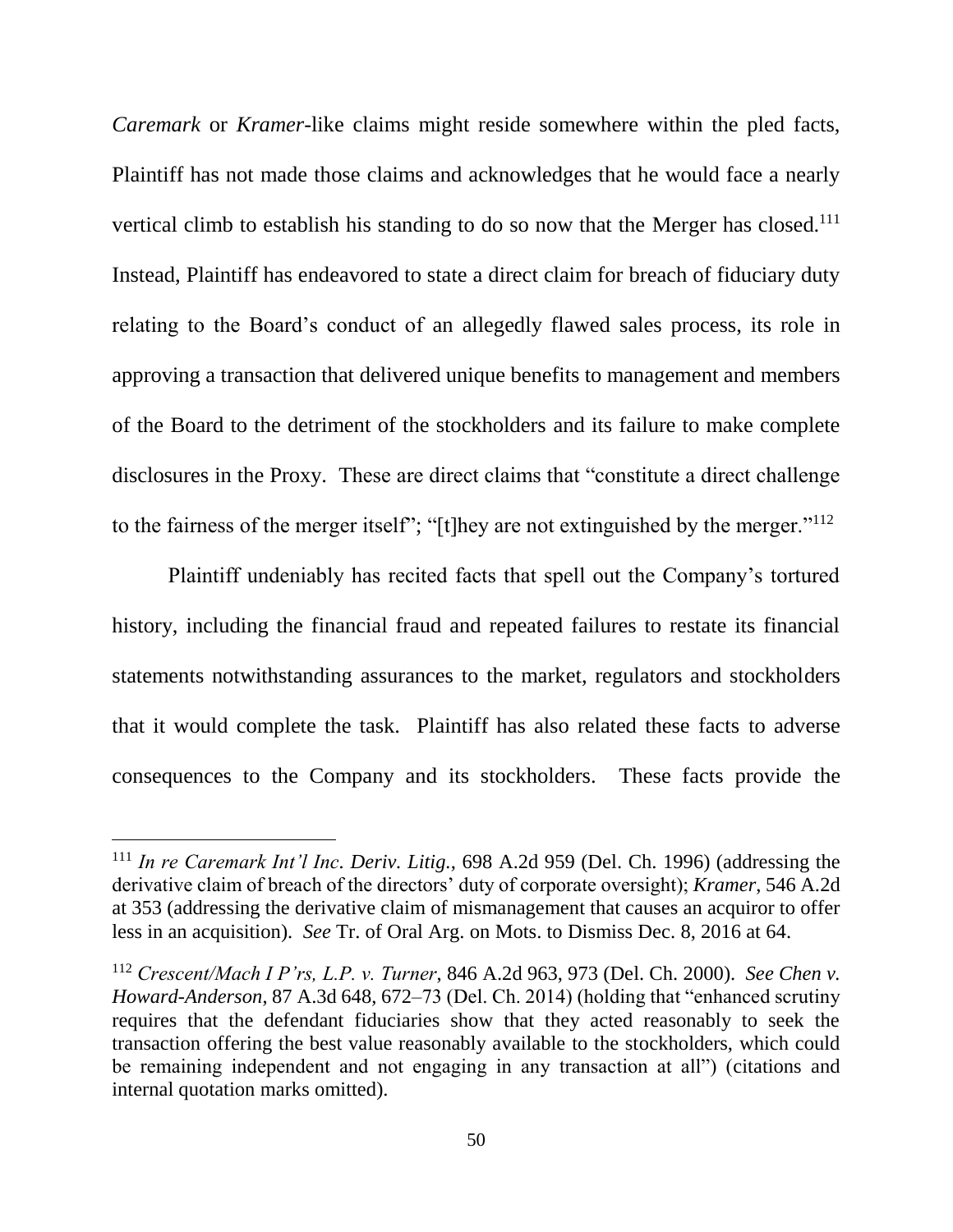*Caremark* or *Kramer*-like claims might reside somewhere within the pled facts, Plaintiff has not made those claims and acknowledges that he would face a nearly vertical climb to establish his standing to do so now that the Merger has closed.[111] Instead, Plaintiff has endeavored to state a direct claim for breach of fiduciary duty relating to the Board's conduct of an allegedly flawed sales process, its role in approving a transaction that delivered unique benefits to management and members of the Board to the detriment of the stockholders and its failure to make complete disclosures in the Proxy. These are direct claims that "constitute a direct challenge to the fairness of the merger itself"; "[t]hey are not extinguished by the merger."[112]

Plaintiff undeniably has recited facts that spell out the Company's tortured history, including the financial fraud and repeated failures to restate its financial statements notwithstanding assurances to the market, regulators and stockholders that it would complete the task. Plaintiff has also related these facts to adverse consequences to the Company and its stockholders. These facts provide the

[111] *In re Caremark Int'l Inc. Deriv. Litig.*, 698 A.2d 959 (Del. Ch. 1996) (addressing the derivative claim of breach of the directors' duty of corporate oversight); *Kramer*, 546 A.2d at 353 (addressing the derivative claim of mismanagement that causes an acquiror to offer less in an acquisition). *See* Tr. of Oral Arg. on Mots. to Dismiss Dec. 8, 2016 at 64.

[112] *Crescent/Mach I P'rs, L.P. v. Turner*, 846 A.2d 963, 973 (Del. Ch. 2000). *See Chen v. Howard-Anderson*, 87 A.3d 648, 672–73 (Del. Ch. 2014) (holding that "enhanced scrutiny requires that the defendant fiduciaries show that they acted reasonably to seek the transaction offering the best value reasonably available to the stockholders, which could be remaining independent and not engaging in any transaction at all") (citations and internal quotation marks omitted).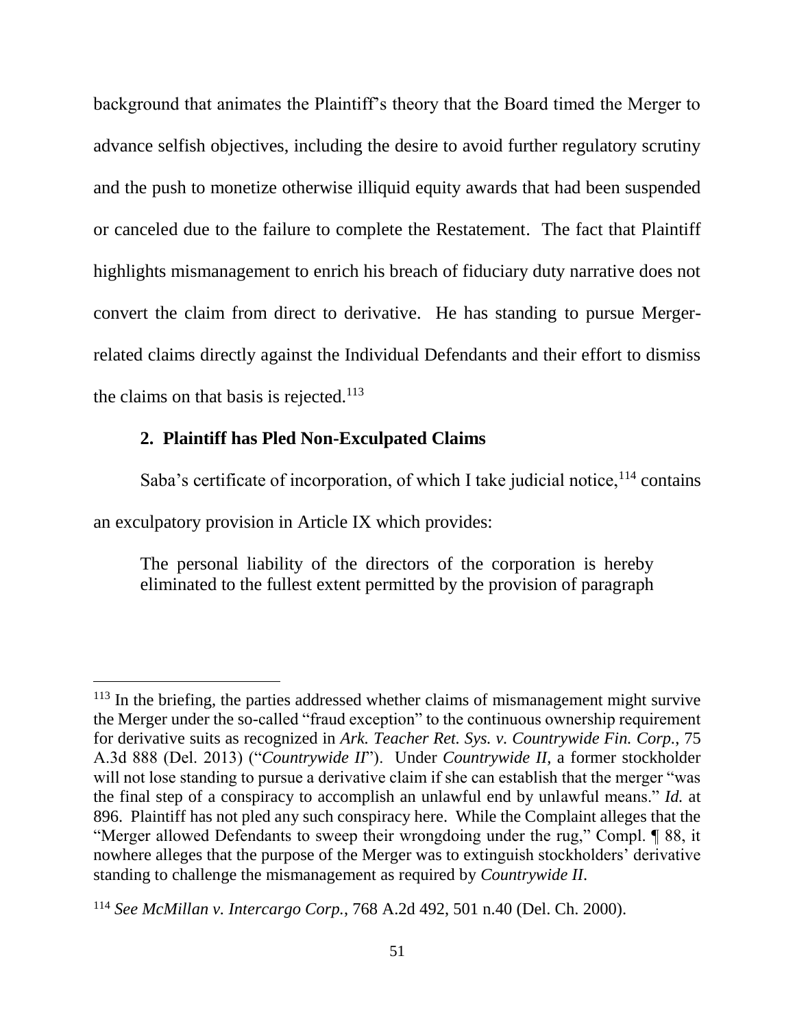background that animates the Plaintiff's theory that the Board timed the Merger to advance selfish objectives, including the desire to avoid further regulatory scrutiny and the push to monetize otherwise illiquid equity awards that had been suspended or canceled due to the failure to complete the Restatement. The fact that Plaintiff highlights mismanagement to enrich his breach of fiduciary duty narrative does not convert the claim from direct to derivative. He has standing to pursue Merger-related claims directly against the Individual Defendants and their effort to dismiss the claims on that basis is rejected.[113]

### 2. Plaintiff has Pled Non-Exculpated Claims

Saba's certificate of incorporation, of which I take judicial notice,[114] contains an exculpatory provision in Article IX which provides:

> The personal liability of the directors of the corporation is hereby eliminated to the fullest extent permitted by the provision of paragraph

---

[113] In the briefing, the parties addressed whether claims of mismanagement might survive the Merger under the so-called "fraud exception" to the continuous ownership requirement for derivative suits as recognized in *Ark. Teacher Ret. Sys. v. Countrywide Fin. Corp.*, 75 A.3d 888 (Del. 2013) ("*Countrywide II*"). Under *Countrywide II*, a former stockholder will not lose standing to pursue a derivative claim if she can establish that the merger "was the final step of a conspiracy to accomplish an unlawful end by unlawful means." *Id.* at 896. Plaintiff has not pled any such conspiracy here. While the Complaint alleges that the "Merger allowed Defendants to sweep their wrongdoing under the rug," Compl. ¶ 88, it nowhere alleges that the purpose of the Merger was to extinguish stockholders' derivative standing to challenge the mismanagement as required by *Countrywide II*.

[114] *See McMillan v. Intercargo Corp.*, 768 A.2d 492, 501 n.40 (Del. Ch. 2000).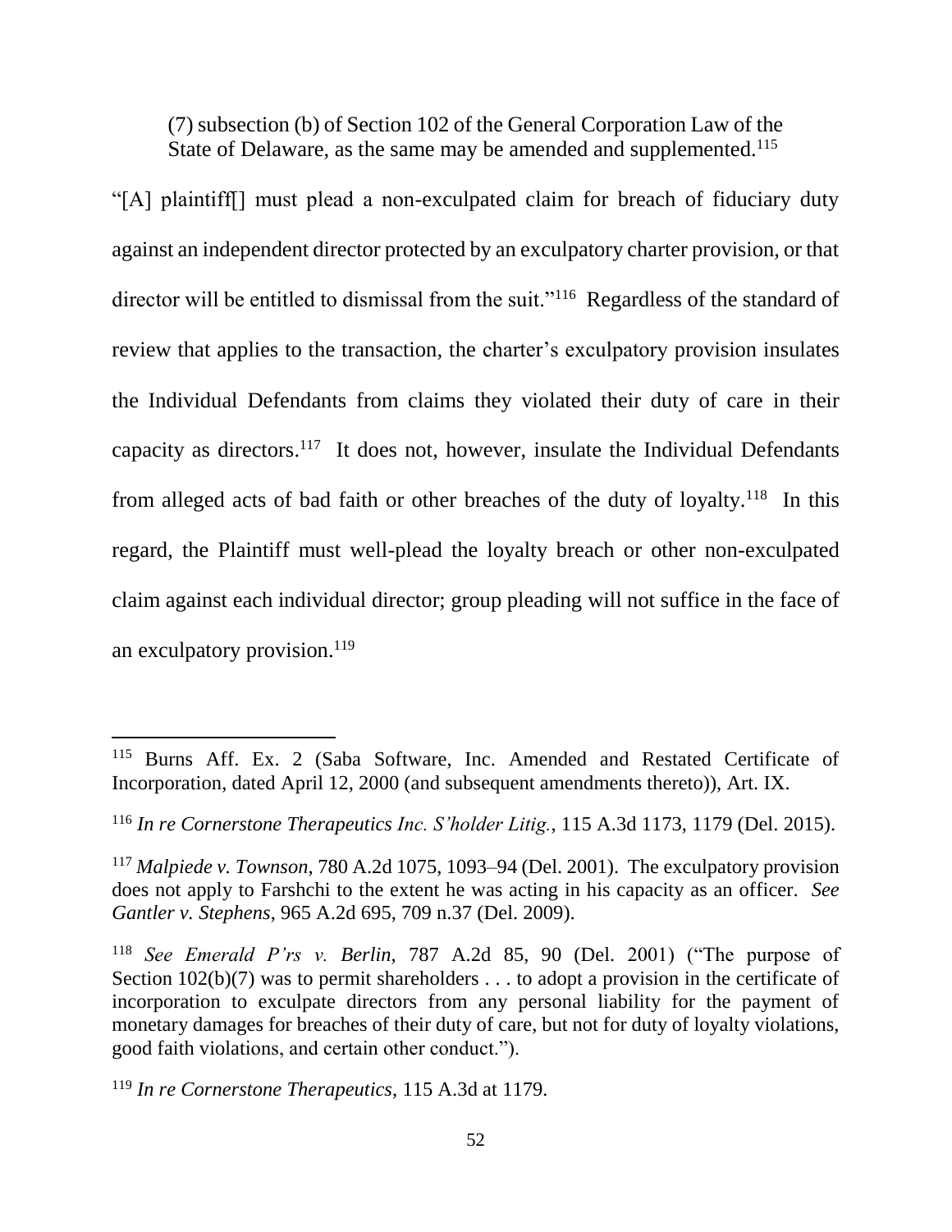(7) subsection (b) of Section 102 of the General Corporation Law of the State of Delaware, as the same may be amended and supplemented.[115]

"[A] plaintiff[] must plead a non-exculpated claim for breach of fiduciary duty against an independent director protected by an exculpatory charter provision, or that director will be entitled to dismissal from the suit."[116] Regardless of the standard of review that applies to the transaction, the charter's exculpatory provision insulates the Individual Defendants from claims they violated their duty of care in their capacity as directors.[117] It does not, however, insulate the Individual Defendants from alleged acts of bad faith or other breaches of the duty of loyalty.[118] In this regard, the Plaintiff must well-plead the loyalty breach or other non-exculpated claim against each individual director; group pleading will not suffice in the face of an exculpatory provision.[119]

---

[115] Burns Aff. Ex. 2 (Saba Software, Inc. Amended and Restated Certificate of Incorporation, dated April 12, 2000 (and subsequent amendments thereto)), Art. IX.

[116] *In re Cornerstone Therapeutics Inc. S'holder Litig.*, 115 A.3d 1173, 1179 (Del. 2015).

[117] *Malpiede v. Townson*, 780 A.2d 1075, 1093–94 (Del. 2001). The exculpatory provision does not apply to Farshchi to the extent he was acting in his capacity as an officer. *See Gantler v. Stephens*, 965 A.2d 695, 709 n.37 (Del. 2009).

[118] *See Emerald P'rs v. Berlin*, 787 A.2d 85, 90 (Del. 2001) ("The purpose of Section 102(b)(7) was to permit shareholders . . . to adopt a provision in the certificate of incorporation to exculpate directors from any personal liability for the payment of monetary damages for breaches of their duty of care, but not for duty of loyalty violations, good faith violations, and certain other conduct.").

[119] *In re Cornerstone Therapeutics*, 115 A.3d at 1179.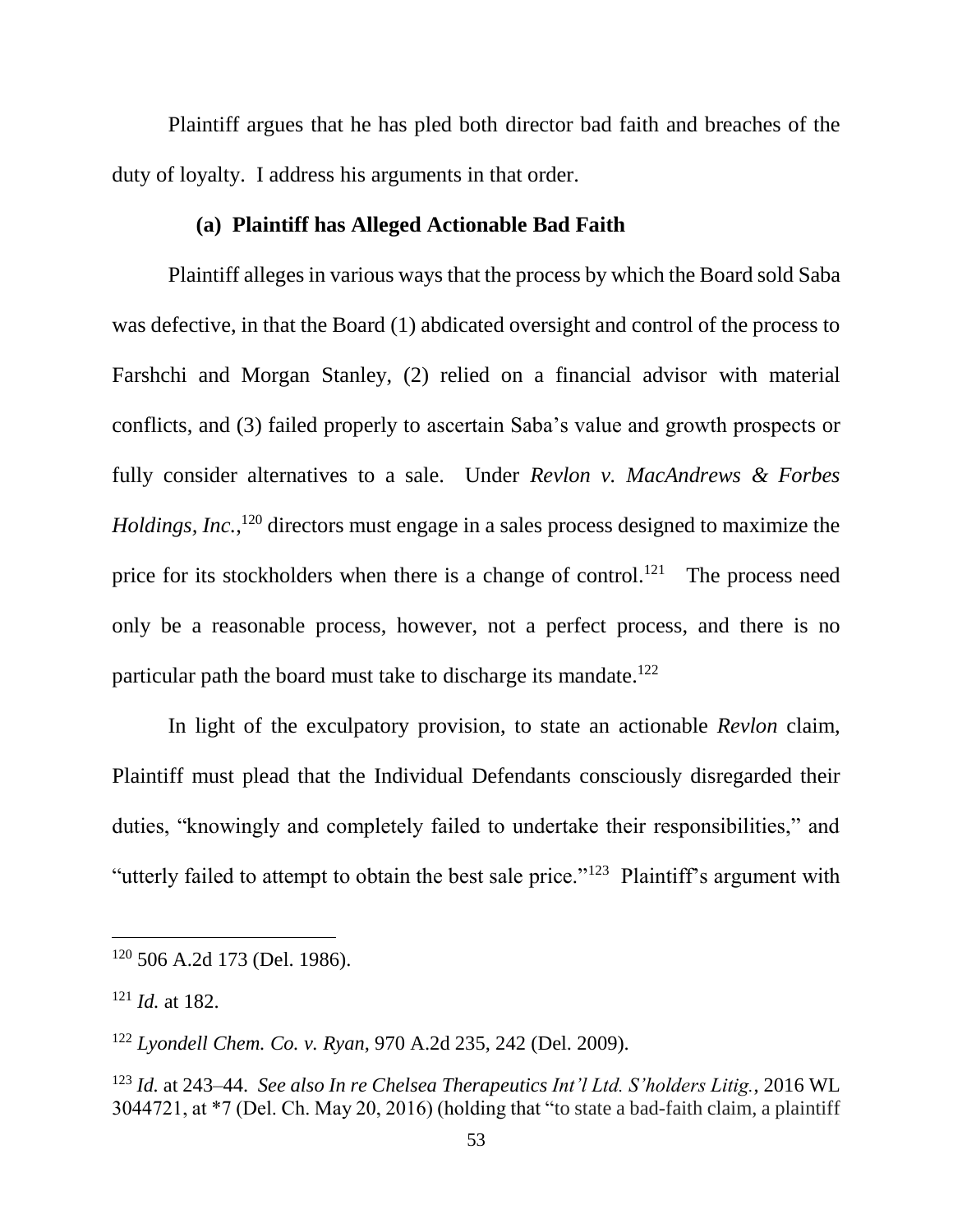Plaintiff argues that he has pled both director bad faith and breaches of the duty of loyalty. I address his arguments in that order.

#### (a) Plaintiff has Alleged Actionable Bad Faith

Plaintiff alleges in various ways that the process by which the Board sold Saba was defective, in that the Board (1) abdicated oversight and control of the process to Farshchi and Morgan Stanley, (2) relied on a financial advisor with material conflicts, and (3) failed properly to ascertain Saba's value and growth prospects or fully consider alternatives to a sale. Under *Revlon v. MacAndrews & Forbes Holdings, Inc.*,[120] directors must engage in a sales process designed to maximize the price for its stockholders when there is a change of control.[121] The process need only be a reasonable process, however, not a perfect process, and there is no particular path the board must take to discharge its mandate.[122]

In light of the exculpatory provision, to state an actionable *Revlon* claim, Plaintiff must plead that the Individual Defendants consciously disregarded their duties, "knowingly and completely failed to undertake their responsibilities," and "utterly failed to attempt to obtain the best sale price."[123] Plaintiff's argument with

---

[120] 506 A.2d 173 (Del. 1986).

[121] *Id.* at 182.

[122] *Lyondell Chem. Co. v. Ryan*, 970 A.2d 235, 242 (Del. 2009).

[123] *Id.* at 243–44. *See also In re Chelsea Therapeutics Int'l Ltd. S'holders Litig.*, 2016 WL 3044721, at *7 (Del. Ch. May 20, 2016) (holding that "to state a bad-faith claim, a plaintiff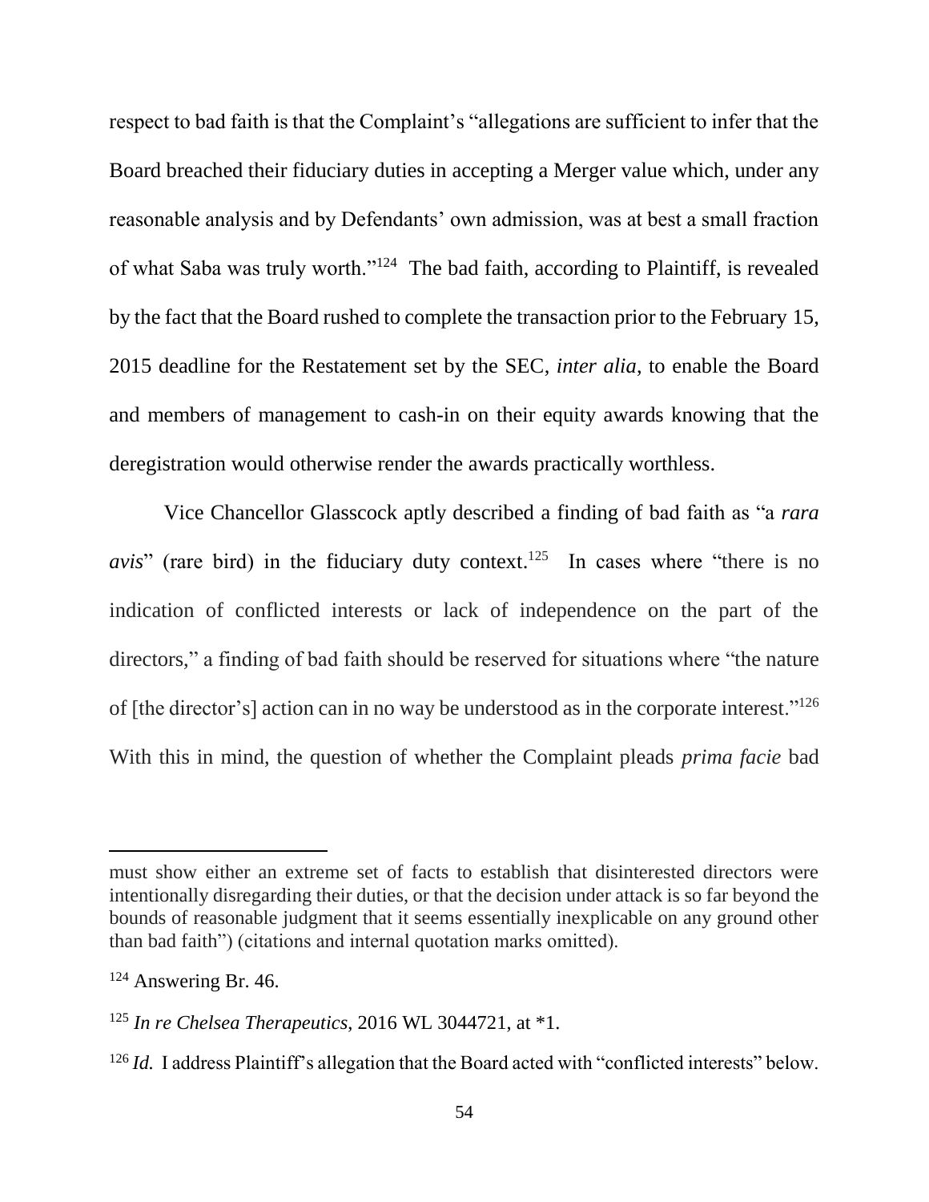respect to bad faith is that the Complaint's "allegations are sufficient to infer that the Board breached their fiduciary duties in accepting a Merger value which, under any reasonable analysis and by Defendants' own admission, was at best a small fraction of what Saba was truly worth."[124] The bad faith, according to Plaintiff, is revealed by the fact that the Board rushed to complete the transaction prior to the February 15, 2015 deadline for the Restatement set by the SEC, *inter alia*, to enable the Board and members of management to cash-in on their equity awards knowing that the deregistration would otherwise render the awards practically worthless.

Vice Chancellor Glasscock aptly described a finding of bad faith as "a *rara avis*" (rare bird) in the fiduciary duty context.[125] In cases where "there is no indication of conflicted interests or lack of independence on the part of the directors," a finding of bad faith should be reserved for situations where "the nature of [the director's] action can in no way be understood as in the corporate interest."[126] With this in mind, the question of whether the Complaint pleads *prima facie* bad

---

must show either an extreme set of facts to establish that disinterested directors were intentionally disregarding their duties, or that the decision under attack is so far beyond the bounds of reasonable judgment that it seems essentially inexplicable on any ground other than bad faith") (citations and internal quotation marks omitted).

[124] Answering Br. 46.

[125] *In re Chelsea Therapeutics*, 2016 WL 3044721, at *1.

[126] *Id.* I address Plaintiff's allegation that the Board acted with "conflicted interests" below.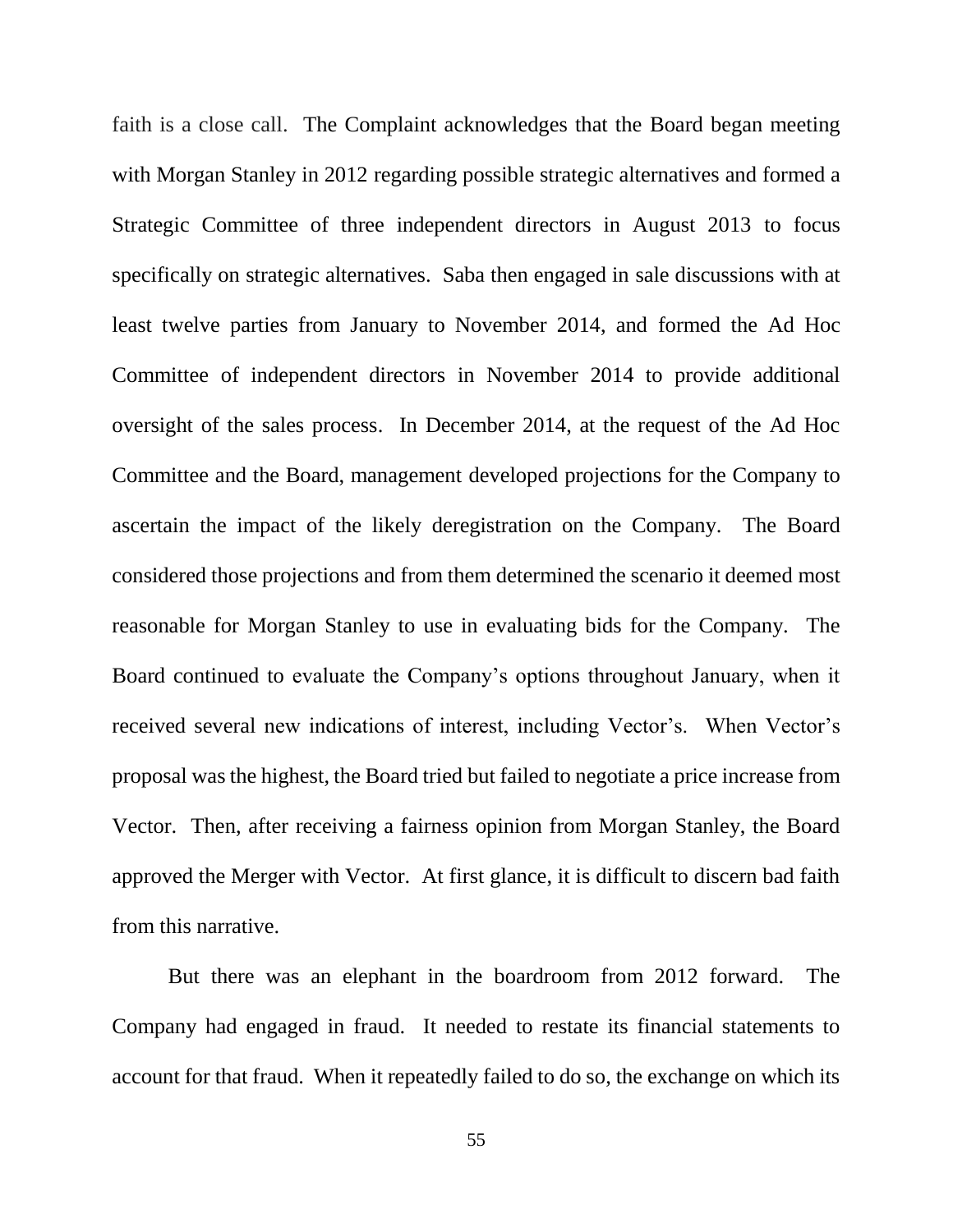faith is a close call. The Complaint acknowledges that the Board began meeting with Morgan Stanley in 2012 regarding possible strategic alternatives and formed a Strategic Committee of three independent directors in August 2013 to focus specifically on strategic alternatives. Saba then engaged in sale discussions with at least twelve parties from January to November 2014, and formed the Ad Hoc Committee of independent directors in November 2014 to provide additional oversight of the sales process. In December 2014, at the request of the Ad Hoc Committee and the Board, management developed projections for the Company to ascertain the impact of the likely deregistration on the Company. The Board considered those projections and from them determined the scenario it deemed most reasonable for Morgan Stanley to use in evaluating bids for the Company. The Board continued to evaluate the Company's options throughout January, when it received several new indications of interest, including Vector's. When Vector's proposal was the highest, the Board tried but failed to negotiate a price increase from Vector. Then, after receiving a fairness opinion from Morgan Stanley, the Board approved the Merger with Vector. At first glance, it is difficult to discern bad faith from this narrative.

But there was an elephant in the boardroom from 2012 forward. The Company had engaged in fraud. It needed to restate its financial statements to account for that fraud. When it repeatedly failed to do so, the exchange on which its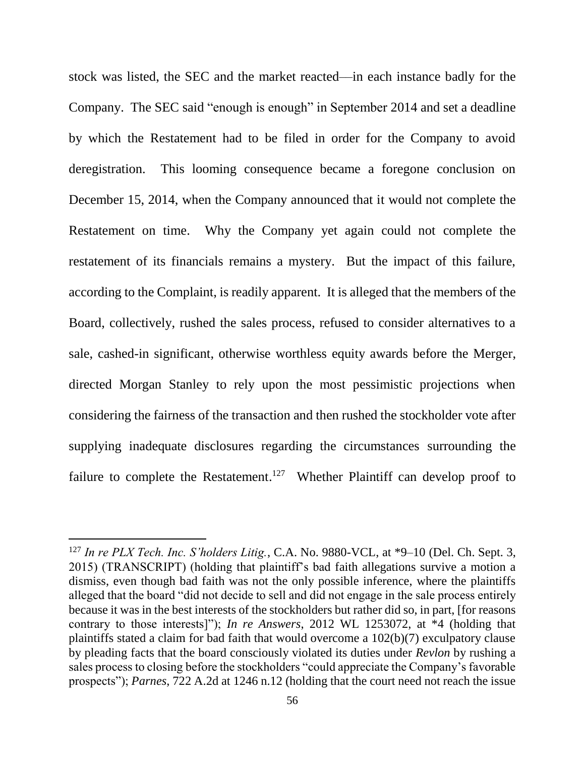stock was listed, the SEC and the market reacted—in each instance badly for the Company. The SEC said "enough is enough" in September 2014 and set a deadline by which the Restatement had to be filed in order for the Company to avoid deregistration. This looming consequence became a foregone conclusion on December 15, 2014, when the Company announced that it would not complete the Restatement on time. Why the Company yet again could not complete the restatement of its financials remains a mystery. But the impact of this failure, according to the Complaint, is readily apparent. It is alleged that the members of the Board, collectively, rushed the sales process, refused to consider alternatives to a sale, cashed-in significant, otherwise worthless equity awards before the Merger, directed Morgan Stanley to rely upon the most pessimistic projections when considering the fairness of the transaction and then rushed the stockholder vote after supplying inadequate disclosures regarding the circumstances surrounding the failure to complete the Restatement.[127] Whether Plaintiff can develop proof to

---

[127] *In re PLX Tech. Inc. S'holders Litig.*, C.A. No. 9880-VCL, at *9–10 (Del. Ch. Sept. 3, 2015) (TRANSCRIPT) (holding that plaintiff's bad faith allegations survive a motion a dismiss, even though bad faith was not the only possible inference, where the plaintiffs alleged that the board "did not decide to sell and did not engage in the sale process entirely because it was in the best interests of the stockholders but rather did so, in part, [for reasons contrary to those interests]"); *In re Answers*, 2012 WL 1253072, at *4 (holding that plaintiffs stated a claim for bad faith that would overcome a 102(b)(7) exculpatory clause by pleading facts that the board consciously violated its duties under *Revlon* by rushing a sales process to closing before the stockholders "could appreciate the Company's favorable prospects"); *Parnes*, 722 A.2d at 1246 n.12 (holding that the court need not reach the issue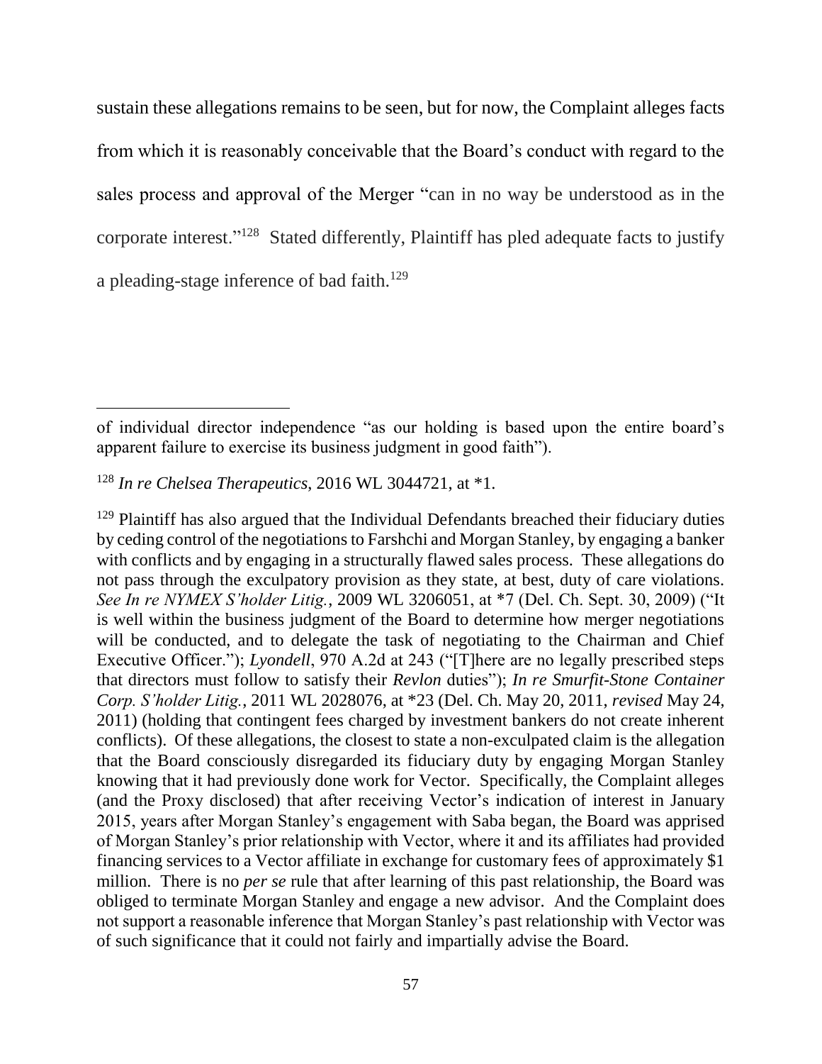sustain these allegations remains to be seen, but for now, the Complaint alleges facts from which it is reasonably conceivable that the Board's conduct with regard to the sales process and approval of the Merger "can in no way be understood as in the corporate interest."[128] Stated differently, Plaintiff has pled adequate facts to justify a pleading-stage inference of bad faith.[129]

---

of individual director independence "as our holding is based upon the entire board's apparent failure to exercise its business judgment in good faith").

[128] *In re Chelsea Therapeutics*, 2016 WL 3044721, at *1.

[129] Plaintiff has also argued that the Individual Defendants breached their fiduciary duties by ceding control of the negotiations to Farshchi and Morgan Stanley, by engaging a banker with conflicts and by engaging in a structurally flawed sales process. These allegations do not pass through the exculpatory provision as they state, at best, duty of care violations. *See In re NYMEX S'holder Litig.*, 2009 WL 3206051, at *7 (Del. Ch. Sept. 30, 2009) ("It is well within the business judgment of the Board to determine how merger negotiations will be conducted, and to delegate the task of negotiating to the Chairman and Chief Executive Officer."); *Lyondell*, 970 A.2d at 243 ("[T]here are no legally prescribed steps that directors must follow to satisfy their *Revlon* duties"); *In re Smurfit-Stone Container Corp. S'holder Litig.*, 2011 WL 2028076, at *23 (Del. Ch. May 20, 2011, *revised* May 24, 2011) (holding that contingent fees charged by investment bankers do not create inherent conflicts). Of these allegations, the closest to state a non-exculpated claim is the allegation that the Board consciously disregarded its fiduciary duty by engaging Morgan Stanley knowing that it had previously done work for Vector. Specifically, the Complaint alleges (and the Proxy disclosed) that after receiving Vector's indication of interest in January 2015, years after Morgan Stanley's engagement with Saba began, the Board was apprised of Morgan Stanley's prior relationship with Vector, where it and its affiliates had provided financing services to a Vector affiliate in exchange for customary fees of approximately $1 million. There is no *per se* rule that after learning of this past relationship, the Board was obliged to terminate Morgan Stanley and engage a new advisor. And the Complaint does not support a reasonable inference that Morgan Stanley's past relationship with Vector was of such significance that it could not fairly and impartially advise the Board.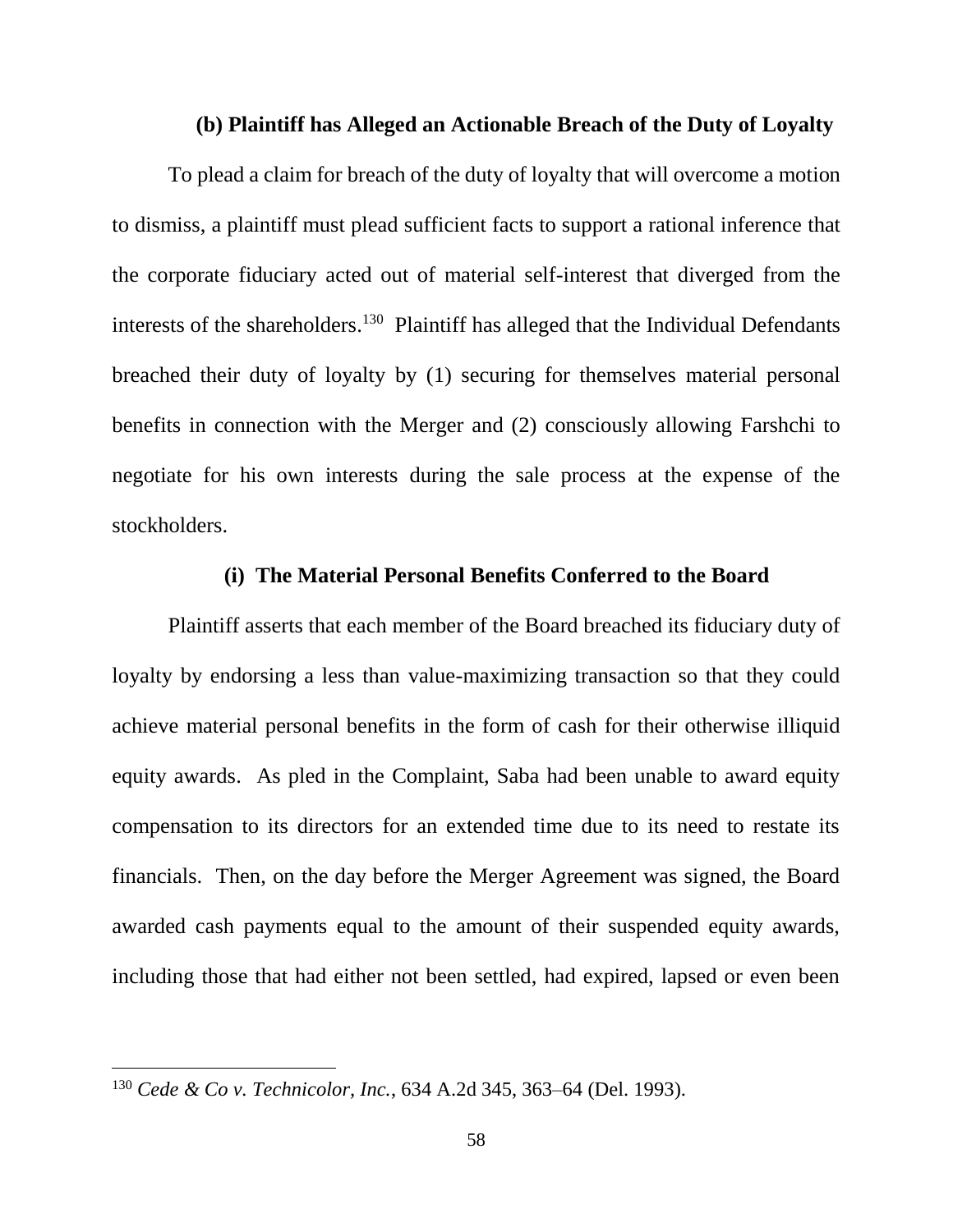### (b) Plaintiff has Alleged an Actionable Breach of the Duty of Loyalty

To plead a claim for breach of the duty of loyalty that will overcome a motion to dismiss, a plaintiff must plead sufficient facts to support a rational inference that the corporate fiduciary acted out of material self-interest that diverged from the interests of the shareholders.[130] Plaintiff has alleged that the Individual Defendants breached their duty of loyalty by (1) securing for themselves material personal benefits in connection with the Merger and (2) consciously allowing Farshchi to negotiate for his own interests during the sale process at the expense of the stockholders.

#### (i) The Material Personal Benefits Conferred to the Board

Plaintiff asserts that each member of the Board breached its fiduciary duty of loyalty by endorsing a less than value-maximizing transaction so that they could achieve material personal benefits in the form of cash for their otherwise illiquid equity awards. As pled in the Complaint, Saba had been unable to award equity compensation to its directors for an extended time due to its need to restate its financials. Then, on the day before the Merger Agreement was signed, the Board awarded cash payments equal to the amount of their suspended equity awards, including those that had either not been settled, had expired, lapsed or even been

---

[130] *Cede & Co v. Technicolor, Inc.*, 634 A.2d 345, 363–64 (Del. 1993).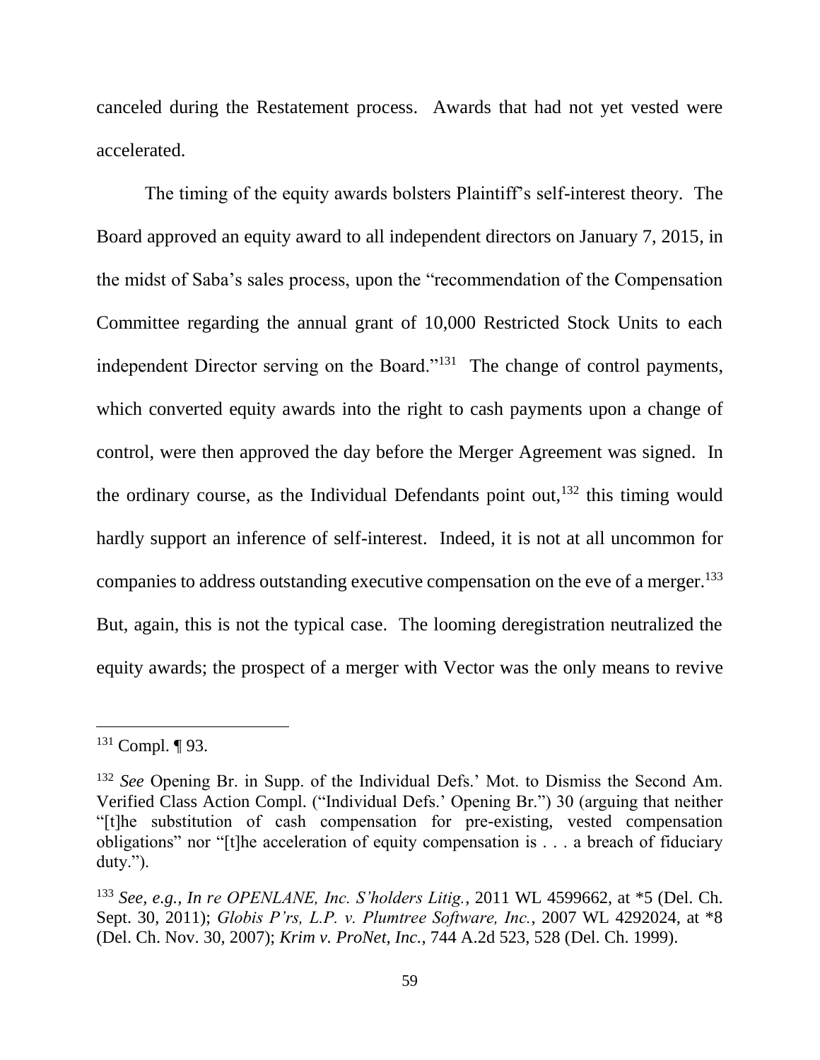canceled during the Restatement process. Awards that had not yet vested were accelerated.

The timing of the equity awards bolsters Plaintiff's self-interest theory. The Board approved an equity award to all independent directors on January 7, 2015, in the midst of Saba's sales process, upon the "recommendation of the Compensation Committee regarding the annual grant of 10,000 Restricted Stock Units to each independent Director serving on the Board."[131] The change of control payments, which converted equity awards into the right to cash payments upon a change of control, were then approved the day before the Merger Agreement was signed. In the ordinary course, as the Individual Defendants point out,[132] this timing would hardly support an inference of self-interest. Indeed, it is not at all uncommon for companies to address outstanding executive compensation on the eve of a merger.[133] But, again, this is not the typical case. The looming deregistration neutralized the equity awards; the prospect of a merger with Vector was the only means to revive

---

[131] Compl. ¶ 93.

[132] *See* Opening Br. in Supp. of the Individual Defs.' Mot. to Dismiss the Second Am. Verified Class Action Compl. ("Individual Defs.' Opening Br.") 30 (arguing that neither "[t]he substitution of cash compensation for pre-existing, vested compensation obligations" nor "[t]he acceleration of equity compensation is . . . a breach of fiduciary duty.").

[133] *See, e.g., In re OPENLANE, Inc. S'holders Litig.*, 2011 WL 4599662, at *5 (Del. Ch. Sept. 30, 2011); *Globis P'rs, L.P. v. Plumtree Software, Inc.*, 2007 WL 4292024, at *8 (Del. Ch. Nov. 30, 2007); *Krim v. ProNet, Inc.*, 744 A.2d 523, 528 (Del. Ch. 1999).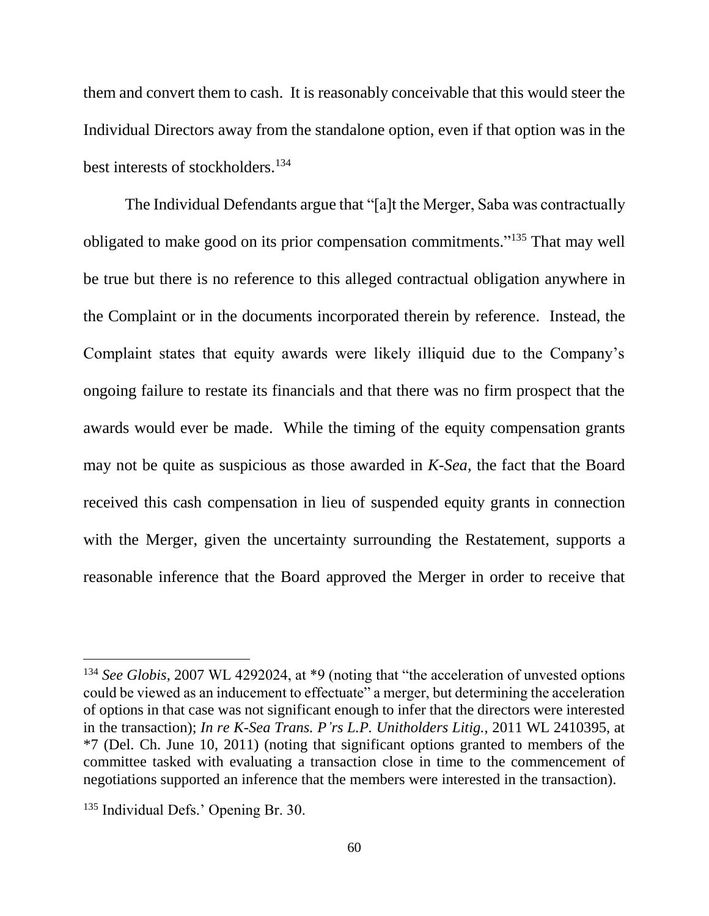them and convert them to cash. It is reasonably conceivable that this would steer the Individual Directors away from the standalone option, even if that option was in the best interests of stockholders.[134]

The Individual Defendants argue that "[a]t the Merger, Saba was contractually obligated to make good on its prior compensation commitments."[135] That may well be true but there is no reference to this alleged contractual obligation anywhere in the Complaint or in the documents incorporated therein by reference. Instead, the Complaint states that equity awards were likely illiquid due to the Company's ongoing failure to restate its financials and that there was no firm prospect that the awards would ever be made. While the timing of the equity compensation grants may not be quite as suspicious as those awarded in *K-Sea*, the fact that the Board received this cash compensation in lieu of suspended equity grants in connection with the Merger, given the uncertainty surrounding the Restatement, supports a reasonable inference that the Board approved the Merger in order to receive that

---

[134] *See Globis*, 2007 WL 4292024, at *9 (noting that "the acceleration of unvested options could be viewed as an inducement to effectuate" a merger, but determining the acceleration of options in that case was not significant enough to infer that the directors were interested in the transaction); *In re K-Sea Trans. P'rs L.P. Unitholders Litig.*, 2011 WL 2410395, at *7 (Del. Ch. June 10, 2011) (noting that significant options granted to members of the committee tasked with evaluating a transaction close in time to the commencement of negotiations supported an inference that the members were interested in the transaction).

[135] Individual Defs.' Opening Br. 30.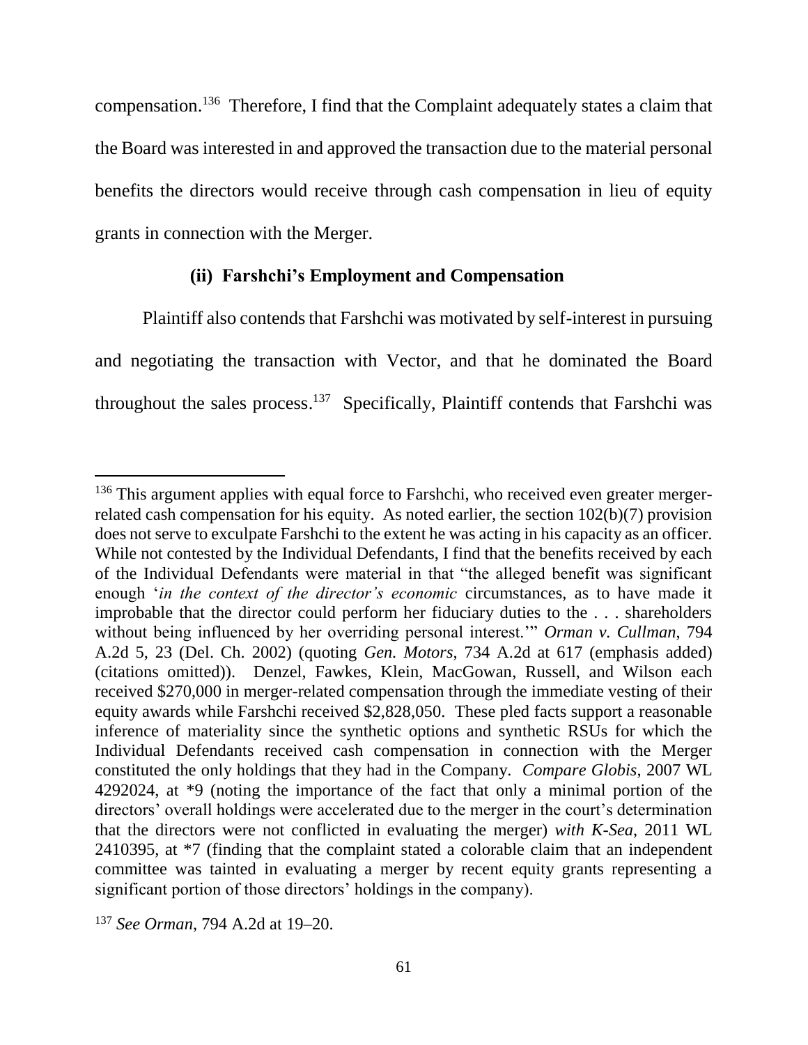compensation.[136] Therefore, I find that the Complaint adequately states a claim that the Board was interested in and approved the transaction due to the material personal benefits the directors would receive through cash compensation in lieu of equity grants in connection with the Merger.

**(ii) Farshchi's Employment and Compensation**

Plaintiff also contends that Farshchi was motivated by self-interest in pursuing and negotiating the transaction with Vector, and that he dominated the Board throughout the sales process.[137] Specifically, Plaintiff contends that Farshchi was

---

[136] This argument applies with equal force to Farshchi, who received even greater merger-related cash compensation for his equity. As noted earlier, the section 102(b)(7) provision does not serve to exculpate Farshchi to the extent he was acting in his capacity as an officer. While not contested by the Individual Defendants, I find that the benefits received by each of the Individual Defendants were material in that "the alleged benefit was significant enough '*in the context of the director's economic* circumstances, as to have made it improbable that the director could perform her fiduciary duties to the . . . shareholders without being influenced by her overriding personal interest.'" *Orman v. Cullman*, 794 A.2d 5, 23 (Del. Ch. 2002) (quoting *Gen. Motors*, 734 A.2d at 617 (emphasis added) (citations omitted)). Denzel, Fawkes, Klein, MacGowan, Russell, and Wilson each received $270,000 in merger-related compensation through the immediate vesting of their equity awards while Farshchi received $2,828,050. These pled facts support a reasonable inference of materiality since the synthetic options and synthetic RSUs for which the Individual Defendants received cash compensation in connection with the Merger constituted the only holdings that they had in the Company. *Compare Globis*, 2007 WL 4292024, at *9 (noting the importance of the fact that only a minimal portion of the directors' overall holdings were accelerated due to the merger in the court's determination that the directors were not conflicted in evaluating the merger) *with K-Sea*, 2011 WL 2410395, at *7 (finding that the complaint stated a colorable claim that an independent committee was tainted in evaluating a merger by recent equity grants representing a significant portion of those directors' holdings in the company).

[137] *See Orman*, 794 A.2d at 19–20.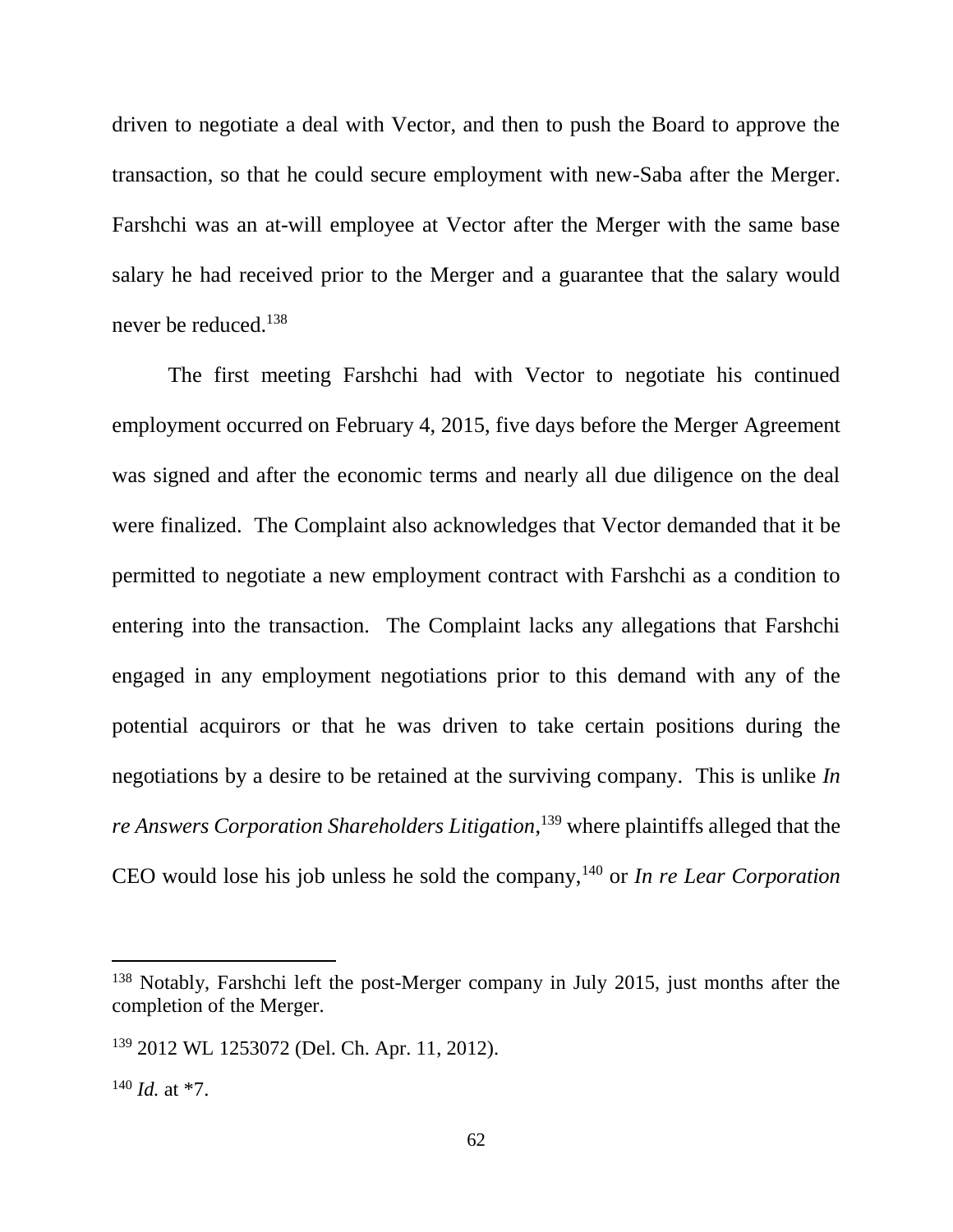driven to negotiate a deal with Vector, and then to push the Board to approve the transaction, so that he could secure employment with new-Saba after the Merger. Farshchi was an at-will employee at Vector after the Merger with the same base salary he had received prior to the Merger and a guarantee that the salary would never be reduced.[138]

The first meeting Farshchi had with Vector to negotiate his continued employment occurred on February 4, 2015, five days before the Merger Agreement was signed and after the economic terms and nearly all due diligence on the deal were finalized. The Complaint also acknowledges that Vector demanded that it be permitted to negotiate a new employment contract with Farshchi as a condition to entering into the transaction. The Complaint lacks any allegations that Farshchi engaged in any employment negotiations prior to this demand with any of the potential acquirors or that he was driven to take certain positions during the negotiations by a desire to be retained at the surviving company. This is unlike *In re Answers Corporation Shareholders Litigation*,[139] where plaintiffs alleged that the CEO would lose his job unless he sold the company,[140] or *In re Lear Corporation*

---

[138] Notably, Farshchi left the post-Merger company in July 2015, just months after the completion of the Merger.

[139] 2012 WL 1253072 (Del. Ch. Apr. 11, 2012).

[140] *Id.* at *7.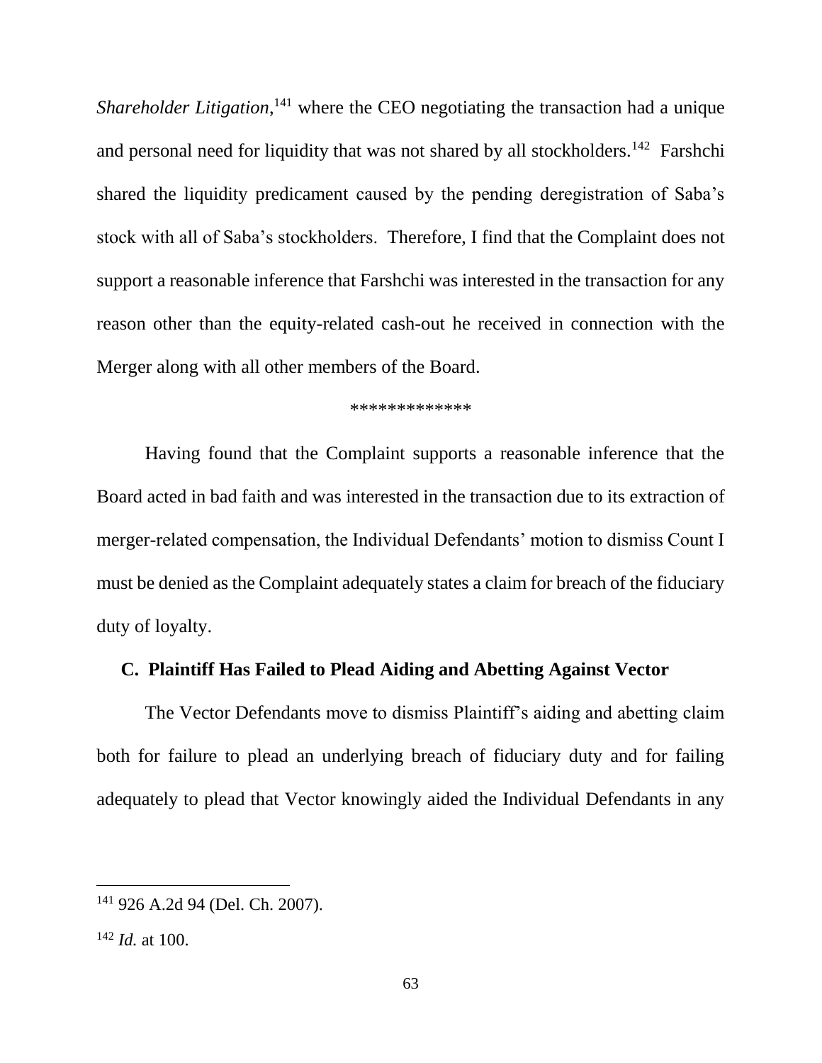*Shareholder Litigation*,[141] where the CEO negotiating the transaction had a unique and personal need for liquidity that was not shared by all stockholders.[142] Farshchi shared the liquidity predicament caused by the pending deregistration of Saba's stock with all of Saba's stockholders. Therefore, I find that the Complaint does not support a reasonable inference that Farshchi was interested in the transaction for any reason other than the equity-related cash-out he received in connection with the Merger along with all other members of the Board.

*************

Having found that the Complaint supports a reasonable inference that the Board acted in bad faith and was interested in the transaction due to its extraction of merger-related compensation, the Individual Defendants' motion to dismiss Count I must be denied as the Complaint adequately states a claim for breach of the fiduciary duty of loyalty.

### C. Plaintiff Has Failed to Plead Aiding and Abetting Against Vector

The Vector Defendants move to dismiss Plaintiff's aiding and abetting claim both for failure to plead an underlying breach of fiduciary duty and for failing adequately to plead that Vector knowingly aided the Individual Defendants in any

---

[141] 926 A.2d 94 (Del. Ch. 2007).

[142] *Id.* at 100.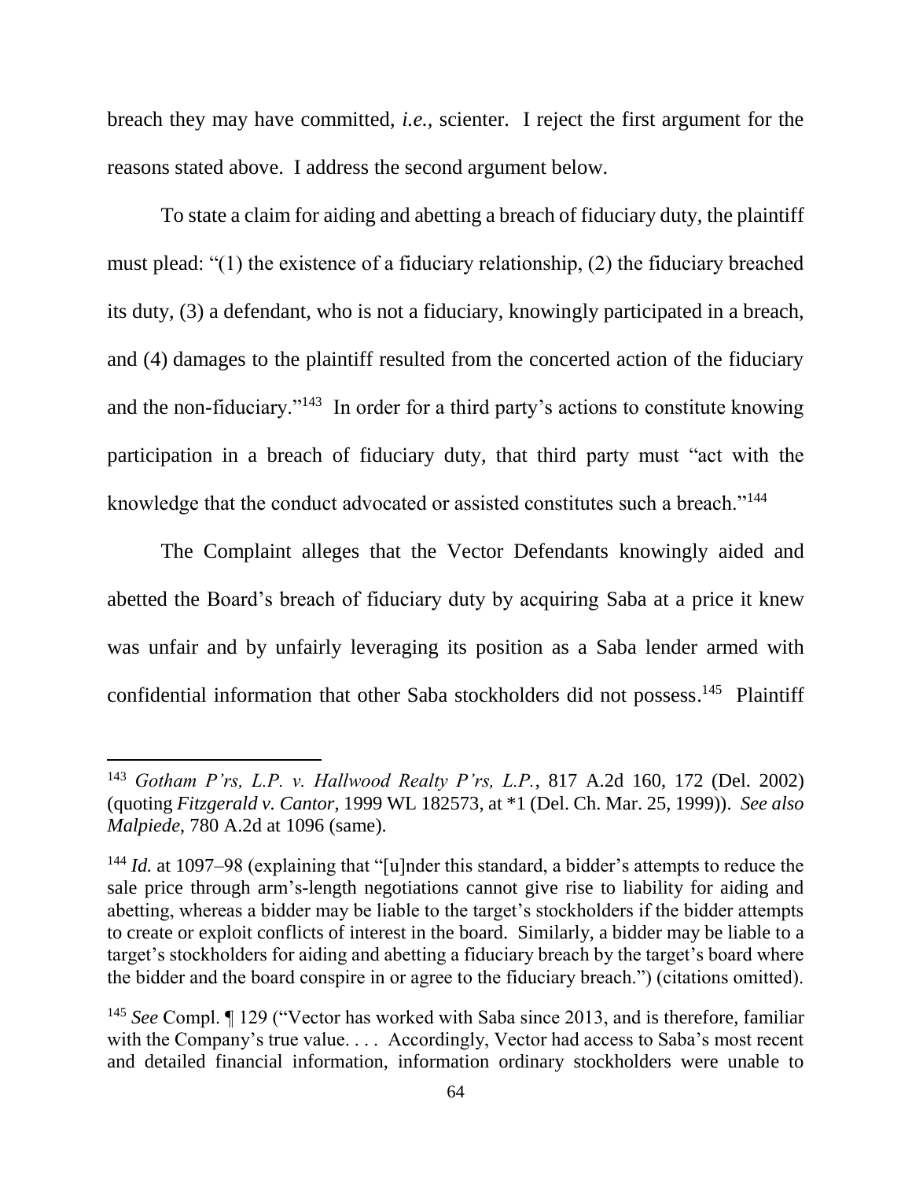breach they may have committed, *i.e.*, scienter. I reject the first argument for the reasons stated above. I address the second argument below.

To state a claim for aiding and abetting a breach of fiduciary duty, the plaintiff must plead: "(1) the existence of a fiduciary relationship, (2) the fiduciary breached its duty, (3) a defendant, who is not a fiduciary, knowingly participated in a breach, and (4) damages to the plaintiff resulted from the concerted action of the fiduciary and the non-fiduciary."[143] In order for a third party's actions to constitute knowing participation in a breach of fiduciary duty, that third party must "act with the knowledge that the conduct advocated or assisted constitutes such a breach."[144]

The Complaint alleges that the Vector Defendants knowingly aided and abetted the Board's breach of fiduciary duty by acquiring Saba at a price it knew was unfair and by unfairly leveraging its position as a Saba lender armed with confidential information that other Saba stockholders did not possess.[145] Plaintiff

---

[143] *Gotham P'rs, L.P. v. Hallwood Realty P'rs, L.P.*, 817 A.2d 160, 172 (Del. 2002) (quoting *Fitzgerald v. Cantor*, 1999 WL 182573, at *1 (Del. Ch. Mar. 25, 1999)). *See also Malpiede*, 780 A.2d at 1096 (same).

[144] *Id.* at 1097–98 (explaining that "[u]nder this standard, a bidder's attempts to reduce the sale price through arm's-length negotiations cannot give rise to liability for aiding and abetting, whereas a bidder may be liable to the target's stockholders if the bidder attempts to create or exploit conflicts of interest in the board. Similarly, a bidder may be liable to a target's stockholders for aiding and abetting a fiduciary breach by the target's board where the bidder and the board conspire in or agree to the fiduciary breach.") (citations omitted).

[145] *See* Compl. ¶ 129 ("Vector has worked with Saba since 2013, and is therefore, familiar with the Company's true value. . . . Accordingly, Vector had access to Saba's most recent and detailed financial information, information ordinary stockholders were unable to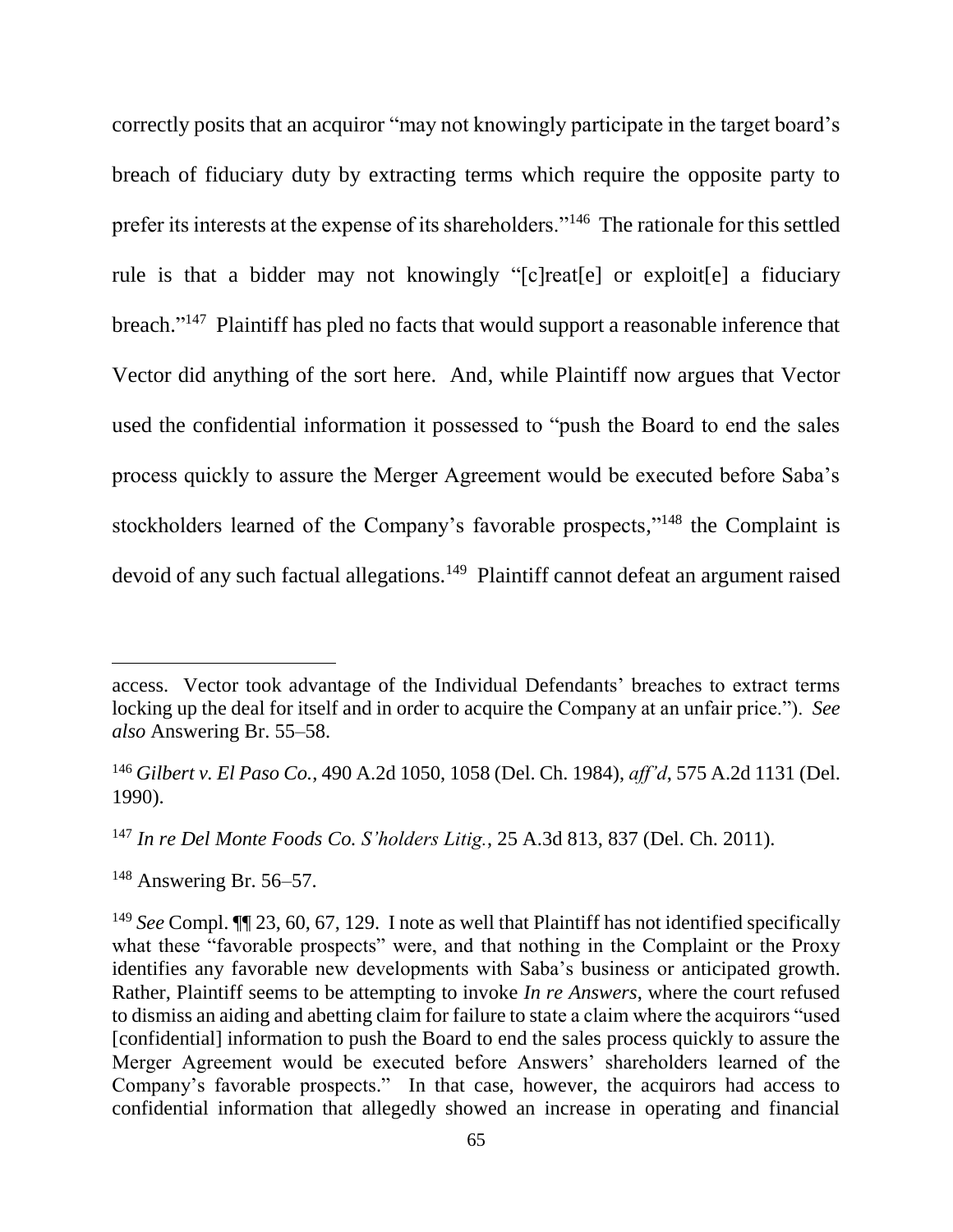correctly posits that an acquiror "may not knowingly participate in the target board's breach of fiduciary duty by extracting terms which require the opposite party to prefer its interests at the expense of its shareholders."[146] The rationale for this settled rule is that a bidder may not knowingly "[c]reat[e] or exploit[e] a fiduciary breach."[147] Plaintiff has pled no facts that would support a reasonable inference that Vector did anything of the sort here. And, while Plaintiff now argues that Vector used the confidential information it possessed to "push the Board to end the sales process quickly to assure the Merger Agreement would be executed before Saba's stockholders learned of the Company's favorable prospects,"[148] the Complaint is devoid of any such factual allegations.[149] Plaintiff cannot defeat an argument raised

---

access. Vector took advantage of the Individual Defendants' breaches to extract terms locking up the deal for itself and in order to acquire the Company at an unfair price."). *See also* Answering Br. 55–58.

[146] *Gilbert v. El Paso Co.*, 490 A.2d 1050, 1058 (Del. Ch. 1984), *aff'd*, 575 A.2d 1131 (Del. 1990).

[147] *In re Del Monte Foods Co. S'holders Litig.*, 25 A.3d 813, 837 (Del. Ch. 2011).

[148] Answering Br. 56–57.

[149] *See* Compl. ¶¶ 23, 60, 67, 129. I note as well that Plaintiff has not identified specifically what these "favorable prospects" were, and that nothing in the Complaint or the Proxy identifies any favorable new developments with Saba's business or anticipated growth. Rather, Plaintiff seems to be attempting to invoke *In re Answers*, where the court refused to dismiss an aiding and abetting claim for failure to state a claim where the acquirors "used [confidential] information to push the Board to end the sales process quickly to assure the Merger Agreement would be executed before Answers' shareholders learned of the Company's favorable prospects." In that case, however, the acquirors had access to confidential information that allegedly showed an increase in operating and financial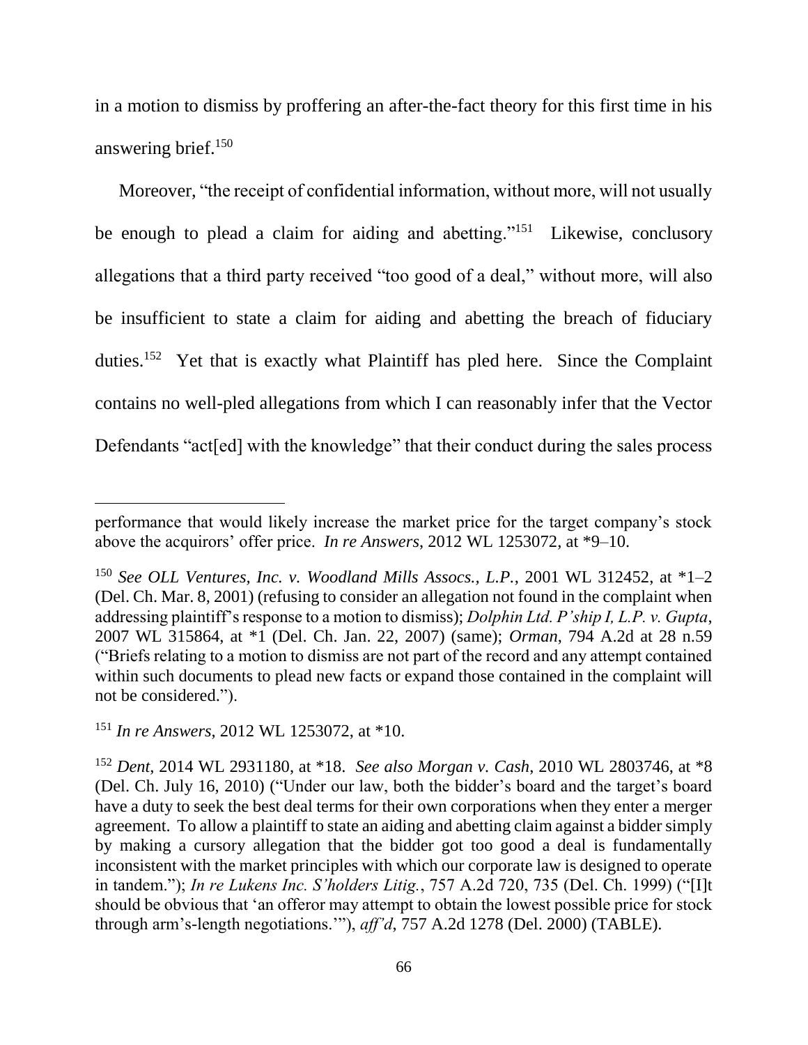in a motion to dismiss by proffering an after-the-fact theory for this first time in his answering brief.[150]

Moreover, "the receipt of confidential information, without more, will not usually be enough to plead a claim for aiding and abetting."[151] Likewise, conclusory allegations that a third party received "too good of a deal," without more, will also be insufficient to state a claim for aiding and abetting the breach of fiduciary duties.[152] Yet that is exactly what Plaintiff has pled here. Since the Complaint contains no well-pled allegations from which I can reasonably infer that the Vector Defendants "act[ed] with the knowledge" that their conduct during the sales process

---

performance that would likely increase the market price for the target company's stock above the acquirors' offer price. *In re Answers*, 2012 WL 1253072, at *9–10.

[150] *See OLL Ventures, Inc. v. Woodland Mills Assocs., L.P.*, 2001 WL 312452, at *1–2 (Del. Ch. Mar. 8, 2001) (refusing to consider an allegation not found in the complaint when addressing plaintiff's response to a motion to dismiss); *Dolphin Ltd. P'ship I, L.P. v. Gupta*, 2007 WL 315864, at *1 (Del. Ch. Jan. 22, 2007) (same); *Orman*, 794 A.2d at 28 n.59 ("Briefs relating to a motion to dismiss are not part of the record and any attempt contained within such documents to plead new facts or expand those contained in the complaint will not be considered.").

[151] *In re Answers*, 2012 WL 1253072, at *10.

[152] *Dent*, 2014 WL 2931180, at *18. *See also Morgan v. Cash*, 2010 WL 2803746, at *8 (Del. Ch. July 16, 2010) ("Under our law, both the bidder's board and the target's board have a duty to seek the best deal terms for their own corporations when they enter a merger agreement. To allow a plaintiff to state an aiding and abetting claim against a bidder simply by making a cursory allegation that the bidder got too good a deal is fundamentally inconsistent with the market principles with which our corporate law is designed to operate in tandem."); *In re Lukens Inc. S'holders Litig.*, 757 A.2d 720, 735 (Del. Ch. 1999) ("[I]t should be obvious that 'an offeror may attempt to obtain the lowest possible price for stock through arm's-length negotiations.'"), *aff'd*, 757 A.2d 1278 (Del. 2000) (TABLE).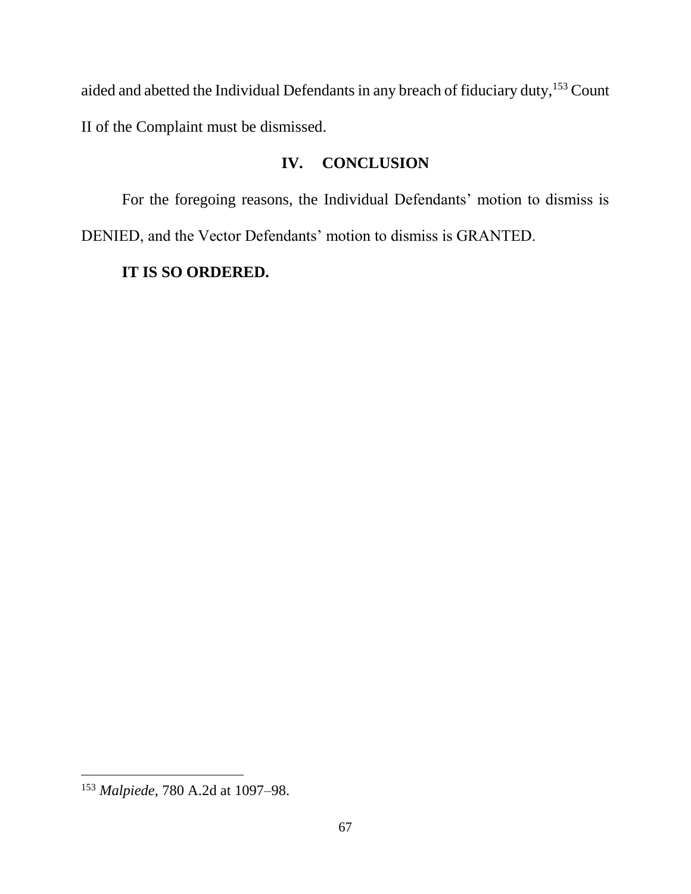aided and abetted the Individual Defendants in any breach of fiduciary duty,[153] Count II of the Complaint must be dismissed.

## IV. CONCLUSION

For the foregoing reasons, the Individual Defendants' motion to dismiss is DENIED, and the Vector Defendants' motion to dismiss is GRANTED.

**IT IS SO ORDERED.**

---

[153] *Malpiede*, 780 A.2d at 1097–98.